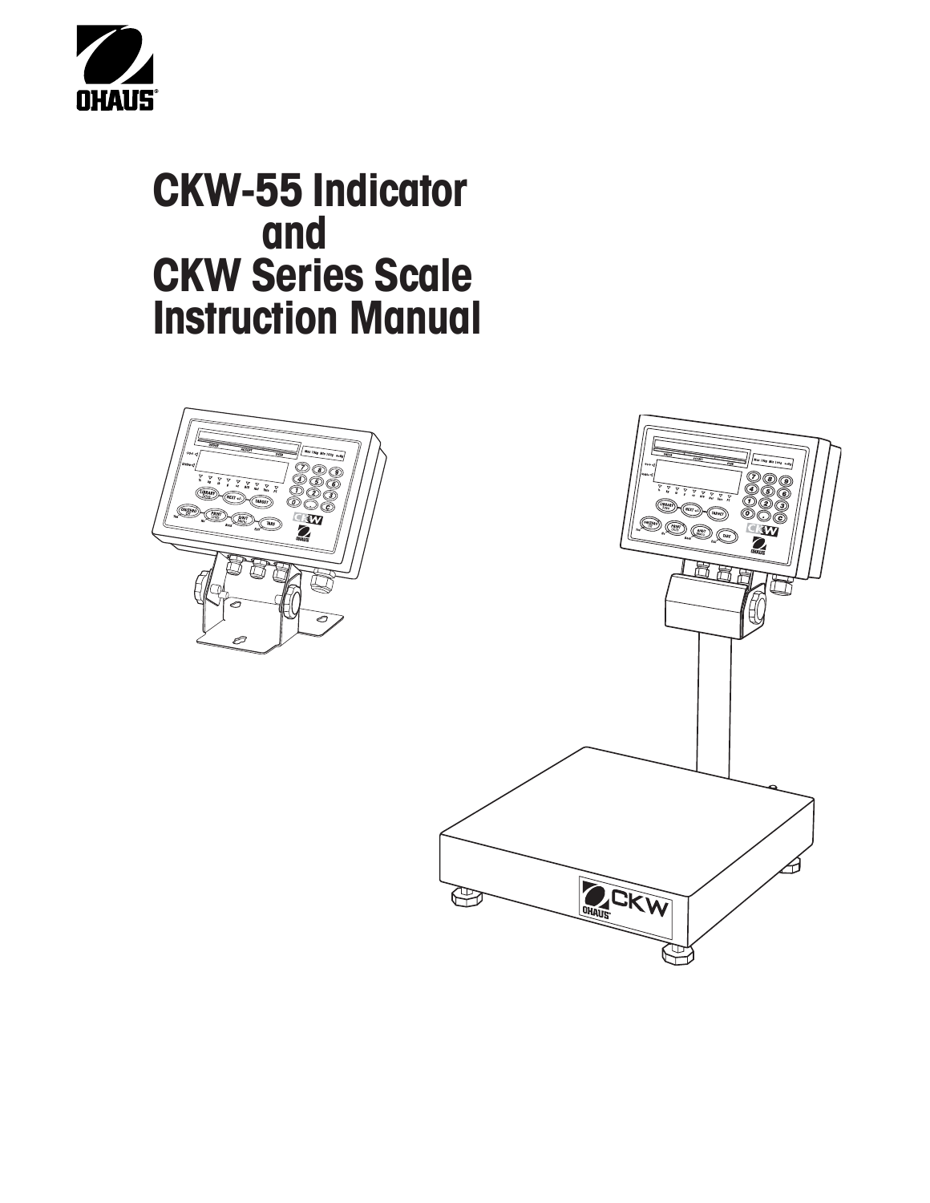# CKW-55 Indicator and CKW Series Scale Instruction Manual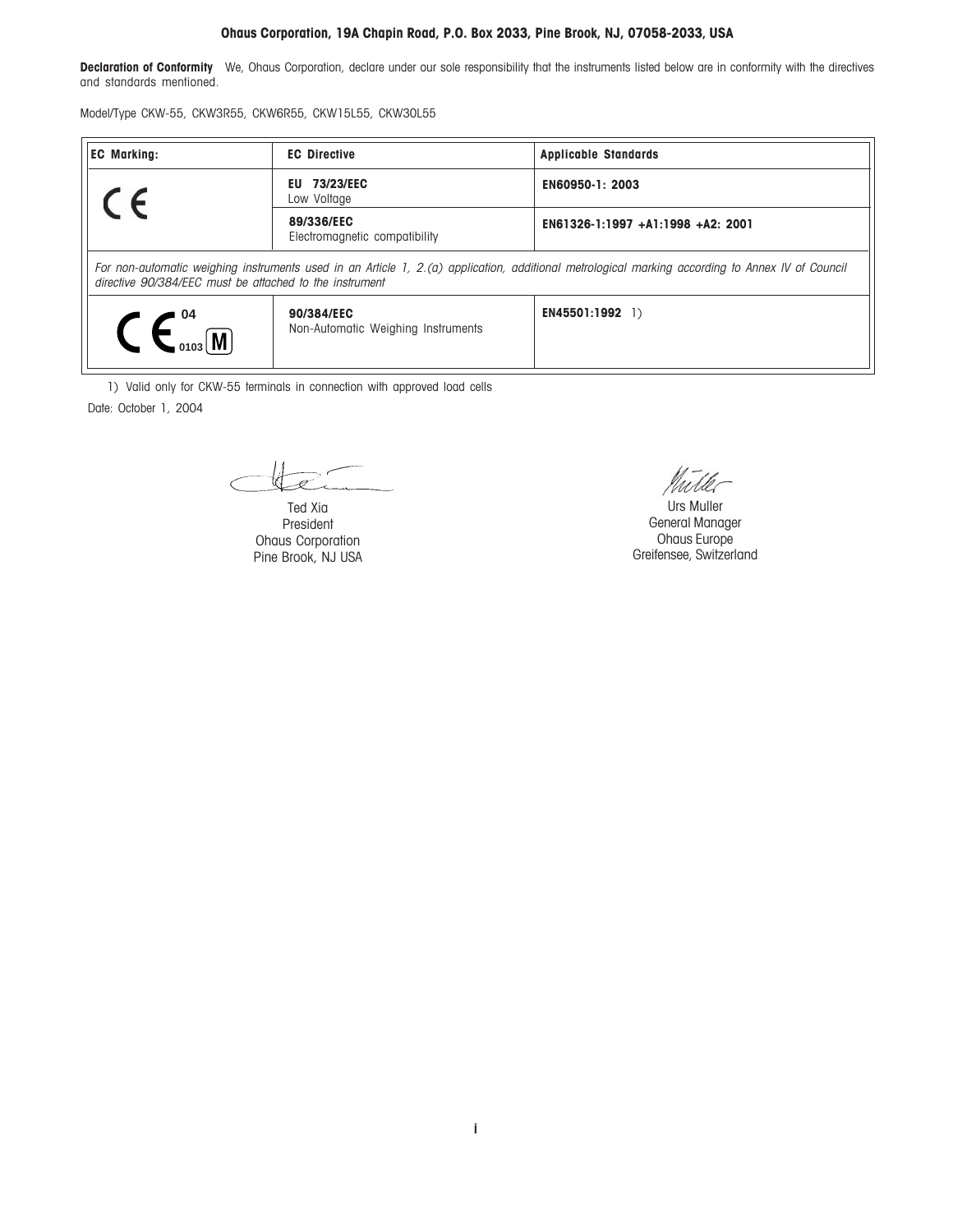**Ohaus Corporation, 19A Chapin Road, P.O. Box 2033, Pine Brook, NJ, 07058-2033, USA**

**Declaration of Conformity** We, Ohaus Corporation, declare under our sole responsibility that the instruments listed below are in conformity with the directives and standards mentioned.

Model/Type CKW-55, CKW3R55, CKW6R55, CKW15L55, CKW30L55

| EC Marking: | EC Directive | Applicable Standards |
|---|---|---|
| CE | **EU 73/23/EEC** Low Voltage | **EN60950-1: 2003** |
| | **89/336/EEC** Electromagnetic compatibility | **EN61326-1:1997 +A1:1998 +A2: 2001** |
| *For non-automatic weighing instruments used in an Article 1, 2.(a) application, additional metrological marking according to Annex IV of Council directive 90/384/EEC must be attached to the instrument* | | |
| CE 04 0103 M | **90/384/EEC** Non-Automatic Weighing Instruments | **EN45501:1992** 1) |

1) Valid only for CKW-55 terminals in connection with approved load cells

Date: October 1, 2004

Ted Xia
President
Ohaus Corporation
Pine Brook, NJ USA

Urs Muller
General Manager
Ohaus Europe
Greifensee, Switzerland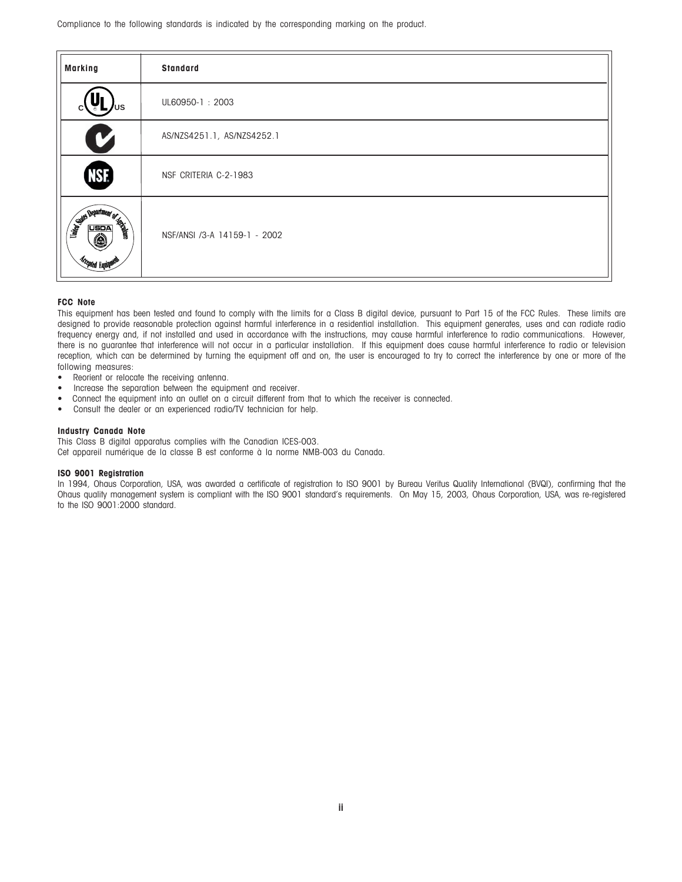Compliance to the following standards is indicated by the corresponding marking on the product.

| Marking | Standard |
|---|---|
| c UL us | UL60950-1 : 2003 |
| C-Tick | AS/NZS4251.1, AS/NZS4252.1 |
| NSF | NSF CRITERIA C-2-1983 |
| United States Department of Agriculture USDA Accepted Equipment | NSF/ANSI /3-A 14159-1 - 2002 |

**FCC Note**

This equipment has been tested and found to comply with the limits for a Class B digital device, pursuant to Part 15 of the FCC Rules. These limits are designed to provide reasonable protection against harmful interference in a residential installation. This equipment generates, uses and can radiate radio frequency energy and, if not installed and used in accordance with the instructions, may cause harmful interference to radio communications. However, there is no guarantee that interference will not occur in a particular installation. If this equipment does cause harmful interference to radio or television reception, which can be determined by turning the equipment off and on, the user is encouraged to try to correct the interference by one or more of the following measures:

- Reorient or relocate the receiving antenna.
- Increase the separation between the equipment and receiver.
- Connect the equipment into an outlet on a circuit different from that to which the receiver is connected.
- Consult the dealer or an experienced radio/TV technician for help.

**Industry Canada Note**

This Class B digital apparatus complies with the Canadian ICES-003.
Cet appareil numérique de la classe B est conforme à la norme NMB-003 du Canada.

**ISO 9001 Registration**

In 1994, Ohaus Corporation, USA, was awarded a certificate of registration to ISO 9001 by Bureau Veritus Quality International (BVQI), confirming that the Ohaus quality management system is compliant with the ISO 9001 standard's requirements. On May 15, 2003, Ohaus Corporation, USA, was re-registered to the ISO 9001:2000 standard.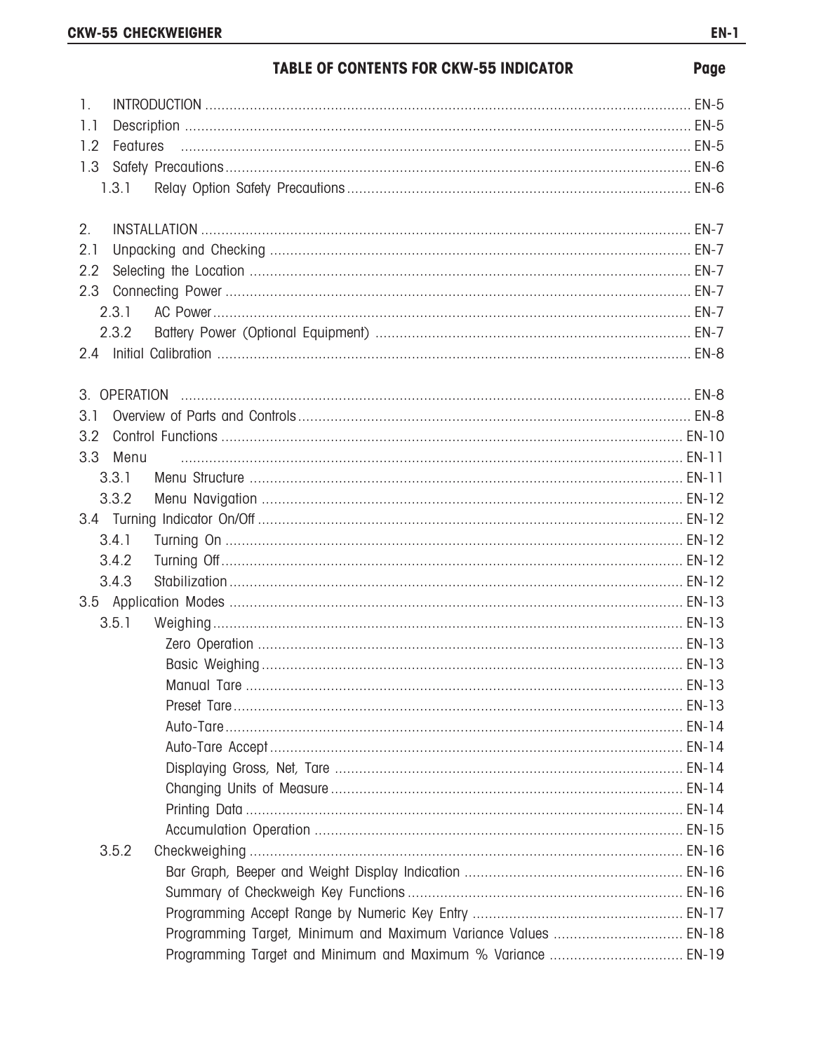## TABLE OF CONTENTS FOR CKW-55 INDICATOR

| | | Page |
|---|---|---|
| 1. | INTRODUCTION | EN-5 |
| 1.1 | Description | EN-5 |
| 1.2 | Features | EN-5 |
| 1.3 | Safety Precautions | EN-6 |
| 1.3.1 | Relay Option Safety Precautions | EN-6 |
| | | |
| 2. | INSTALLATION | EN-7 |
| 2.1 | Unpacking and Checking | EN-7 |
| 2.2 | Selecting the Location | EN-7 |
| 2.3 | Connecting Power | EN-7 |
| 2.3.1 | AC Power | EN-7 |
| 2.3.2 | Battery Power (Optional Equipment) | EN-7 |
| 2.4 | Initial Calibration | EN-8 |
| | | |
| 3. | OPERATION | EN-8 |
| 3.1 | Overview of Parts and Controls | EN-8 |
| 3.2 | Control Functions | EN-10 |
| 3.3 | Menu | EN-11 |
| 3.3.1 | Menu Structure | EN-11 |
| 3.3.2 | Menu Navigation | EN-12 |
| 3.4 | Turning Indicator On/Off | EN-12 |
| 3.4.1 | Turning On | EN-12 |
| 3.4.2 | Turning Off | EN-12 |
| 3.4.3 | Stabilization | EN-12 |
| 3.5 | Application Modes | EN-13 |
| 3.5.1 | Weighing | EN-13 |
| | Zero Operation | EN-13 |
| | Basic Weighing | EN-13 |
| | Manual Tare | EN-13 |
| | Preset Tare | EN-13 |
| | Auto-Tare | EN-14 |
| | Auto-Tare Accept | EN-14 |
| | Displaying Gross, Net, Tare | EN-14 |
| | Changing Units of Measure | EN-14 |
| | Printing Data | EN-14 |
| | Accumulation Operation | EN-15 |
| 3.5.2 | Checkweighing | EN-16 |
| | Bar Graph, Beeper and Weight Display Indication | EN-16 |
| | Summary of Checkweigh Key Functions | EN-16 |
| | Programming Accept Range by Numeric Key Entry | EN-17 |
| | Programming Target, Minimum and Maximum Variance Values | EN-18 |
| | Programming Target and Minimum and Maximum % Variance | EN-19 |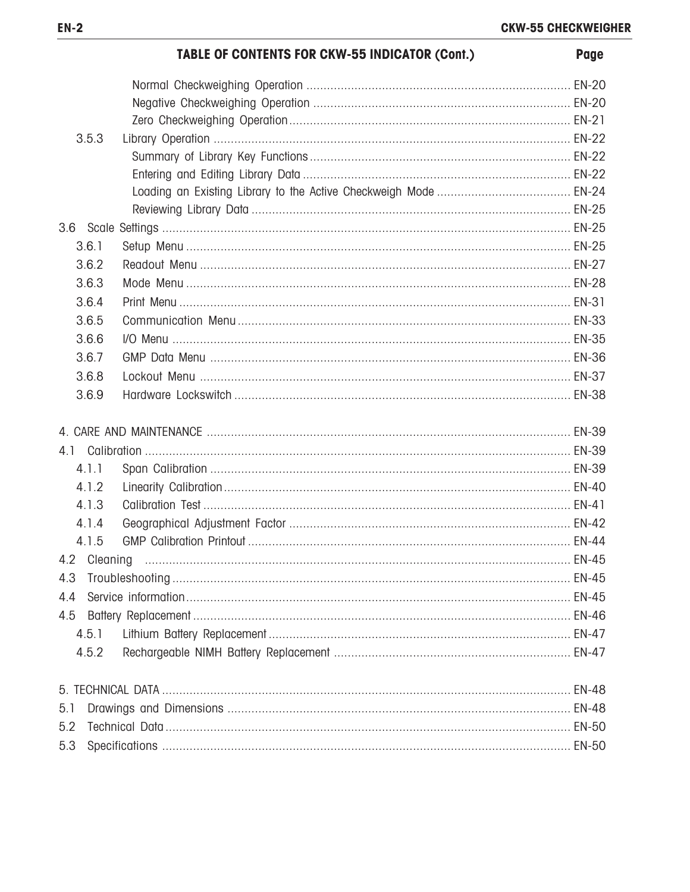## TABLE OF CONTENTS FOR CKW-55 INDICATOR (Cont.)

| | | Page |
|---|---|---|
| | Normal Checkweighing Operation | EN-20 |
| | Negative Checkweighing Operation | EN-20 |
| | Zero Checkweighing Operation | EN-21 |
| 3.5.3 | Library Operation | EN-22 |
| | Summary of Library Key Functions | EN-22 |
| | Entering and Editing Library Data | EN-22 |
| | Loading an Existing Library to the Active Checkweigh Mode | EN-24 |
| | Reviewing Library Data | EN-25 |
| 3.6 | Scale Settings | EN-25 |
| 3.6.1 | Setup Menu | EN-25 |
| 3.6.2 | Readout Menu | EN-27 |
| 3.6.3 | Mode Menu | EN-28 |
| 3.6.4 | Print Menu | EN-31 |
| 3.6.5 | Communication Menu | EN-33 |
| 3.6.6 | I/O Menu | EN-35 |
| 3.6.7 | GMP Data Menu | EN-36 |
| 3.6.8 | Lockout Menu | EN-37 |
| 3.6.9 | Hardware Lockswitch | EN-38 |
| 4. | CARE AND MAINTENANCE | EN-39 |
| 4.1 | Calibration | EN-39 |
| 4.1.1 | Span Calibration | EN-39 |
| 4.1.2 | Linearity Calibration | EN-40 |
| 4.1.3 | Calibration Test | EN-41 |
| 4.1.4 | Geographical Adjustment Factor | EN-42 |
| 4.1.5 | GMP Calibration Printout | EN-44 |
| 4.2 | Cleaning | EN-45 |
| 4.3 | Troubleshooting | EN-45 |
| 4.4 | Service information | EN-45 |
| 4.5 | Battery Replacement | EN-46 |
| 4.5.1 | Lithium Battery Replacement | EN-47 |
| 4.5.2 | Rechargeable NIMH Battery Replacement | EN-47 |
| 5. | TECHNICAL DATA | EN-48 |
| 5.1 | Drawings and Dimensions | EN-48 |
| 5.2 | Technical Data | EN-50 |
| 5.3 | Specifications | EN-50 |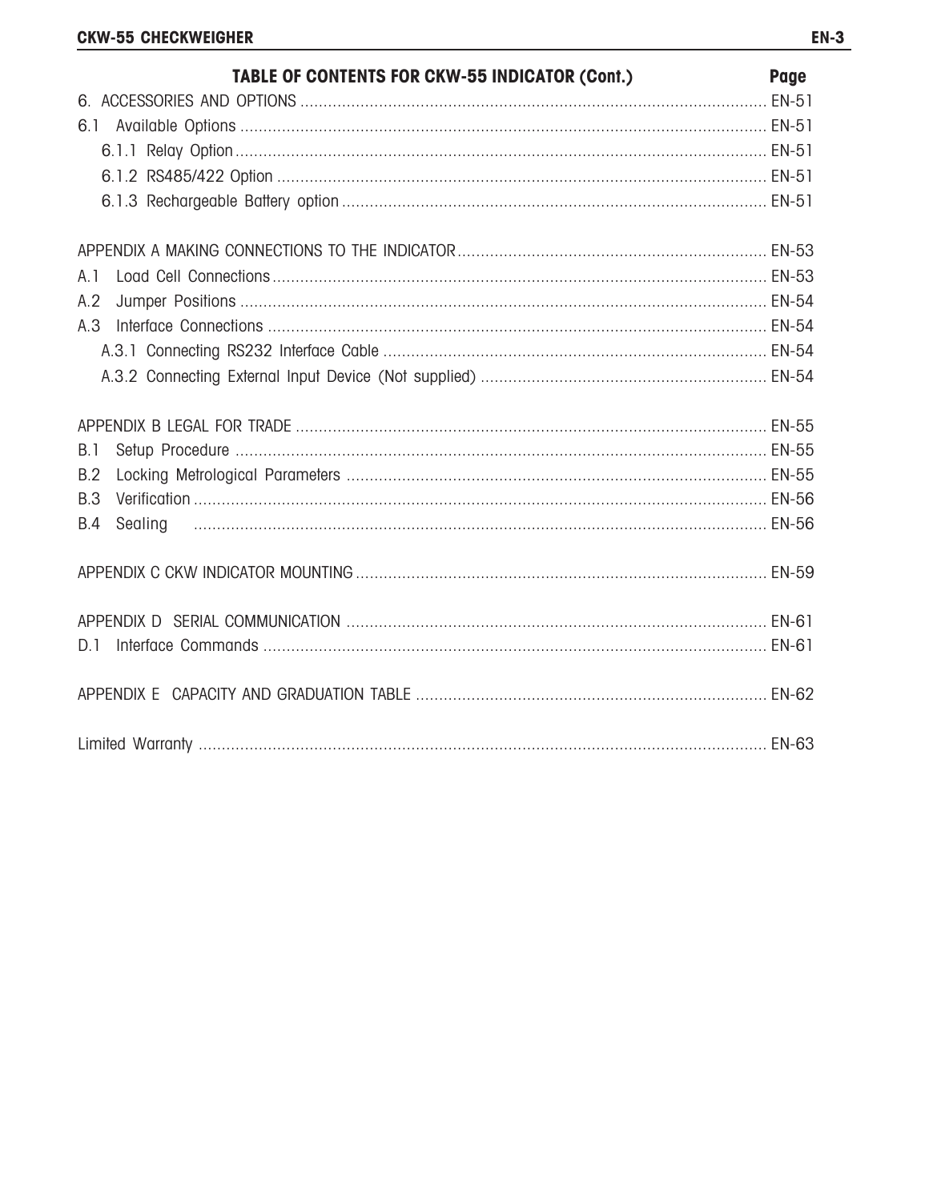## TABLE OF CONTENTS FOR CKW-55 INDICATOR (Cont.)

| | Page |
|---|---|
| 6. ACCESSORIES AND OPTIONS | EN-51 |
| 6.1 Available Options | EN-51 |
| 6.1.1 Relay Option | EN-51 |
| 6.1.2 RS485/422 Option | EN-51 |
| 6.1.3 Rechargeable Battery option | EN-51 |
| | |
| APPENDIX A MAKING CONNECTIONS TO THE INDICATOR | EN-53 |
| A.1 Load Cell Connections | EN-53 |
| A.2 Jumper Positions | EN-54 |
| A.3 Interface Connections | EN-54 |
| A.3.1 Connecting RS232 Interface Cable | EN-54 |
| A.3.2 Connecting External Input Device (Not supplied) | EN-54 |
| | |
| APPENDIX B LEGAL FOR TRADE | EN-55 |
| B.1 Setup Procedure | EN-55 |
| B.2 Locking Metrological Parameters | EN-55 |
| B.3 Verification | EN-56 |
| B.4 Sealing | EN-56 |
| | |
| APPENDIX C CKW INDICATOR MOUNTING | EN-59 |
| | |
| APPENDIX D SERIAL COMMUNICATION | EN-61 |
| D.1 Interface Commands | EN-61 |
| | |
| APPENDIX E CAPACITY AND GRADUATION TABLE | EN-62 |
| | |
| Limited Warranty | EN-63 |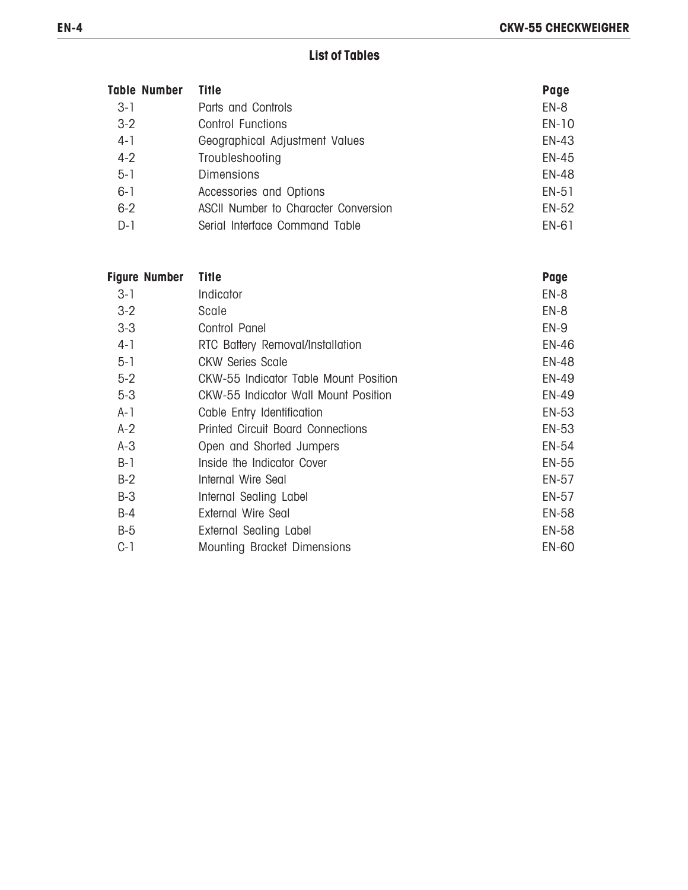## List of Tables

| Table Number | Title | Page |
|---|---|---|
| 3-1 | Parts and Controls | EN-8 |
| 3-2 | Control Functions | EN-10 |
| 4-1 | Geographical Adjustment Values | EN-43 |
| 4-2 | Troubleshooting | EN-45 |
| 5-1 | Dimensions | EN-48 |
| 6-1 | Accessories and Options | EN-51 |
| 6-2 | ASCII Number to Character Conversion | EN-52 |
| D-1 | Serial Interface Command Table | EN-61 |

| Figure Number | Title | Page |
|---|---|---|
| 3-1 | Indicator | EN-8 |
| 3-2 | Scale | EN-8 |
| 3-3 | Control Panel | EN-9 |
| 4-1 | RTC Battery Removal/Installation | EN-46 |
| 5-1 | CKW Series Scale | EN-48 |
| 5-2 | CKW-55 Indicator Table Mount Position | EN-49 |
| 5-3 | CKW-55 Indicator Wall Mount Position | EN-49 |
| A-1 | Cable Entry Identification | EN-53 |
| A-2 | Printed Circuit Board Connections | EN-53 |
| A-3 | Open and Shorted Jumpers | EN-54 |
| B-1 | Inside the Indicator Cover | EN-55 |
| B-2 | Internal Wire Seal | EN-57 |
| B-3 | Internal Sealing Label | EN-57 |
| B-4 | External Wire Seal | EN-58 |
| B-5 | External Sealing Label | EN-58 |
| C-1 | Mounting Bracket Dimensions | EN-60 |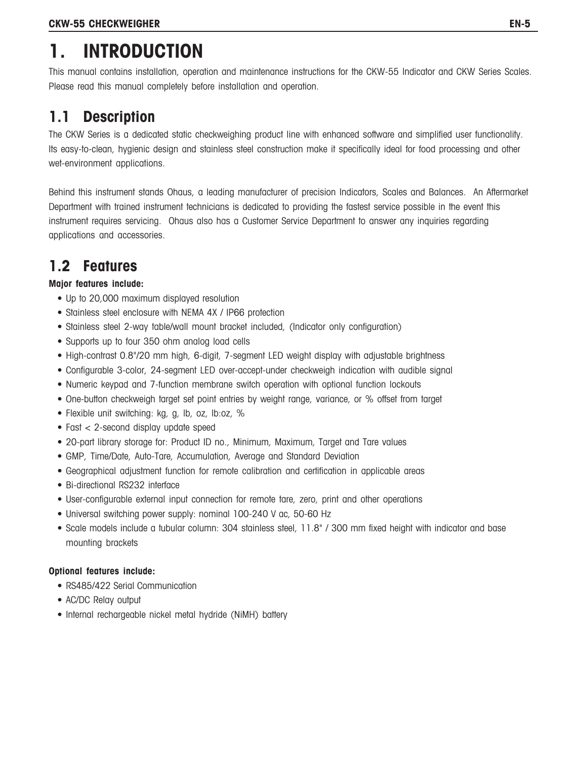# 1. INTRODUCTION

This manual contains installation, operation and maintenance instructions for the CKW-55 Indicator and CKW Series Scales. Please read this manual completely before installation and operation.

## 1.1 Description

The CKW Series is a dedicated static checkweighing product line with enhanced software and simplified user functionality. Its easy-to-clean, hygienic design and stainless steel construction make it specifically ideal for food processing and other wet-environment applications.

Behind this instrument stands Ohaus, a leading manufacturer of precision Indicators, Scales and Balances. An Aftermarket Department with trained instrument technicians is dedicated to providing the fastest service possible in the event this instrument requires servicing. Ohaus also has a Customer Service Department to answer any inquiries regarding applications and accessories.

## 1.2 Features

**Major features include:**

- Up to 20,000 maximum displayed resolution
- Stainless steel enclosure with NEMA 4X / IP66 protection
- Stainless steel 2-way table/wall mount bracket included, (Indicator only configuration)
- Supports up to four 350 ohm analog load cells
- High-contrast 0.8"/20 mm high, 6-digit, 7-segment LED weight display with adjustable brightness
- Configurable 3-color, 24-segment LED over-accept-under checkweigh indication with audible signal
- Numeric keypad and 7-function membrane switch operation with optional function lockouts
- One-button checkweigh target set point entries by weight range, variance, or % offset from target
- Flexible unit switching: kg, g, lb, oz, lb:oz, %
- Fast < 2-second display update speed
- 20-part library storage for: Product ID no., Minimum, Maximum, Target and Tare values
- GMP, Time/Date, Auto-Tare, Accumulation, Average and Standard Deviation
- Geographical adjustment function for remote calibration and certification in applicable areas
- Bi-directional RS232 interface
- User-configurable external input connection for remote tare, zero, print and other operations
- Universal switching power supply: nominal 100-240 V ac, 50-60 Hz
- Scale models include a tubular column: 304 stainless steel, 11.8" / 300 mm fixed height with indicator and base mounting brackets

**Optional features include:**

- RS485/422 Serial Communication
- AC/DC Relay output
- Internal rechargeable nickel metal hydride (NiMH) battery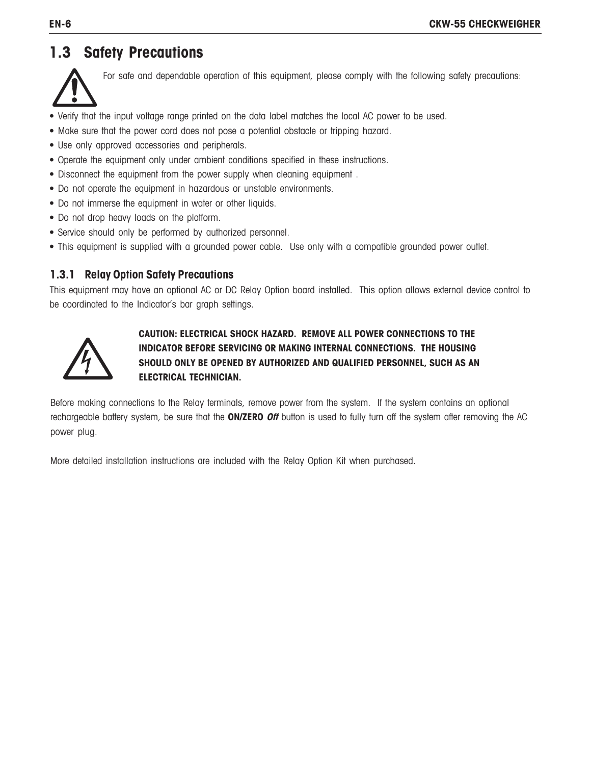## 1.3 Safety Precautions

For safe and dependable operation of this equipment, please comply with the following safety precautions:

- Verify that the input voltage range printed on the data label matches the local AC power to be used.
- Make sure that the power cord does not pose a potential obstacle or tripping hazard.
- Use only approved accessories and peripherals.
- Operate the equipment only under ambient conditions specified in these instructions.
- Disconnect the equipment from the power supply when cleaning equipment .
- Do not operate the equipment in hazardous or unstable environments.
- Do not immerse the equipment in water or other liquids.
- Do not drop heavy loads on the platform.
- Service should only be performed by authorized personnel.
- This equipment is supplied with a grounded power cable. Use only with a compatible grounded power outlet.

### 1.3.1 Relay Option Safety Precautions

This equipment may have an optional AC or DC Relay Option board installed. This option allows external device control to be coordinated to the Indicator's bar graph settings.

**CAUTION: ELECTRICAL SHOCK HAZARD. REMOVE ALL POWER CONNECTIONS TO THE INDICATOR BEFORE SERVICING OR MAKING INTERNAL CONNECTIONS. THE HOUSING SHOULD ONLY BE OPENED BY AUTHORIZED AND QUALIFIED PERSONNEL, SUCH AS AN ELECTRICAL TECHNICIAN.**

Before making connections to the Relay terminals, remove power from the system. If the system contains an optional rechargeable battery system, be sure that the **ON/ZERO** ***Off*** button is used to fully turn off the system after removing the AC power plug.

More detailed installation instructions are included with the Relay Option Kit when purchased.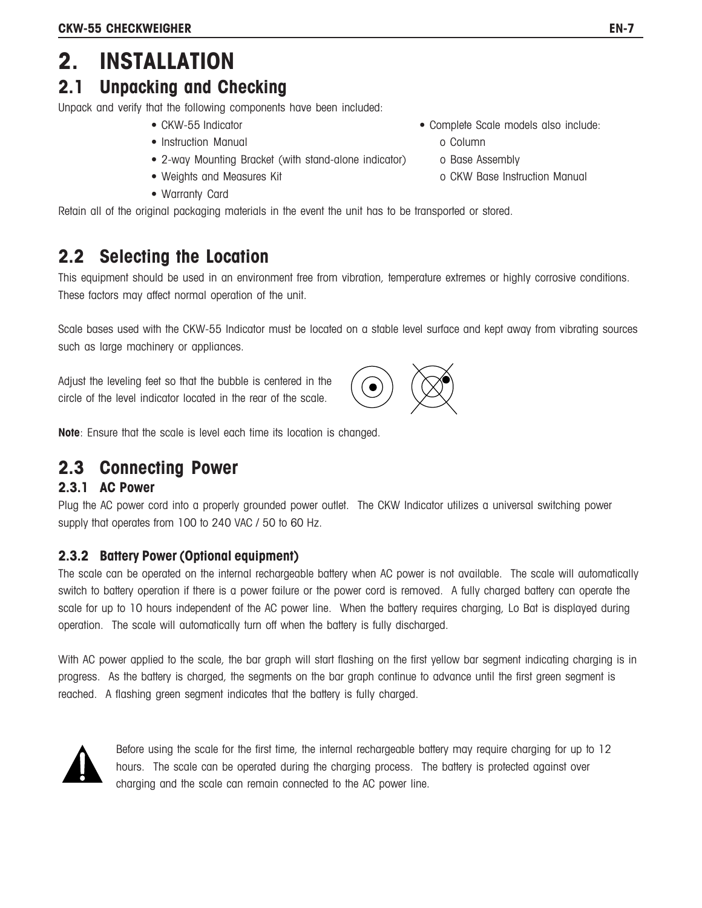# 2. INSTALLATION

## 2.1 Unpacking and Checking

Unpack and verify that the following components have been included:

- CKW-55 Indicator
- Instruction Manual
- 2-way Mounting Bracket (with stand-alone indicator)
- Weights and Measures Kit
- Warranty Card
- Complete Scale models also include:
  - o Column
  - o Base Assembly
  - o CKW Base Instruction Manual

Retain all of the original packaging materials in the event the unit has to be transported or stored.

## 2.2 Selecting the Location

This equipment should be used in an environment free from vibration, temperature extremes or highly corrosive conditions. These factors may affect normal operation of the unit.

Scale bases used with the CKW-55 Indicator must be located on a stable level surface and kept away from vibrating sources such as large machinery or appliances.

Adjust the leveling feet so that the bubble is centered in the circle of the level indicator located in the rear of the scale.

**Note**: Ensure that the scale is level each time its location is changed.

## 2.3 Connecting Power

### 2.3.1 AC Power

Plug the AC power cord into a properly grounded power outlet. The CKW Indicator utilizes a universal switching power supply that operates from 100 to 240 VAC / 50 to 60 Hz.

### 2.3.2 Battery Power (Optional equipment)

The scale can be operated on the internal rechargeable battery when AC power is not available. The scale will automatically switch to battery operation if there is a power failure or the power cord is removed. A fully charged battery can operate the scale for up to 10 hours independent of the AC power line. When the battery requires charging, Lo Bat is displayed during operation. The scale will automatically turn off when the battery is fully discharged.

With AC power applied to the scale, the bar graph will start flashing on the first yellow bar segment indicating charging is in progress. As the battery is charged, the segments on the bar graph continue to advance until the first green segment is reached. A flashing green segment indicates that the battery is fully charged.

Before using the scale for the first time, the internal rechargeable battery may require charging for up to 12 hours. The scale can be operated during the charging process. The battery is protected against over charging and the scale can remain connected to the AC power line.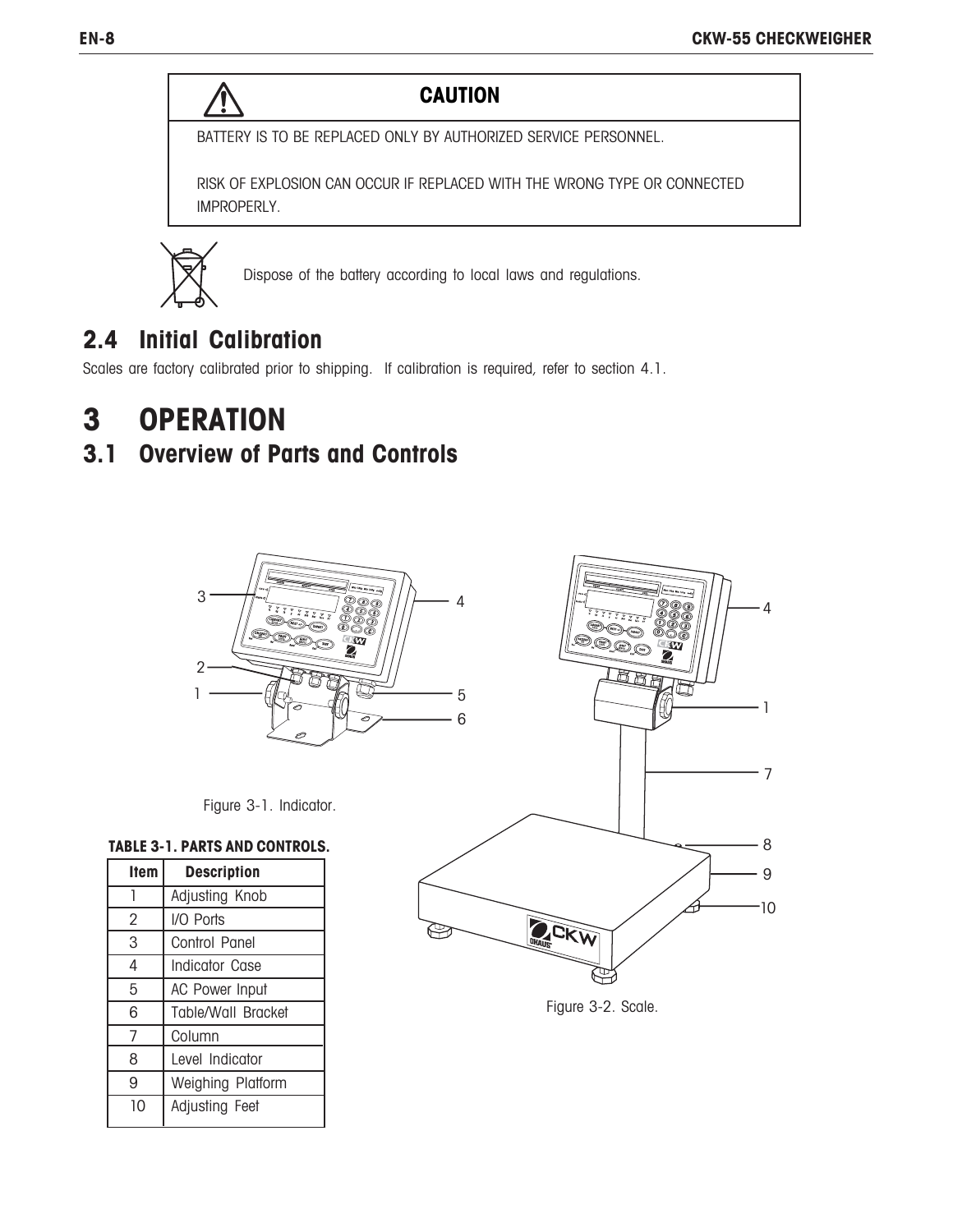**CAUTION**

BATTERY IS TO BE REPLACED ONLY BY AUTHORIZED SERVICE PERSONNEL.

RISK OF EXPLOSION CAN OCCUR IF REPLACED WITH THE WRONG TYPE OR CONNECTED IMPROPERLY.

Dispose of the battery according to local laws and regulations.

## 2.4 Initial Calibration

Scales are factory calibrated prior to shipping. If calibration is required, refer to section 4.1.

# 3 OPERATION

## 3.1 Overview of Parts and Controls

Figure 3-1. Indicator.

Figure 3-2. Scale.

**TABLE 3-1. PARTS AND CONTROLS.**

| Item | Description |
|---|---|
| 1 | Adjusting Knob |
| 2 | I/O Ports |
| 3 | Control Panel |
| 4 | Indicator Case |
| 5 | AC Power Input |
| 6 | Table/Wall Bracket |
| 7 | Column |
| 8 | Level Indicator |
| 9 | Weighing Platform |
| 10 | Adjusting Feet |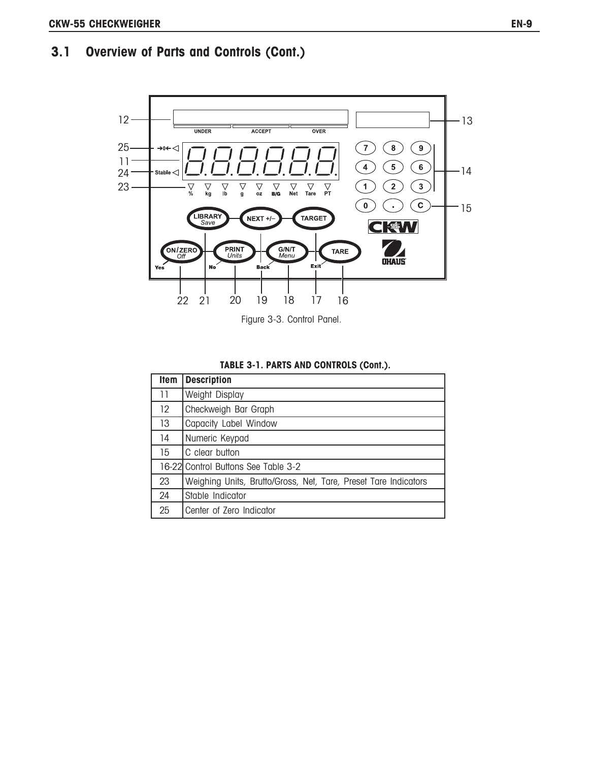## 3.1 Overview of Parts and Controls (Cont.)

Figure 3-3. Control Panel.

**TABLE 3-1. PARTS AND CONTROLS (Cont.).**

| Item | Description |
|---|---|
| 11 | Weight Display |
| 12 | Checkweigh Bar Graph |
| 13 | Capacity Label Window |
| 14 | Numeric Keypad |
| 15 | C clear button |
| 16-22 | Control Buttons See Table 3-2 |
| 23 | Weighing Units, Brutto/Gross, Net, Tare, Preset Tare Indicators |
| 24 | Stable Indicator |
| 25 | Center of Zero Indicator |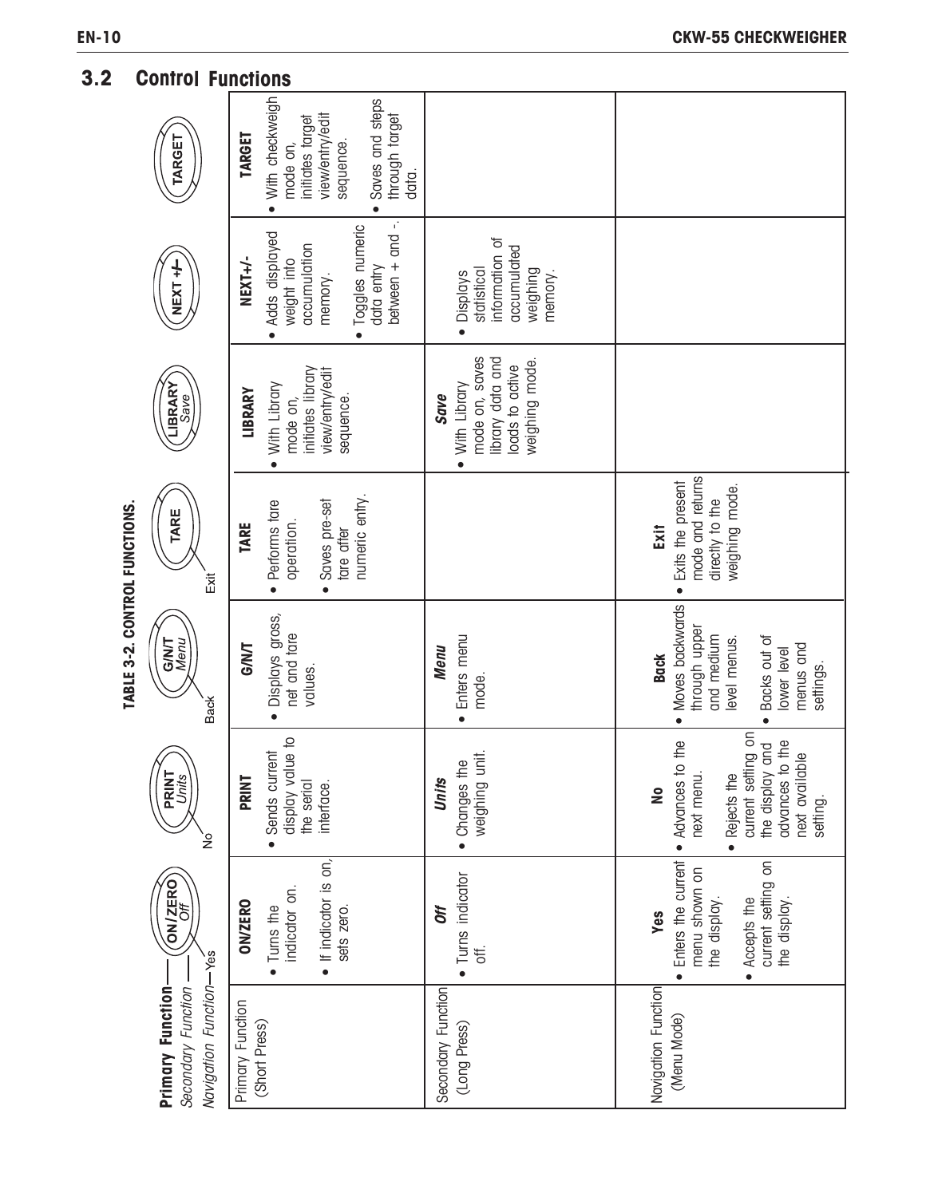## 3.2 Control Functions

**TABLE 3-2. CONTROL FUNCTIONS.**

| **Primary Function** / *Secondary Function* / Navigation Function | ON/ZERO (*Off*) — Yes | PRINT (*Units*) — No | G/N/T (*Menu*) — Back | TARE — Exit | LIBRARY (*Save*) | NEXT +/- | TARGET |
|---|---|---|---|---|---|---|---|
| Primary Function (Short Press) | **ON/ZERO**<br>• Turns the indicator on.<br>• If indicator is on, sets zero. | **PRINT**<br>• Sends current display value to the serial interface. | **G/N/T**<br>• Displays gross, net and tare values. | **TARE**<br>• Performs tare operation.<br>• Saves pre-set tare after numeric entry. | **LIBRARY**<br>• With Library mode on, initiates library view/entry/edit sequence. | **NEXT+/-**<br>• Adds displayed weight into accumulation memory.<br>• Toggles numeric data entry between + and -. | **TARGET**<br>• With checkweigh mode on, initiates target view/entry/edit sequence.<br>• Saves and steps through target data. |
| Secondary Function (Long Press) | ***Off***<br>• Turns indicator off. | ***Units***<br>• Changes the weighing unit. | ***Menu***<br>• Enters menu mode. | | ***Save***<br>• With Library mode on, saves library data and loads to active weighing mode. | • Displays statistical information of accumulated weighing memory. | |
| Navigation Function (Menu Mode) | **Yes**<br>• Enters the current menu shown on the display.<br>• Accepts the current setting on the display. | **No**<br>• Advances to the next menu.<br>• Rejects the current setting on the display and advances to the next available setting. | **Back**<br>• Moves backwards through upper and medium level menus.<br>• Backs out of lower level menus and settings. | **Exit**<br>• Exits the present mode and returns directly to the weighing mode. | | | |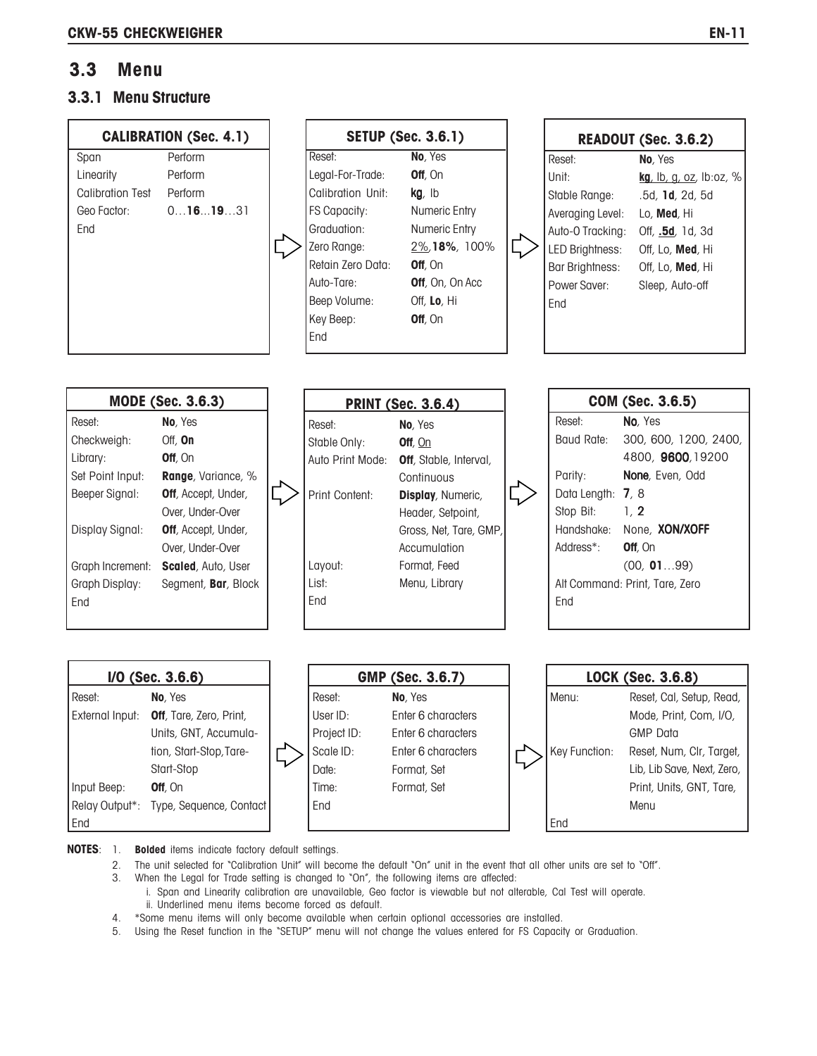## 3.3 Menu

### 3.3.1 Menu Structure

**CALIBRATION (Sec. 4.1)**

| | |
|---|---|
| Span | Perform |
| Linearity | Perform |
| Calibration Test | Perform |
| Geo Factor: | 0…**16**…**19**…31 |
| End | |

**SETUP (Sec. 3.6.1)**

| | |
|---|---|
| Reset: | **No**, Yes |
| Legal-For-Trade: | **Off**, On |
| Calibration Unit: | **kg**, lb |
| FS Capacity: | Numeric Entry |
| Graduation: | Numeric Entry |
| Zero Range: | 2%, **18%**, 100% |
| Retain Zero Data: | **Off**, On |
| Auto-Tare: | **Off**, On, On Acc |
| Beep Volume: | Off, **Lo**, Hi |
| Key Beep: | **Off**, On |
| End | |

**READOUT (Sec. 3.6.2)**

| | |
|---|---|
| Reset: | **No**, Yes |
| Unit: | **kg**, lb, g, oz, lb:oz, % |
| Stable Range: | .5d, **1d**, 2d, 5d |
| Averaging Level: | Lo, **Med**, Hi |
| Auto-0 Tracking: | Off, **.5d**, 1d, 3d |
| LED Brightness: | Off, Lo, **Med**, Hi |
| Bar Brightness: | Off, Lo, **Med**, Hi |
| Power Saver: | Sleep, Auto-off |
| End | |

**MODE (Sec. 3.6.3)**

| | |
|---|---|
| Reset: | **No**, Yes |
| Checkweigh: | Off, **On** |
| Library: | **Off**, On |
| Set Point Input: | **Range**, Variance, % |
| Beeper Signal: | **Off**, Accept, Under, Over, Under-Over |
| Display Signal: | **Off**, Accept, Under, Over, Under-Over |
| Graph Increment: | **Scaled**, Auto, User |
| Graph Display: | Segment, **Bar**, Block |
| End | |

**PRINT (Sec. 3.6.4)**

| | |
|---|---|
| Reset: | **No**, Yes |
| Stable Only: | **Off**, On |
| Auto Print Mode: | **Off**, Stable, Interval, Continuous |
| Print Content: | **Display**, Numeric, Header, Setpoint, Gross, Net, Tare, GMP, Accumulation |
| Layout: | Format, Feed |
| List: | Menu, Library |
| End | |

**COM (Sec. 3.6.5)**

| | |
|---|---|
| Reset: | **No**, Yes |
| Baud Rate: | 300, 600, 1200, 2400, 4800, **9600**, 19200 |
| Parity: | **None**, Even, Odd |
| Data Length: | **7**, 8 |
| Stop Bit: | 1, **2** |
| Handshake: | None, **XON/XOFF** |
| Address*: | **Off**, On (00, **01**…99) |
| Alt Command: | Print, Tare, Zero |
| End | |

**I/O (Sec. 3.6.6)**

| | |
|---|---|
| Reset: | **No**, Yes |
| External Input: | **Off**, Tare, Zero, Print, Units, GNT, Accumulation, Start-Stop, Tare-Start-Stop |
| Input Beep: | **Off**, On |
| Relay Output*: | Type, Sequence, Contact |
| End | |

**GMP (Sec. 3.6.7)**

| | |
|---|---|
| Reset: | **No**, Yes |
| User ID: | Enter 6 characters |
| Project ID: | Enter 6 characters |
| Scale ID: | Enter 6 characters |
| Date: | Format, Set |
| Time: | Format, Set |
| End | |

**LOCK (Sec. 3.6.8)**

| | |
|---|---|
| Menu: | Reset, Cal, Setup, Read, Mode, Print, Com, I/O, GMP Data |
| Key Function: | Reset, Num, Clr, Target, Lib, Lib Save, Next, Zero, Print, Units, GNT, Tare, Menu |
| End | |

**NOTES**:

1. **Bolded** items indicate factory default settings.
2. The unit selected for "Calibration Unit" will become the default "On" unit in the event that all other units are set to "Off".
3. When the Legal for Trade setting is changed to "On", the following items are affected:
   i. Span and Linearity calibration are unavailable, Geo factor is viewable but not alterable, Cal Test will operate.
   ii. Underlined menu items become forced as default.
4. *Some menu items will only become available when certain optional accessories are installed.
5. Using the Reset function in the "SETUP" menu will not change the values entered for FS Capacity or Graduation.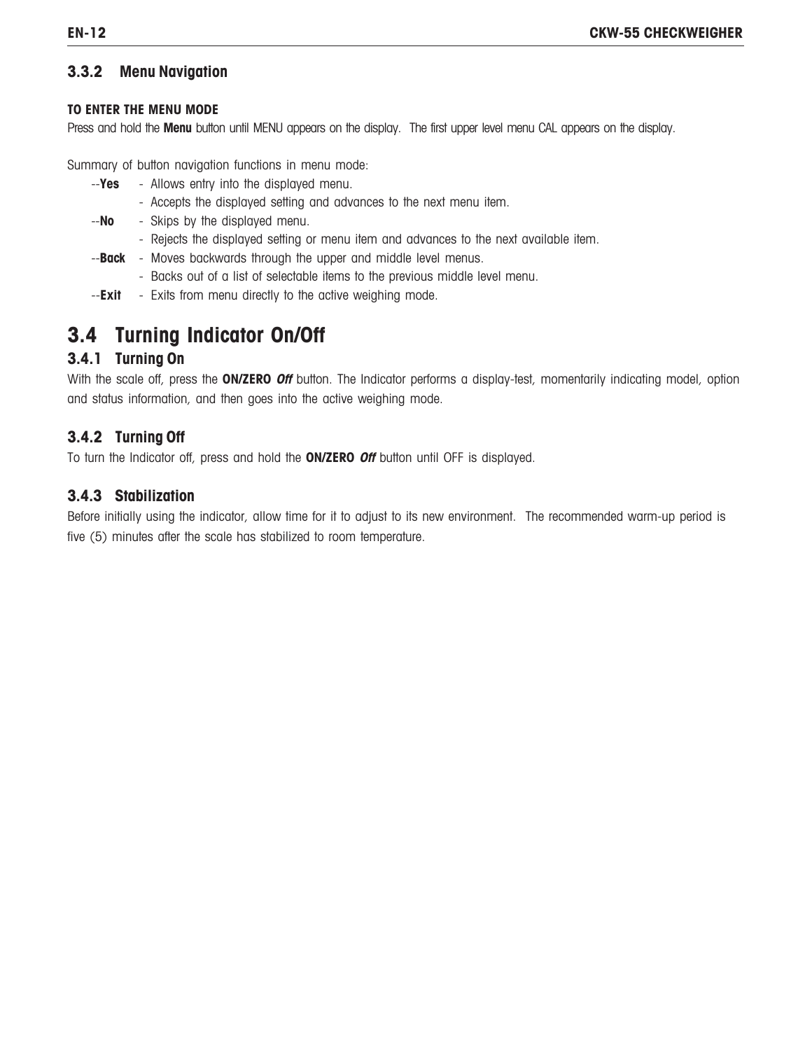### 3.3.2 Menu Navigation

**TO ENTER THE MENU MODE**

Press and hold the **Menu** button until MENU appears on the display. The first upper level menu CAL appears on the display.

Summary of button navigation functions in menu mode:

- --**Yes** - Allows entry into the displayed menu.
  - Accepts the displayed setting and advances to the next menu item.
- --**No** - Skips by the displayed menu.
  - Rejects the displayed setting or menu item and advances to the next available item.
- --**Back** - Moves backwards through the upper and middle level menus.
  - Backs out of a list of selectable items to the previous middle level menu.
- --**Exit** - Exits from menu directly to the active weighing mode.

## 3.4 Turning Indicator On/Off

### 3.4.1 Turning On

With the scale off, press the **ON/ZERO** ***Off*** button. The Indicator performs a display-test, momentarily indicating model, option and status information, and then goes into the active weighing mode.

### 3.4.2 Turning Off

To turn the Indicator off, press and hold the **ON/ZERO** ***Off*** button until OFF is displayed.

### 3.4.3 Stabilization

Before initially using the indicator, allow time for it to adjust to its new environment. The recommended warm-up period is five (5) minutes after the scale has stabilized to room temperature.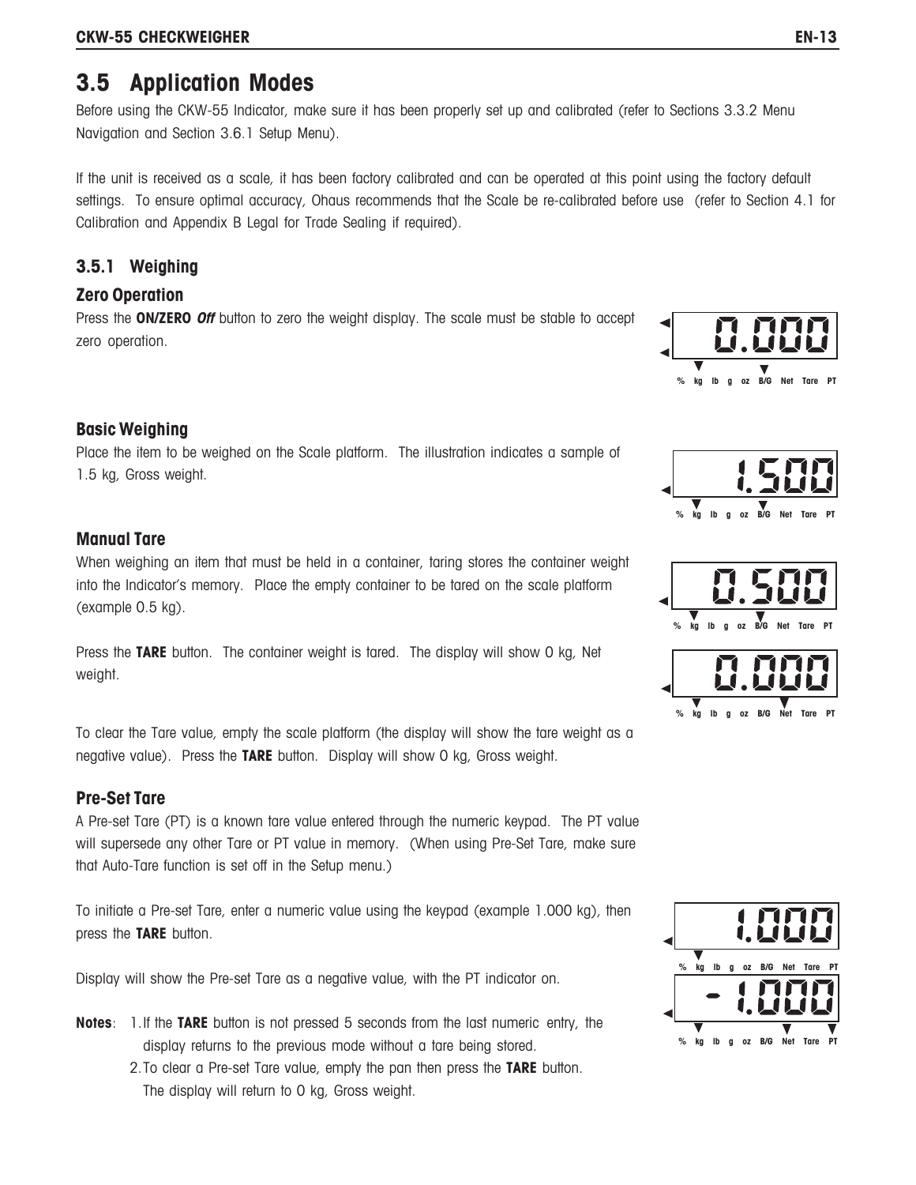## 3.5 Application Modes

Before using the CKW-55 Indicator, make sure it has been properly set up and calibrated (refer to Sections 3.3.2 Menu Navigation and Section 3.6.1 Setup Menu).

If the unit is received as a scale, it has been factory calibrated and can be operated at this point using the factory default settings. To ensure optimal accuracy, Ohaus recommends that the Scale be re-calibrated before use (refer to Section 4.1 for Calibration and Appendix B Legal for Trade Sealing if required).

### 3.5.1 Weighing

#### Zero Operation

Press the **ON/ZERO** ***Off*** button to zero the weight display. The scale must be stable to accept zero operation.

#### Basic Weighing

Place the item to be weighed on the Scale platform. The illustration indicates a sample of 1.5 kg, Gross weight.

#### Manual Tare

When weighing an item that must be held in a container, taring stores the container weight into the Indicator's memory. Place the empty container to be tared on the scale platform (example 0.5 kg).

Press the **TARE** button. The container weight is tared. The display will show 0 kg, Net weight.

To clear the Tare value, empty the scale platform (the display will show the tare weight as a negative value). Press the **TARE** button. Display will show 0 kg, Gross weight.

#### Pre-Set Tare

A Pre-set Tare (PT) is a known tare value entered through the numeric keypad. The PT value will supersede any other Tare or PT value in memory. (When using Pre-Set Tare, make sure that Auto-Tare function is set off in the Setup menu.)

To initiate a Pre-set Tare, enter a numeric value using the keypad (example 1.000 kg), then press the **TARE** button.

Display will show the Pre-set Tare as a negative value, with the PT indicator on.

**Notes**:
1. If the **TARE** button is not pressed 5 seconds from the last numeric entry, the display returns to the previous mode without a tare being stored.
2. To clear a Pre-set Tare value, empty the pan then press the **TARE** button. The display will return to 0 kg, Gross weight.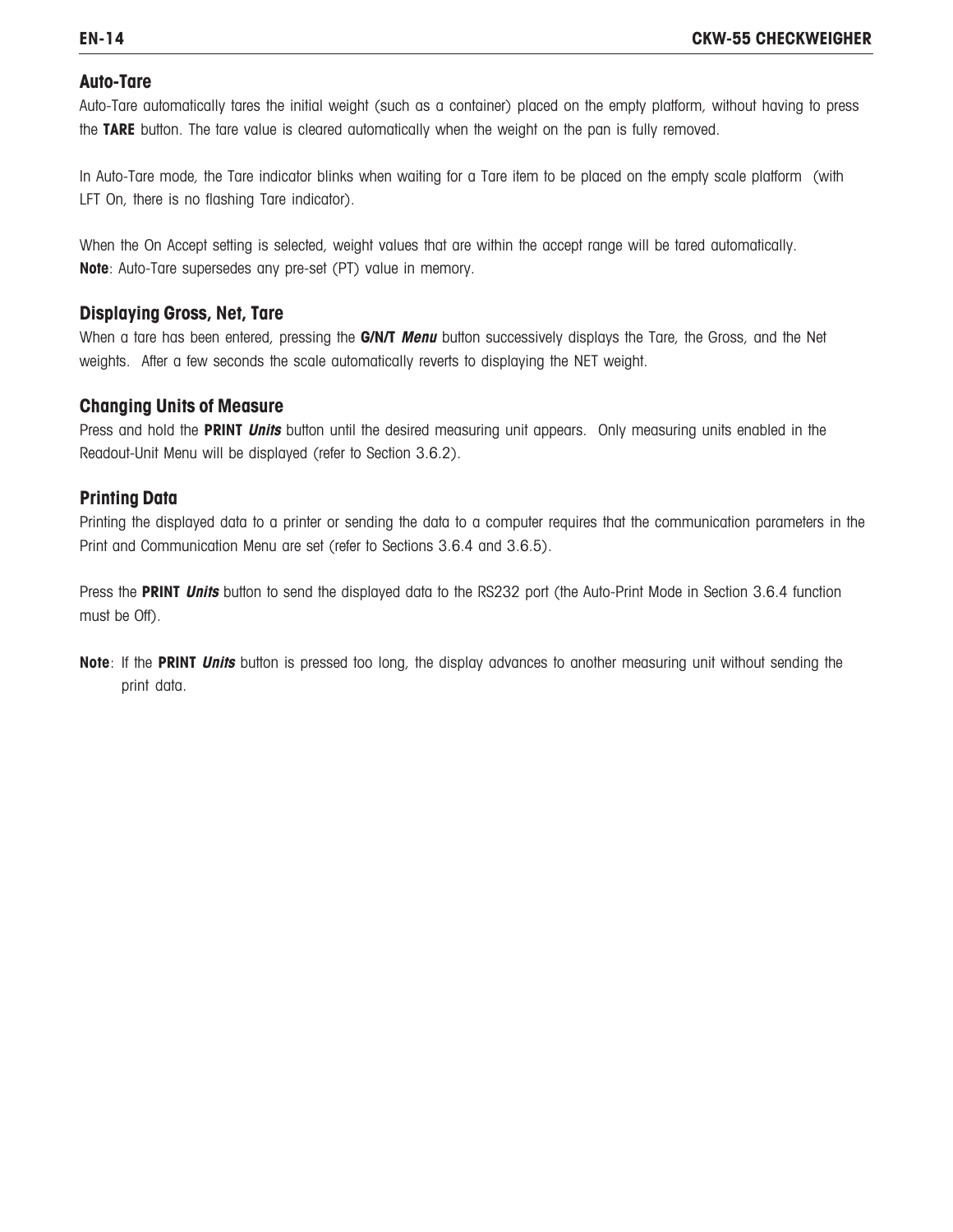### Auto-Tare

Auto-Tare automatically tares the initial weight (such as a container) placed on the empty platform, without having to press the **TARE** button. The tare value is cleared automatically when the weight on the pan is fully removed.

In Auto-Tare mode, the Tare indicator blinks when waiting for a Tare item to be placed on the empty scale platform (with LFT On, there is no flashing Tare indicator).

When the On Accept setting is selected, weight values that are within the accept range will be tared automatically.
**Note**: Auto-Tare supersedes any pre-set (PT) value in memory.

### Displaying Gross, Net, Tare

When a tare has been entered, pressing the **G/N/T *Menu*** button successively displays the Tare, the Gross, and the Net weights. After a few seconds the scale automatically reverts to displaying the NET weight.

### Changing Units of Measure

Press and hold the **PRINT *Units*** button until the desired measuring unit appears. Only measuring units enabled in the Readout-Unit Menu will be displayed (refer to Section 3.6.2).

### Printing Data

Printing the displayed data to a printer or sending the data to a computer requires that the communication parameters in the Print and Communication Menu are set (refer to Sections 3.6.4 and 3.6.5).

Press the **PRINT *Units*** button to send the displayed data to the RS232 port (the Auto-Print Mode in Section 3.6.4 function must be Off).

**Note**: If the **PRINT *Units*** button is pressed too long, the display advances to another measuring unit without sending the print data.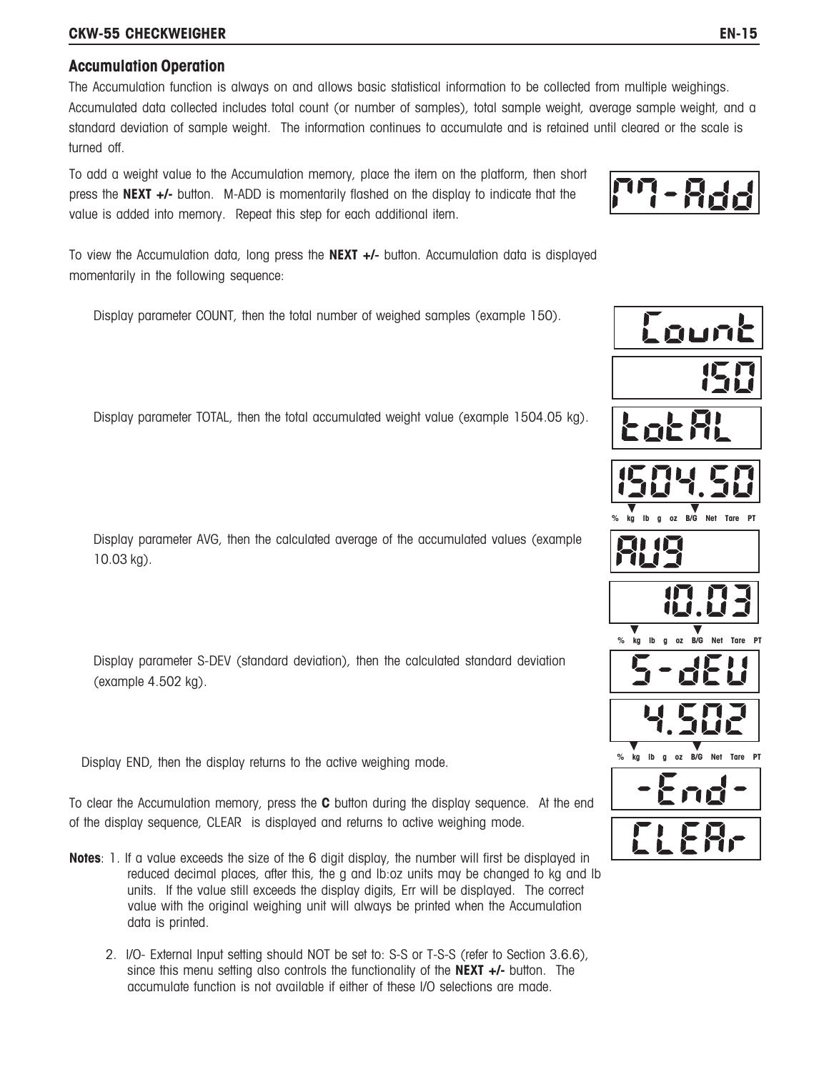## Accumulation Operation

The Accumulation function is always on and allows basic statistical information to be collected from multiple weighings. Accumulated data collected includes total count (or number of samples), total sample weight, average sample weight, and a standard deviation of sample weight. The information continues to accumulate and is retained until cleared or the scale is turned off.

To add a weight value to the Accumulation memory, place the item on the platform, then short press the **NEXT +/-** button. M-ADD is momentarily flashed on the display to indicate that the value is added into memory. Repeat this step for each additional item.

To view the Accumulation data, long press the **NEXT +/-** button. Accumulation data is displayed momentarily in the following sequence:

Display parameter COUNT, then the total number of weighed samples (example 150).

Display parameter TOTAL, then the total accumulated weight value (example 1504.05 kg).

Display parameter AVG, then the calculated average of the accumulated values (example 10.03 kg).

Display parameter S-DEV (standard deviation), then the calculated standard deviation (example 4.502 kg).

Display END, then the display returns to the active weighing mode.

To clear the Accumulation memory, press the **C** button during the display sequence. At the end of the display sequence, CLEAR is displayed and returns to active weighing mode.

**Notes**: 1. If a value exceeds the size of the 6 digit display, the number will first be displayed in reduced decimal places, after this, the g and lb:oz units may be changed to kg and lb units. If the value still exceeds the display digits, Err will be displayed. The correct value with the original weighing unit will always be printed when the Accumulation data is printed.

2. I/O- External Input setting should NOT be set to: S-S or T-S-S (refer to Section 3.6.6), since this menu setting also controls the functionality of the **NEXT +/-** button. The accumulate function is not available if either of these I/O selections are made.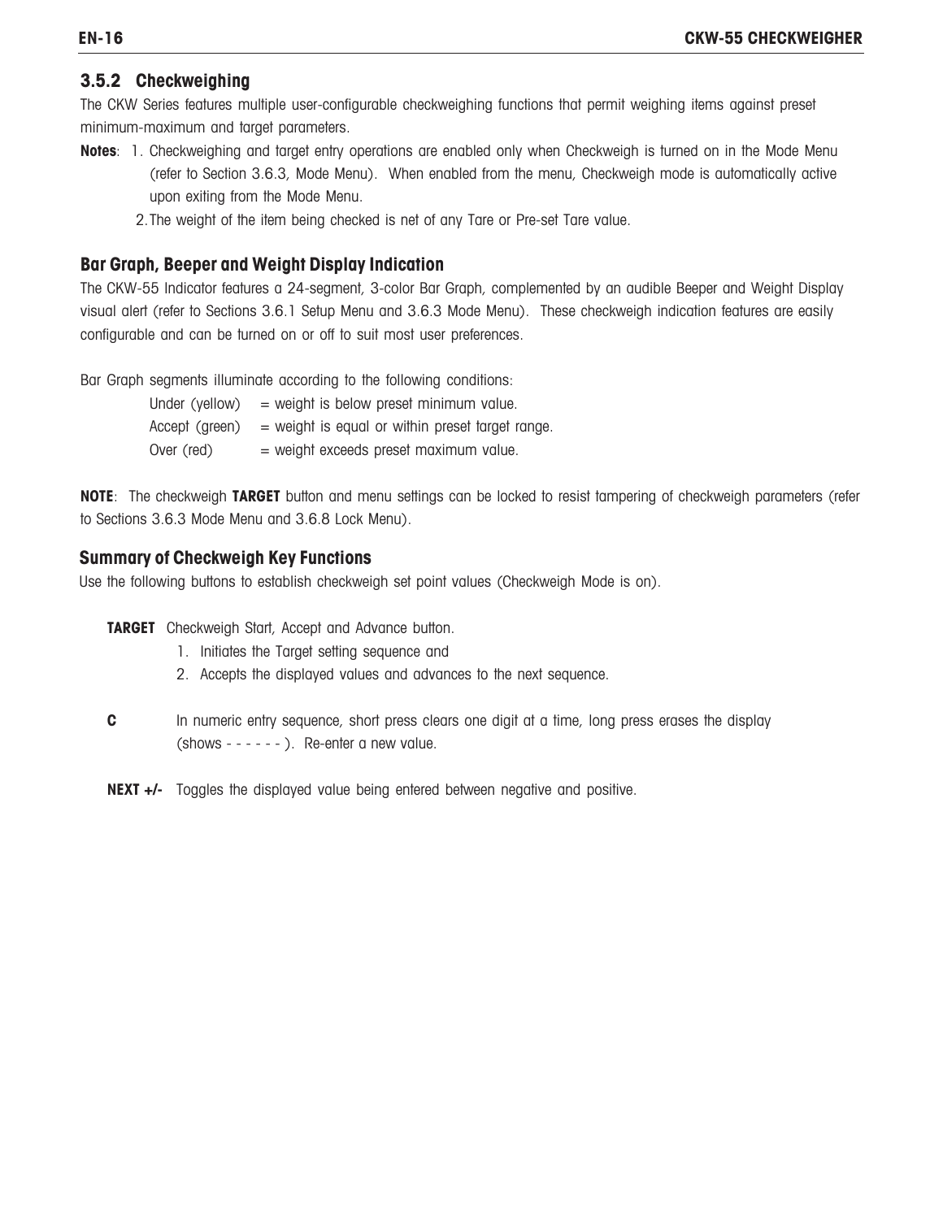### 3.5.2 Checkweighing

The CKW Series features multiple user-configurable checkweighing functions that permit weighing items against preset minimum-maximum and target parameters.

**Notes**: 1. Checkweighing and target entry operations are enabled only when Checkweigh is turned on in the Mode Menu (refer to Section 3.6.3, Mode Menu). When enabled from the menu, Checkweigh mode is automatically active upon exiting from the Mode Menu.

2. The weight of the item being checked is net of any Tare or Pre-set Tare value.

#### Bar Graph, Beeper and Weight Display Indication

The CKW-55 Indicator features a 24-segment, 3-color Bar Graph, complemented by an audible Beeper and Weight Display visual alert (refer to Sections 3.6.1 Setup Menu and 3.6.3 Mode Menu). These checkweigh indication features are easily configurable and can be turned on or off to suit most user preferences.

Bar Graph segments illuminate according to the following conditions:

Under (yellow) = weight is below preset minimum value.
Accept (green) = weight is equal or within preset target range.
Over (red) = weight exceeds preset maximum value.

**NOTE**: The checkweigh **TARGET** button and menu settings can be locked to resist tampering of checkweigh parameters (refer to Sections 3.6.3 Mode Menu and 3.6.8 Lock Menu).

#### Summary of Checkweigh Key Functions

Use the following buttons to establish checkweigh set point values (Checkweigh Mode is on).

**TARGET** Checkweigh Start, Accept and Advance button.

1. Initiates the Target setting sequence and
2. Accepts the displayed values and advances to the next sequence.

**C** In numeric entry sequence, short press clears one digit at a time, long press erases the display (shows - - - - - - ). Re-enter a new value.

**NEXT +/-** Toggles the displayed value being entered between negative and positive.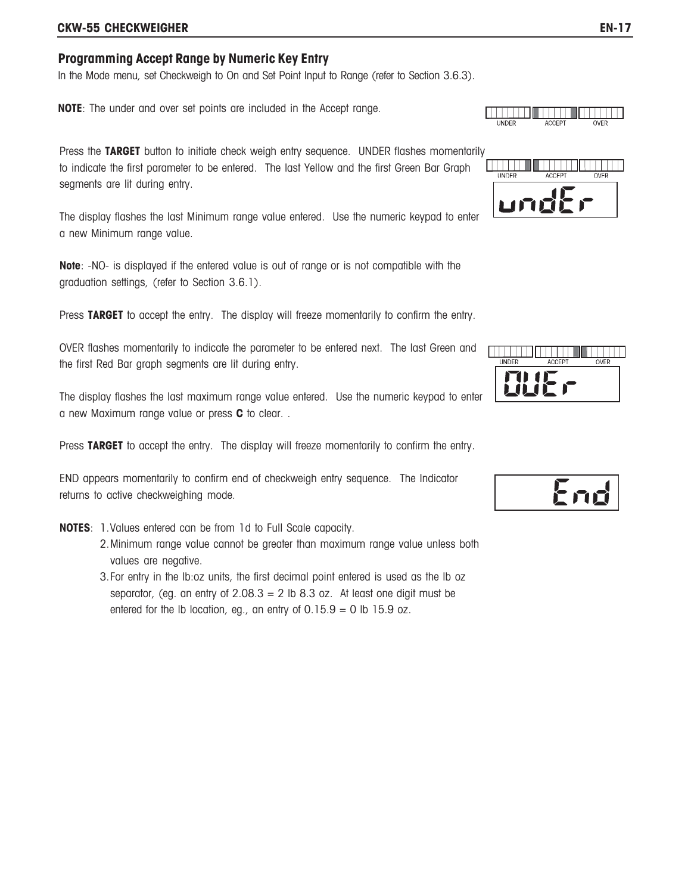## Programming Accept Range by Numeric Key Entry

In the Mode menu, set Checkweigh to On and Set Point Input to Range (refer to Section 3.6.3).

**NOTE**: The under and over set points are included in the Accept range.

Press the **TARGET** button to initiate check weigh entry sequence. UNDER flashes momentarily to indicate the first parameter to be entered. The last Yellow and the first Green Bar Graph segments are lit during entry.

The display flashes the last Minimum range value entered. Use the numeric keypad to enter a new Minimum range value.

**Note**: -NO- is displayed if the entered value is out of range or is not compatible with the graduation settings, (refer to Section 3.6.1).

Press **TARGET** to accept the entry. The display will freeze momentarily to confirm the entry.

OVER flashes momentarily to indicate the parameter to be entered next. The last Green and the first Red Bar graph segments are lit during entry.

The display flashes the last maximum range value entered. Use the numeric keypad to enter a new Maximum range value or press **C** to clear. .

Press **TARGET** to accept the entry. The display will freeze momentarily to confirm the entry.

END appears momentarily to confirm end of checkweigh entry sequence. The Indicator returns to active checkweighing mode.

**NOTES**:
1. Values entered can be from 1d to Full Scale capacity.
2. Minimum range value cannot be greater than maximum range value unless both values are negative.
3. For entry in the lb:oz units, the first decimal point entered is used as the lb oz separator, (eg. an entry of 2.08.3 = 2 lb 8.3 oz. At least one digit must be entered for the lb location, eg., an entry of 0.15.9 = 0 lb 15.9 oz.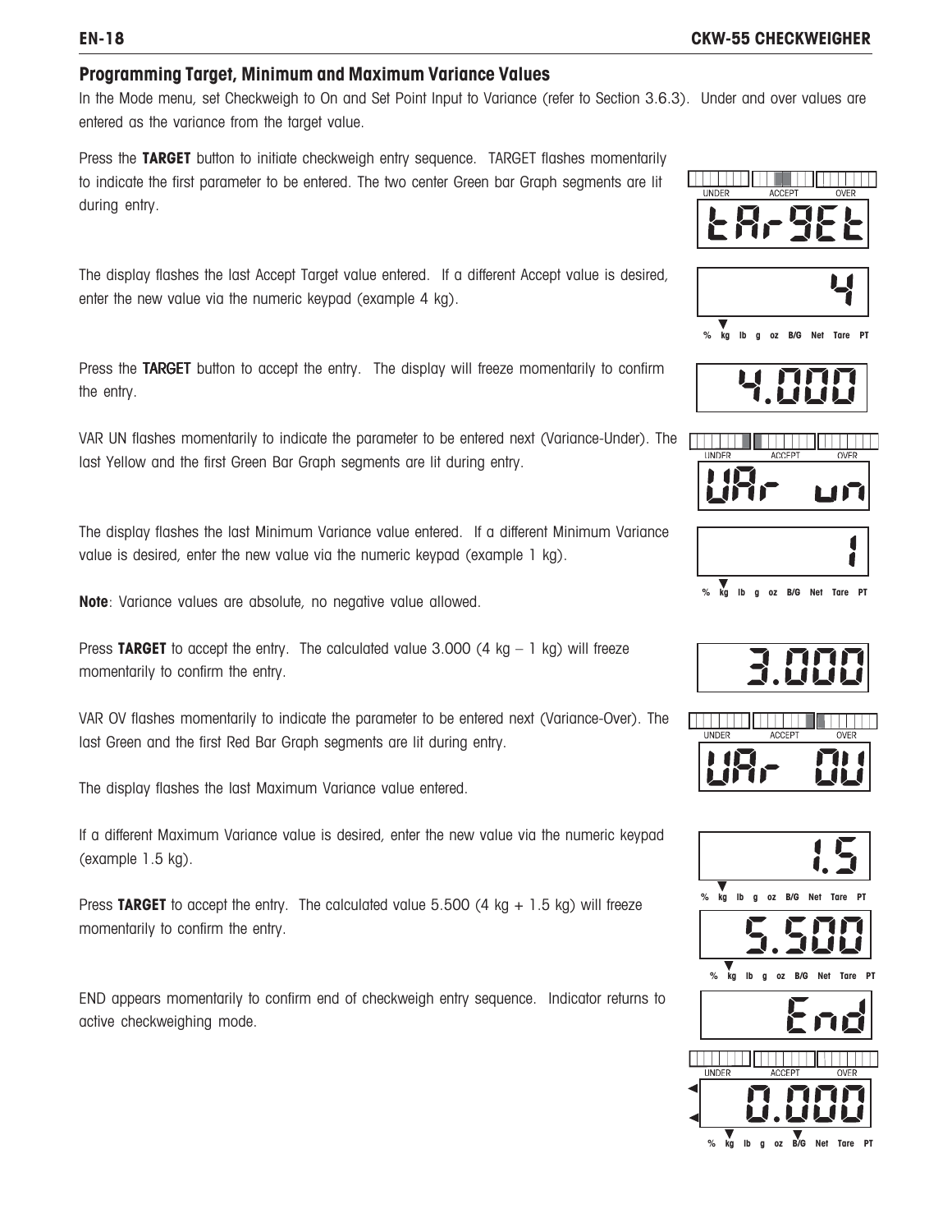## Programming Target, Minimum and Maximum Variance Values

In the Mode menu, set Checkweigh to On and Set Point Input to Variance (refer to Section 3.6.3). Under and over values are entered as the variance from the target value.

Press the **TARGET** button to initiate checkweigh entry sequence. TARGET flashes momentarily to indicate the first parameter to be entered. The two center Green bar Graph segments are lit during entry.

The display flashes the last Accept Target value entered. If a different Accept value is desired, enter the new value via the numeric keypad (example 4 kg).

Press the **TARGET** button to accept the entry. The display will freeze momentarily to confirm the entry.

VAR UN flashes momentarily to indicate the parameter to be entered next (Variance-Under). The last Yellow and the first Green Bar Graph segments are lit during entry.

The display flashes the last Minimum Variance value entered. If a different Minimum Variance value is desired, enter the new value via the numeric keypad (example 1 kg).

**Note**: Variance values are absolute, no negative value allowed.

Press **TARGET** to accept the entry. The calculated value 3.000 (4 kg – 1 kg) will freeze momentarily to confirm the entry.

VAR OV flashes momentarily to indicate the parameter to be entered next (Variance-Over). The last Green and the first Red Bar Graph segments are lit during entry.

The display flashes the last Maximum Variance value entered.

If a different Maximum Variance value is desired, enter the new value via the numeric keypad (example 1.5 kg).

Press **TARGET** to accept the entry. The calculated value 5.500 (4 kg + 1.5 kg) will freeze momentarily to confirm the entry.

END appears momentarily to confirm end of checkweigh entry sequence. Indicator returns to active checkweighing mode.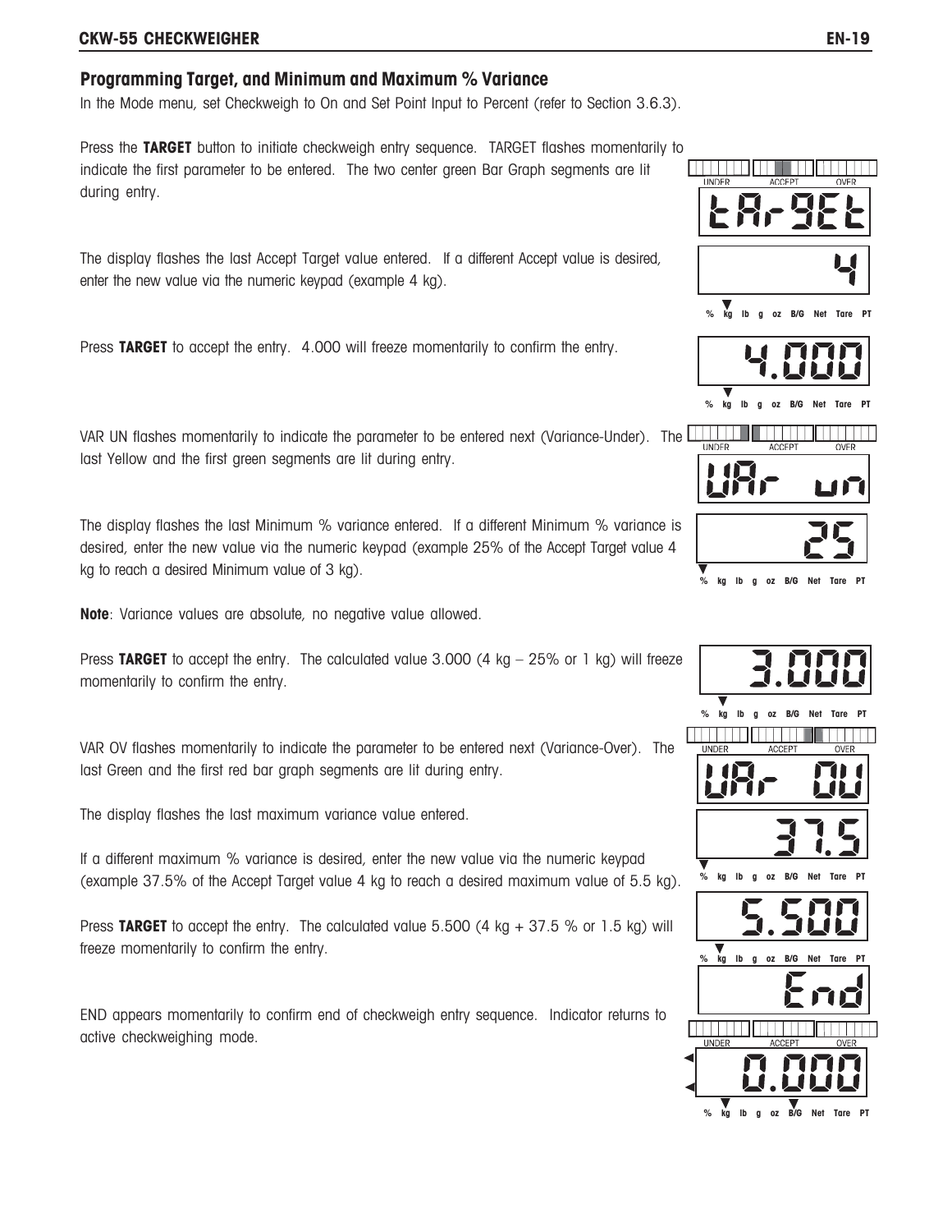## Programming Target, and Minimum and Maximum % Variance

In the Mode menu, set Checkweigh to On and Set Point Input to Percent (refer to Section 3.6.3).

Press the **TARGET** button to initiate checkweigh entry sequence. TARGET flashes momentarily to indicate the first parameter to be entered. The two center green Bar Graph segments are lit during entry.

The display flashes the last Accept Target value entered. If a different Accept value is desired, enter the new value via the numeric keypad (example 4 kg).

Press **TARGET** to accept the entry. 4.000 will freeze momentarily to confirm the entry.

VAR UN flashes momentarily to indicate the parameter to be entered next (Variance-Under). The last Yellow and the first green segments are lit during entry.

The display flashes the last Minimum % variance entered. If a different Minimum % variance is desired, enter the new value via the numeric keypad (example 25% of the Accept Target value 4 kg to reach a desired Minimum value of 3 kg).

**Note**: Variance values are absolute, no negative value allowed.

Press **TARGET** to accept the entry. The calculated value 3.000 (4 kg – 25% or 1 kg) will freeze momentarily to confirm the entry.

VAR OV flashes momentarily to indicate the parameter to be entered next (Variance-Over). The last Green and the first red bar graph segments are lit during entry.

The display flashes the last maximum variance value entered.

If a different maximum % variance is desired, enter the new value via the numeric keypad (example 37.5% of the Accept Target value 4 kg to reach a desired maximum value of 5.5 kg).

Press **TARGET** to accept the entry. The calculated value 5.500 (4 kg + 37.5 % or 1.5 kg) will freeze momentarily to confirm the entry.

END appears momentarily to confirm end of checkweigh entry sequence. Indicator returns to active checkweighing mode.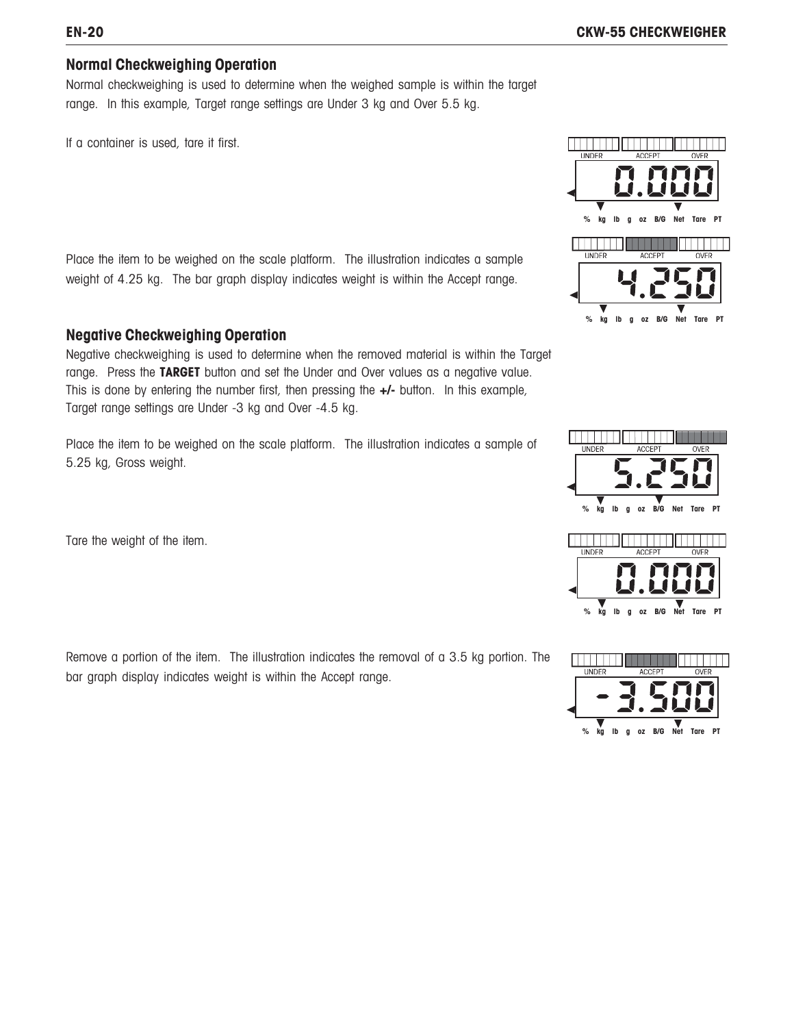## Normal Checkweighing Operation

Normal checkweighing is used to determine when the weighed sample is within the target range. In this example, Target range settings are Under 3 kg and Over 5.5 kg.

If a container is used, tare it first.

Place the item to be weighed on the scale platform. The illustration indicates a sample weight of 4.25 kg. The bar graph display indicates weight is within the Accept range.

## Negative Checkweighing Operation

Negative checkweighing is used to determine when the removed material is within the Target range. Press the **TARGET** button and set the Under and Over values as a negative value. This is done by entering the number first, then pressing the **+/-** button. In this example, Target range settings are Under -3 kg and Over -4.5 kg.

Place the item to be weighed on the scale platform. The illustration indicates a sample of 5.25 kg, Gross weight.

Tare the weight of the item.

Remove a portion of the item. The illustration indicates the removal of a 3.5 kg portion. The bar graph display indicates weight is within the Accept range.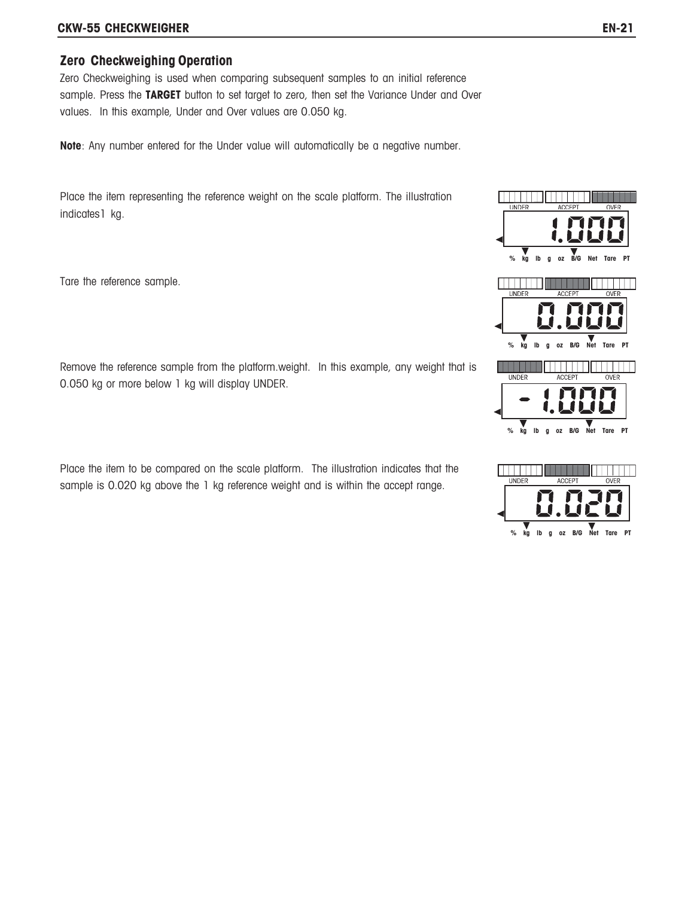## Zero Checkweighing Operation

Zero Checkweighing is used when comparing subsequent samples to an initial reference sample. Press the **TARGET** button to set target to zero, then set the Variance Under and Over values. In this example, Under and Over values are 0.050 kg.

**Note**: Any number entered for the Under value will automatically be a negative number.

Place the item representing the reference weight on the scale platform. The illustration indicates1 kg.

Tare the reference sample.

Remove the reference sample from the platform.weight. In this example, any weight that is 0.050 kg or more below 1 kg will display UNDER.

Place the item to be compared on the scale platform. The illustration indicates that the sample is 0.020 kg above the 1 kg reference weight and is within the accept range.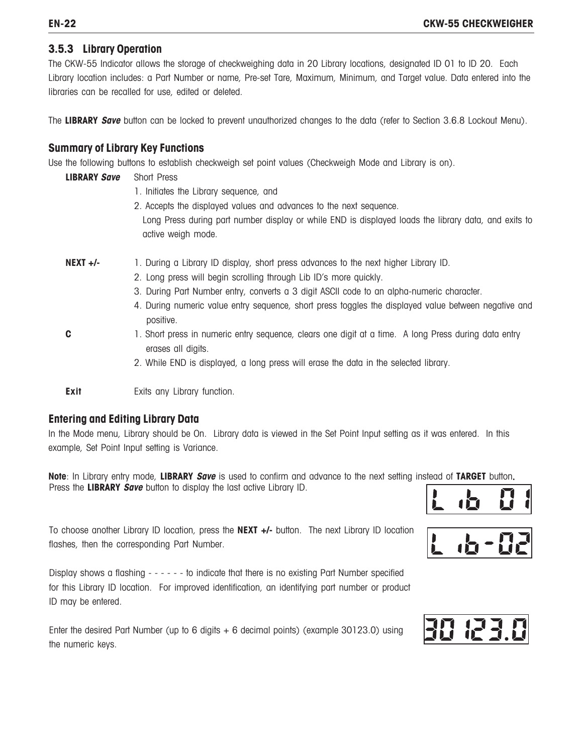### 3.5.3 Library Operation

The CKW-55 Indicator allows the storage of checkweighing data in 20 Library locations, designated ID 01 to ID 20. Each Library location includes: a Part Number or name, Pre-set Tare, Maximum, Minimum, and Target value. Data entered into the libraries can be recalled for use, edited or deleted.

The **LIBRARY *Save*** button can be locked to prevent unauthorized changes to the data (refer to Section 3.6.8 Lockout Menu).

### Summary of Library Key Functions

Use the following buttons to establish checkweigh set point values (Checkweigh Mode and Library is on).

**LIBRARY *Save*** Short Press

1. Initiates the Library sequence, and
2. Accepts the displayed values and advances to the next sequence.

Long Press during part number display or while END is displayed loads the library data, and exits to active weigh mode.

**NEXT +/-**

1. During a Library ID display, short press advances to the next higher Library ID.
2. Long press will begin scrolling through Lib ID's more quickly.
3. During Part Number entry, converts a 3 digit ASCII code to an alpha-numeric character.
4. During numeric value entry sequence, short press toggles the displayed value between negative and positive.

**C**

1. Short press in numeric entry sequence, clears one digit at a time. A long Press during data entry erases all digits.
2. While END is displayed, a long press will erase the data in the selected library.

**Exit** Exits any Library function.

### Entering and Editing Library Data

In the Mode menu, Library should be On. Library data is viewed in the Set Point Input setting as it was entered. In this example, Set Point Input setting is Variance.

**Note**: In Library entry mode, **LIBRARY *Save*** is used to confirm and advance to the next setting instead of **TARGET** button.

Press the **LIBRARY *Save*** button to display the last active Library ID.

`Lib 01`

To choose another Library ID location, press the **NEXT +/-** button. The next Library ID location flashes, then the corresponding Part Number.

`Lib-02`

Display shows a flashing - - - - - - to indicate that there is no existing Part Number specified for this Library ID location. For improved identification, an identifying part number or product ID may be entered.

Enter the desired Part Number (up to 6 digits + 6 decimal points) (example 30123.0) using the numeric keys.

`30123.0`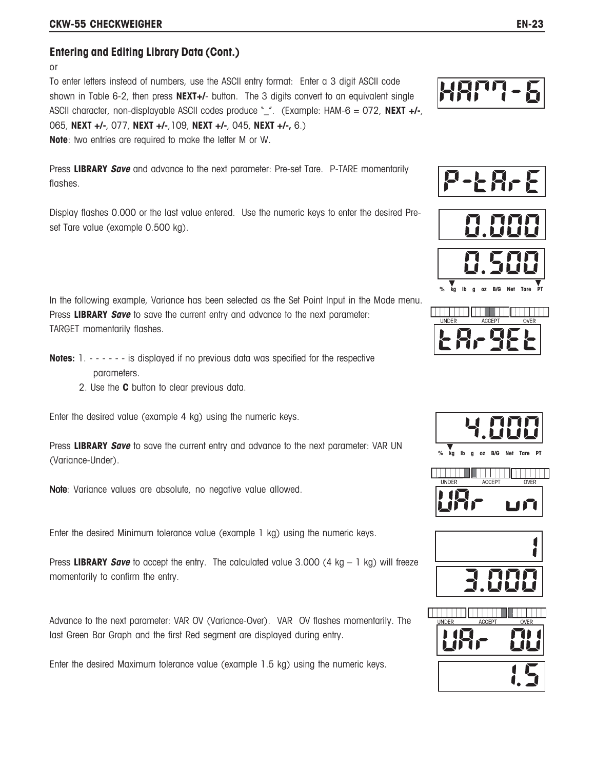## Entering and Editing Library Data (Cont.)

or

To enter letters instead of numbers, use the ASCII entry format: Enter a 3 digit ASCII code shown in Table 6-2, then press **NEXT+/-** button. The 3 digits convert to an equivalent single ASCII character, non-displayable ASCII codes produce "_". (Example: HAM-6 = 072, **NEXT +/-**, 065, **NEXT +/-**, 077, **NEXT +/-**,109, **NEXT +/-**, 045, **NEXT +/-,** 6.)

**Note**: two entries are required to make the letter M or W.

Press **LIBRARY *Save*** and advance to the next parameter: Pre-set Tare. P-TARE momentarily flashes.

Display flashes 0.000 or the last value entered. Use the numeric keys to enter the desired Pre-set Tare value (example 0.500 kg).

In the following example, Variance has been selected as the Set Point Input in the Mode menu. Press **LIBRARY *Save*** to save the current entry and advance to the next parameter: TARGET momentarily flashes.

**Notes:** 1. - - - - - - is displayed if no previous data was specified for the respective parameters.

2. Use the **C** button to clear previous data.

Enter the desired value (example 4 kg) using the numeric keys.

Press **LIBRARY *Save*** to save the current entry and advance to the next parameter: VAR UN (Variance-Under).

**Note**: Variance values are absolute, no negative value allowed.

Enter the desired Minimum tolerance value (example 1 kg) using the numeric keys.

Press **LIBRARY *Save*** to accept the entry. The calculated value 3.000 (4 kg – 1 kg) will freeze momentarily to confirm the entry.

Advance to the next parameter: VAR OV (Variance-Over). VAR OV flashes momentarily. The last Green Bar Graph and the first Red segment are displayed during entry.

Enter the desired Maximum tolerance value (example 1.5 kg) using the numeric keys.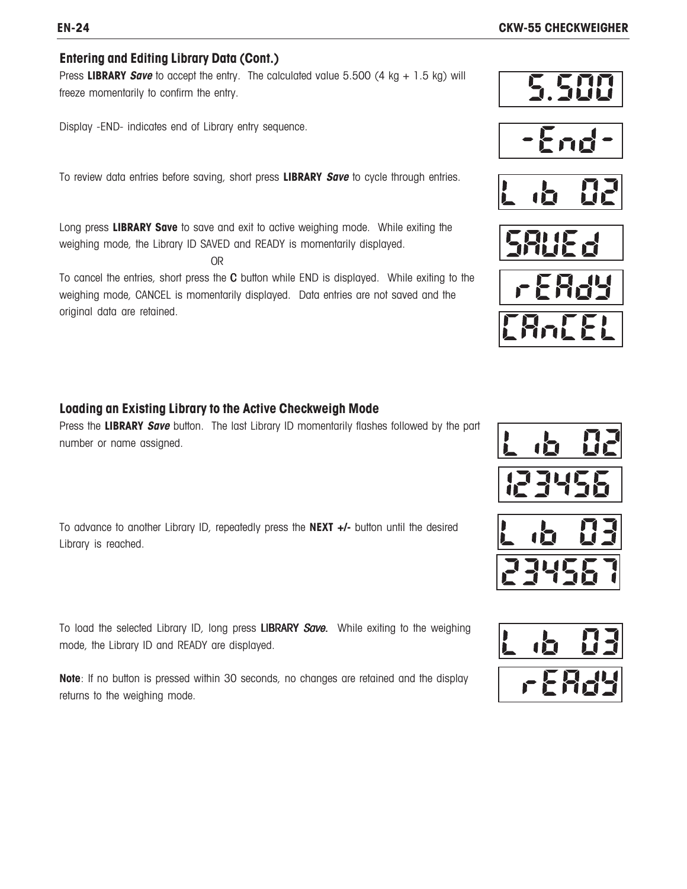## Entering and Editing Library Data (Cont.)

Press **LIBRARY *Save*** to accept the entry. The calculated value 5.500 (4 kg + 1.5 kg) will freeze momentarily to confirm the entry.

5.500

Display -END- indicates end of Library entry sequence.

-End-

To review data entries before saving, short press **LIBRARY *Save*** to cycle through entries.

Lib 02

Long press **LIBRARY Save** to save and exit to active weighing mode. While exiting the weighing mode, the Library ID SAVED and READY is momentarily displayed.

SAVEd

OR

To cancel the entries, short press the **C** button while END is displayed. While exiting to the weighing mode, CANCEL is momentarily displayed. Data entries are not saved and the original data are retained.

rEAdy

CAnCEL

## Loading an Existing Library to the Active Checkweigh Mode

Press the **LIBRARY *Save*** button. The last Library ID momentarily flashes followed by the part number or name assigned.

Lib 02

123456

To advance to another Library ID, repeatedly press the **NEXT +/-** button until the desired Library is reached.

Lib 03

234567

To load the selected Library ID, long press LIBRARY *Save.* While exiting to the weighing mode, the Library ID and READY are displayed.

Lib 03

rEAdy

**Note**: If no button is pressed within 30 seconds, no changes are retained and the display returns to the weighing mode.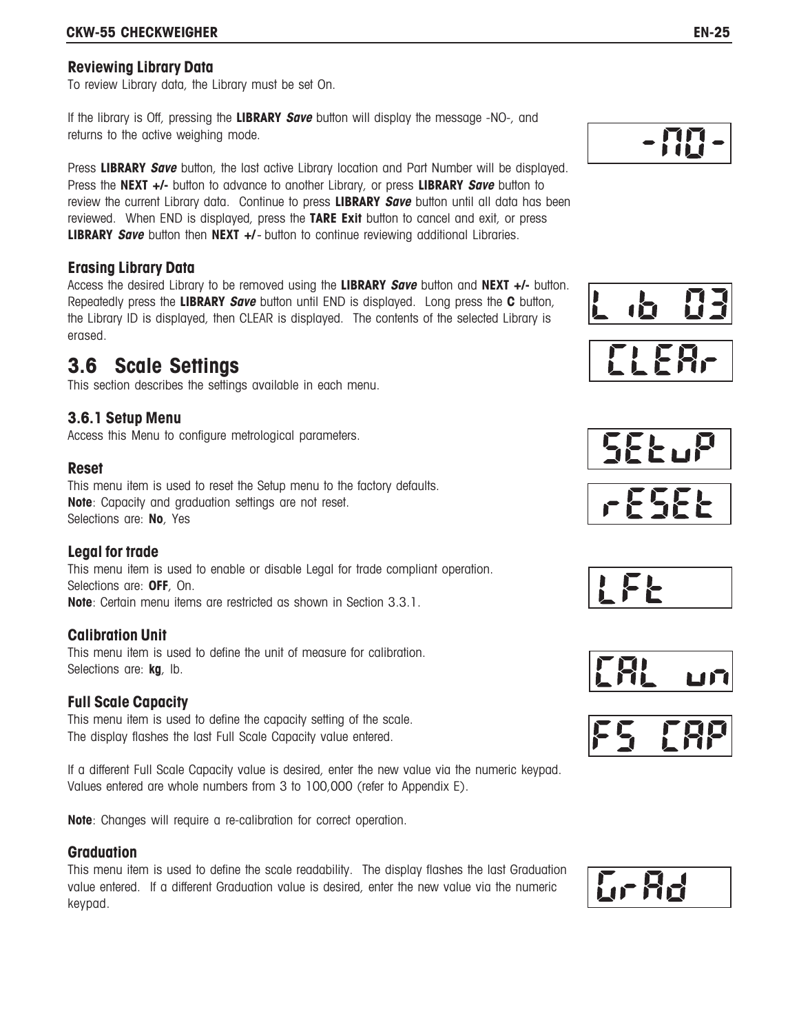### Reviewing Library Data

To review Library data, the Library must be set On.

If the library is Off, pressing the **LIBRARY *Save*** button will display the message -NO-, and returns to the active weighing mode.

Press **LIBRARY *Save*** button, the last active Library location and Part Number will be displayed. Press the **NEXT +/-** button to advance to another Library, or press **LIBRARY *Save*** button to review the current Library data. Continue to press **LIBRARY *Save*** button until all data has been reviewed. When END is displayed, press the **TARE Exit** button to cancel and exit, or press **LIBRARY *Save*** button then **NEXT +/-** button to continue reviewing additional Libraries.

### Erasing Library Data

Access the desired Library to be removed using the **LIBRARY *Save*** button and **NEXT +/-** button. Repeatedly press the **LIBRARY *Save*** button until END is displayed. Long press the **C** button, the Library ID is displayed, then CLEAR is displayed. The contents of the selected Library is erased.

## 3.6 Scale Settings

This section describes the settings available in each menu.

### 3.6.1 Setup Menu

Access this Menu to configure metrological parameters.

### Reset

This menu item is used to reset the Setup menu to the factory defaults.
**Note**: Capacity and graduation settings are not reset.
Selections are: **No**, Yes

### Legal for trade

This menu item is used to enable or disable Legal for trade compliant operation.
Selections are: **OFF**, On.
**Note**: Certain menu items are restricted as shown in Section 3.3.1.

### Calibration Unit

This menu item is used to define the unit of measure for calibration.
Selections are: **kg**, lb.

### Full Scale Capacity

This menu item is used to define the capacity setting of the scale.
The display flashes the last Full Scale Capacity value entered.

If a different Full Scale Capacity value is desired, enter the new value via the numeric keypad. Values entered are whole numbers from 3 to 100,000 (refer to Appendix E).

**Note**: Changes will require a re-calibration for correct operation.

### Graduation

This menu item is used to define the scale readability. The display flashes the last Graduation value entered. If a different Graduation value is desired, enter the new value via the numeric keypad.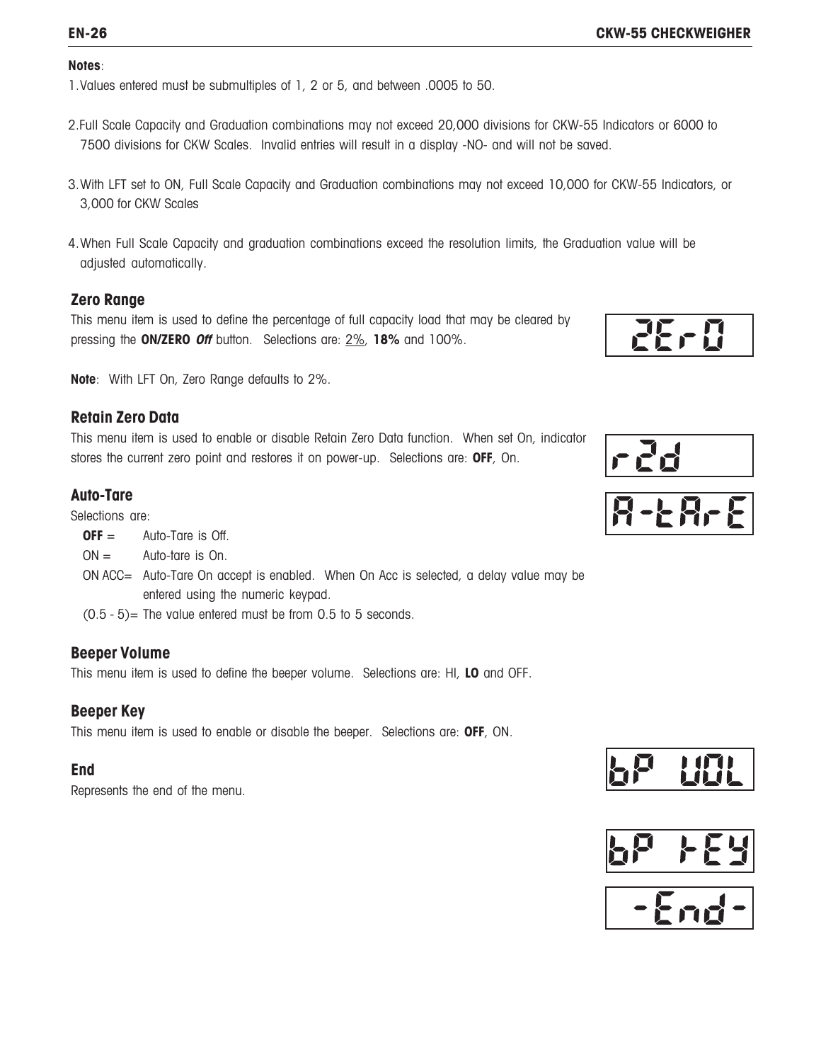**Notes**:

1. Values entered must be submultiples of 1, 2 or 5, and between .0005 to 50.

2. Full Scale Capacity and Graduation combinations may not exceed 20,000 divisions for CKW-55 Indicators or 6000 to 7500 divisions for CKW Scales. Invalid entries will result in a display -NO- and will not be saved.

3. With LFT set to ON, Full Scale Capacity and Graduation combinations may not exceed 10,000 for CKW-55 Indicators, or 3,000 for CKW Scales

4. When Full Scale Capacity and graduation combinations exceed the resolution limits, the Graduation value will be adjusted automatically.

### Zero Range

This menu item is used to define the percentage of full capacity load that may be cleared by pressing the **ON/ZERO *Off*** button. Selections are: 2%, **18%** and 100%.

ZEr0

**Note**: With LFT On, Zero Range defaults to 2%.

### Retain Zero Data

This menu item is used to enable or disable Retain Zero Data function. When set On, indicator stores the current zero point and restores it on power-up. Selections are: **OFF**, On.

r2d

### Auto-Tare

A-tArE

Selections are:

- **OFF** = Auto-Tare is Off.
- ON = Auto-tare is On.
- ON ACC= Auto-Tare On accept is enabled. When On Acc is selected, a delay value may be entered using the numeric keypad.
- (0.5 - 5)= The value entered must be from 0.5 to 5 seconds.

### Beeper Volume

This menu item is used to define the beeper volume. Selections are: HI, **LO** and OFF.

bP UOL

### Beeper Key

This menu item is used to enable or disable the beeper. Selections are: **OFF**, ON.

bP KEY

### End

Represents the end of the menu.

-End-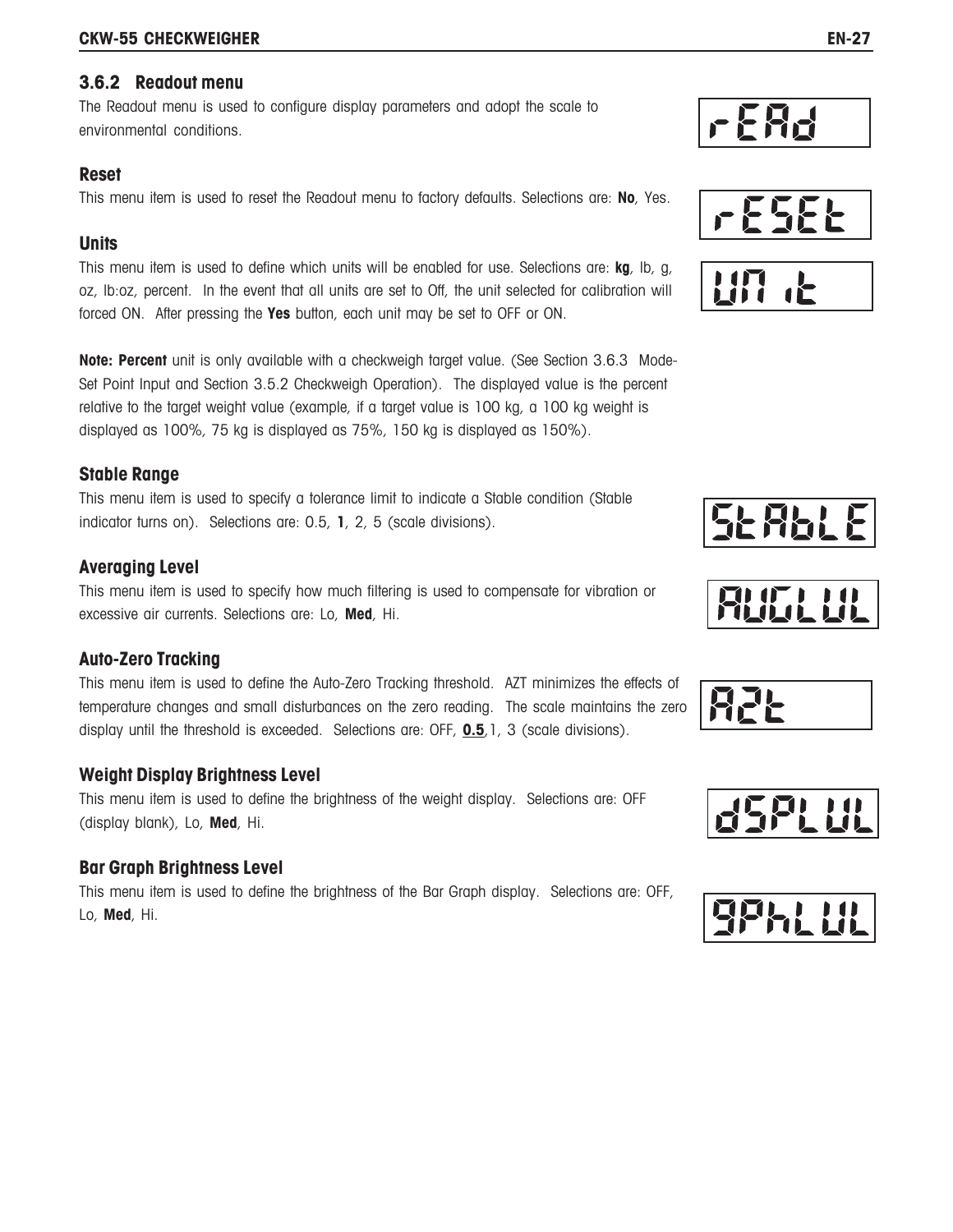### 3.6.2 Readout menu

The Readout menu is used to configure display parameters and adopt the scale to environmental conditions.

rEAd

#### Reset

This menu item is used to reset the Readout menu to factory defaults. Selections are: **No**, Yes.

rESEt

#### Units

This menu item is used to define which units will be enabled for use. Selections are: **kg**, lb, g, oz, lb:oz, percent. In the event that all units are set to Off, the unit selected for calibration will forced ON. After pressing the **Yes** button, each unit may be set to OFF or ON.

Unit

**Note: Percent** unit is only available with a checkweigh target value. (See Section 3.6.3 Mode-Set Point Input and Section 3.5.2 Checkweigh Operation). The displayed value is the percent relative to the target weight value (example, if a target value is 100 kg, a 100 kg weight is displayed as 100%, 75 kg is displayed as 75%, 150 kg is displayed as 150%).

#### Stable Range

This menu item is used to specify a tolerance limit to indicate a Stable condition (Stable indicator turns on). Selections are: 0.5, **1**, 2, 5 (scale divisions).

StAbLE

#### Averaging Level

This menu item is used to specify how much filtering is used to compensate for vibration or excessive air currents. Selections are: Lo, **Med**, Hi.

AUGLUL

#### Auto-Zero Tracking

This menu item is used to define the Auto-Zero Tracking threshold. AZT minimizes the effects of temperature changes and small disturbances on the zero reading. The scale maintains the zero display until the threshold is exceeded. Selections are: OFF, **0.5**,1, 3 (scale divisions).

AZt

#### Weight Display Brightness Level

This menu item is used to define the brightness of the weight display. Selections are: OFF (display blank), Lo, **Med**, Hi.

dSPLUL

#### Bar Graph Brightness Level

This menu item is used to define the brightness of the Bar Graph display. Selections are: OFF, Lo, **Med**, Hi.

9PhLUL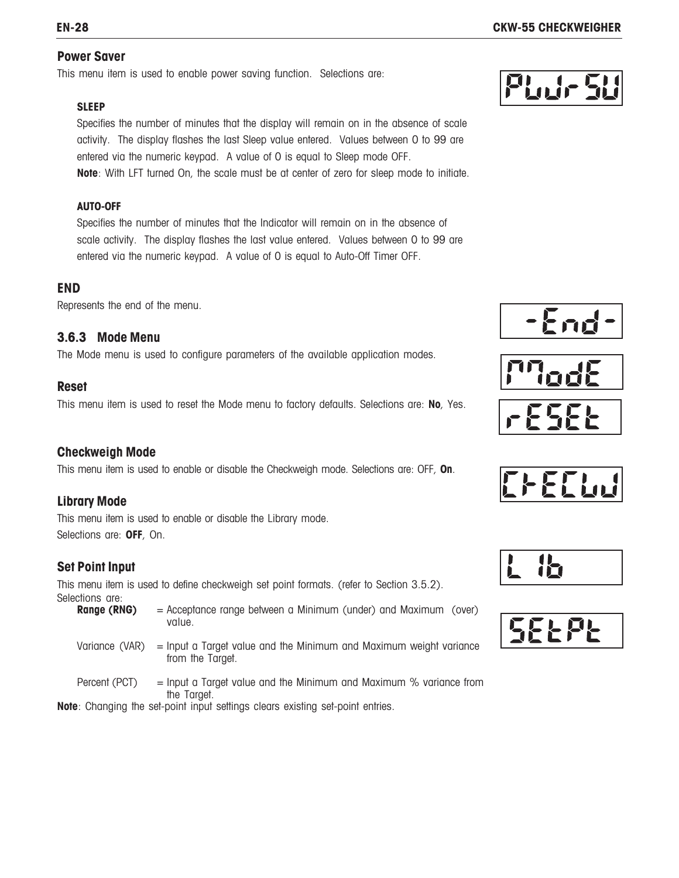### Power Saver

This menu item is used to enable power saving function. Selections are:

**SLEEP**

Specifies the number of minutes that the display will remain on in the absence of scale activity. The display flashes the last Sleep value entered. Values between 0 to 99 are entered via the numeric keypad. A value of 0 is equal to Sleep mode OFF.

**Note**: With LFT turned On, the scale must be at center of zero for sleep mode to initiate.

**AUTO-OFF**

Specifies the number of minutes that the Indicator will remain on in the absence of scale activity. The display flashes the last value entered. Values between 0 to 99 are entered via the numeric keypad. A value of 0 is equal to Auto-Off Timer OFF.

## END

Represents the end of the menu.

## 3.6.3 Mode Menu

The Mode menu is used to configure parameters of the available application modes.

### Reset

This menu item is used to reset the Mode menu to factory defaults. Selections are: **No**, Yes.

### Checkweigh Mode

This menu item is used to enable or disable the Checkweigh mode. Selections are: OFF, **On**.

### Library Mode

This menu item is used to enable or disable the Library mode.
Selections are: **OFF**, On.

### Set Point Input

This menu item is used to define checkweigh set point formats. (refer to Section 3.5.2).
Selections are:

- **Range (RNG)** = Acceptance range between a Minimum (under) and Maximum (over) value.
- Variance (VAR) = Input a Target value and the Minimum and Maximum weight variance from the Target.
- Percent (PCT) = Input a Target value and the Minimum and Maximum % variance from the Target.

**Note**: Changing the set-point input settings clears existing set-point entries.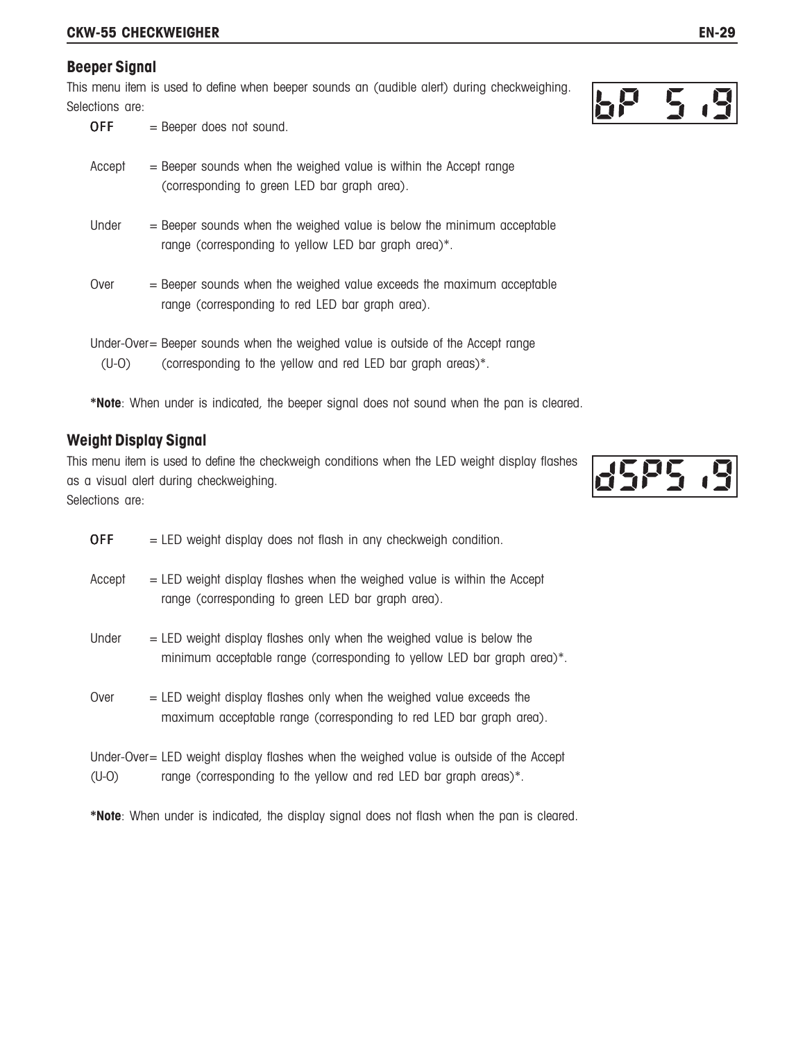## Beeper Signal

This menu item is used to define when beeper sounds an (audible alert) during checkweighing. Selections are:

bP S.I.G

- **OFF** = Beeper does not sound.
- Accept = Beeper sounds when the weighed value is within the Accept range (corresponding to green LED bar graph area).
- Under = Beeper sounds when the weighed value is below the minimum acceptable range (corresponding to yellow LED bar graph area)*.
- Over = Beeper sounds when the weighed value exceeds the maximum acceptable range (corresponding to red LED bar graph area).
- Under-Over (U-O) = Beeper sounds when the weighed value is outside of the Accept range (corresponding to the yellow and red LED bar graph areas)*.

**\*Note**: When under is indicated, the beeper signal does not sound when the pan is cleared.

## Weight Display Signal

This menu item is used to define the checkweigh conditions when the LED weight display flashes as a visual alert during checkweighing.
Selections are:

dSPS.I.G

- **OFF** = LED weight display does not flash in any checkweigh condition.
- Accept = LED weight display flashes when the weighed value is within the Accept range (corresponding to green LED bar graph area).
- Under = LED weight display flashes only when the weighed value is below the minimum acceptable range (corresponding to yellow LED bar graph area)*.
- Over = LED weight display flashes only when the weighed value exceeds the maximum acceptable range (corresponding to red LED bar graph area).
- Under-Over (U-O) = LED weight display flashes when the weighed value is outside of the Accept range (corresponding to the yellow and red LED bar graph areas)*.

**\*Note**: When under is indicated, the display signal does not flash when the pan is cleared.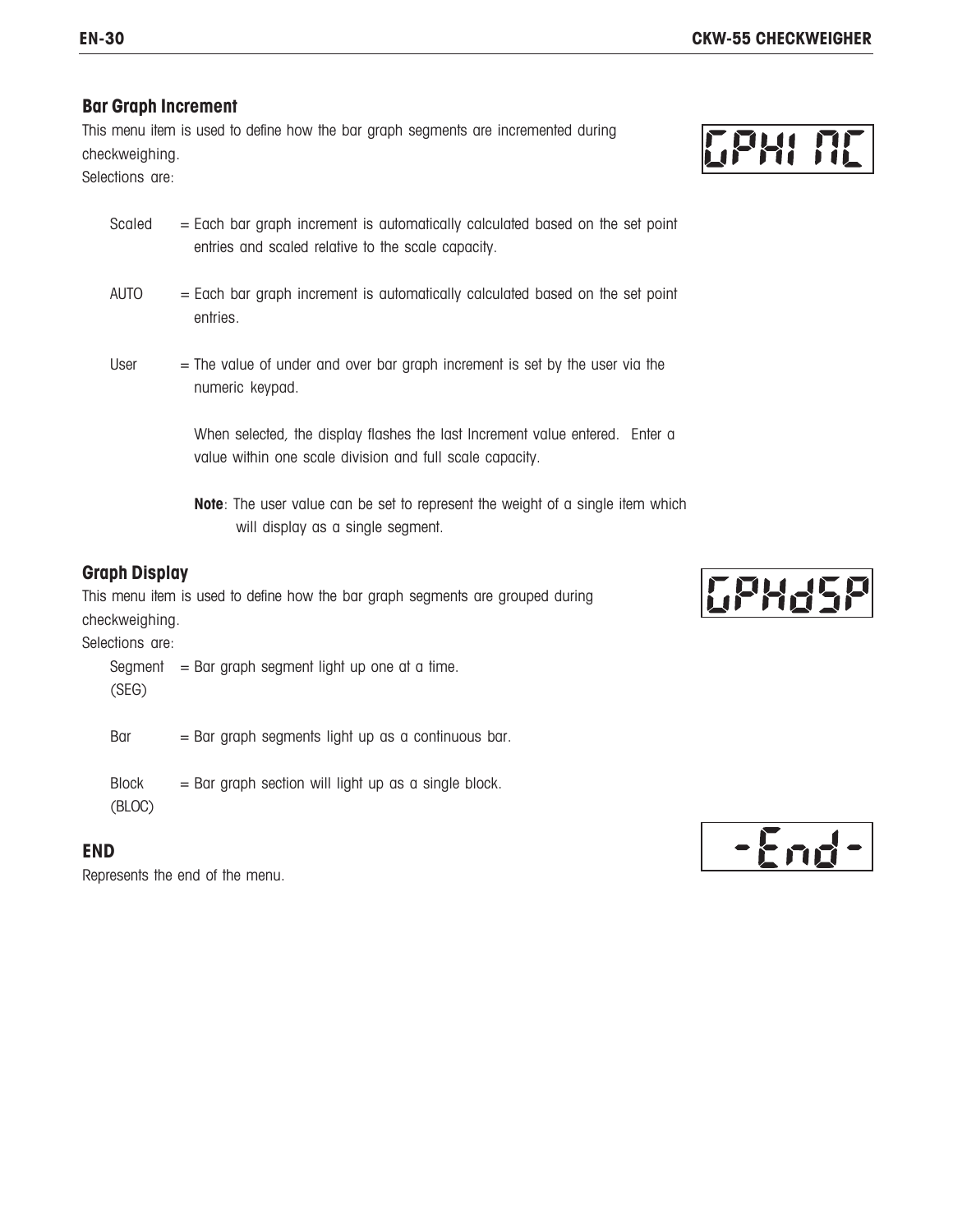## Bar Graph Increment

This menu item is used to define how the bar graph segments are incremented during checkweighing.

Selections are:

- Scaled = Each bar graph increment is automatically calculated based on the set point entries and scaled relative to the scale capacity.
- AUTO = Each bar graph increment is automatically calculated based on the set point entries.
- User = The value of under and over bar graph increment is set by the user via the numeric keypad.

  When selected, the display flashes the last Increment value entered. Enter a value within one scale division and full scale capacity.

  **Note**: The user value can be set to represent the weight of a single item which will display as a single segment.

## Graph Display

This menu item is used to define how the bar graph segments are grouped during checkweighing.

Selections are:

- Segment (SEG) = Bar graph segment light up one at a time.
- Bar = Bar graph segments light up as a continuous bar.
- Block (BLOC) = Bar graph section will light up as a single block.

## END

Represents the end of the menu.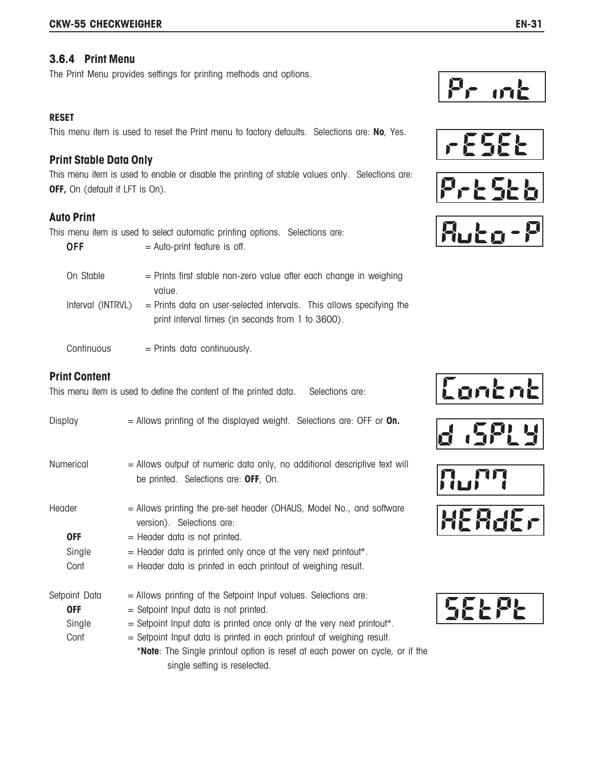### 3.6.4 Print Menu

The Print Menu provides settings for printing methods and options.

Pr int

**RESET**

This menu item is used to reset the Print menu to factory defaults. Selections are: **No**, Yes.

rESEt

**Print Stable Data Only**

This menu item is used to enable or disable the printing of stable values only. Selections are: **OFF,** On (default if LFT is On).

PrtStb

**Auto Print**

This menu item is used to select automatic printing options. Selections are:

Auto-P

| | |
|---|---|
| **OFF** | = Auto-print feature is off. |
| On Stable | = Prints first stable non-zero value after each change in weighing value. |
| Interval (INTRVL) | = Prints data on user-selected intervals. This allows specifying the print interval times (in seconds from 1 to 3600). |
| Continuous | = Prints data continuously. |

**Print Content**

This menu item is used to define the content of the printed data. Selections are:

Contnt

Display = Allows printing of the displayed weight. Selections are: OFF or **On.**

d iSPLY

Numerical = Allows output of numeric data only, no additional descriptive text will be printed. Selections are: **OFF**, On.

NuM

Header = Allows printing the pre-set header (OHAUS, Model No., and software version). Selections are:

HEAdEr

| | |
|---|---|
| **OFF** | = Header data is not printed. |
| Single | = Header data is printed only once at the very next printout*. |
| Cont | = Header data is printed in each printout of weighing result. |

Setpoint Data = Allows printing of the Setpoint Input values. Selections are:

SEtPt

| | |
|---|---|
| **OFF** | = Setpoint Input data is not printed. |
| Single | = Setpoint Input data is printed once only at the very next printout*. |
| Cont | = Setpoint Input data is printed in each printout of weighing result. |

*__Note__: The Single printout option is reset at each power on cycle, or if the single setting is reselected.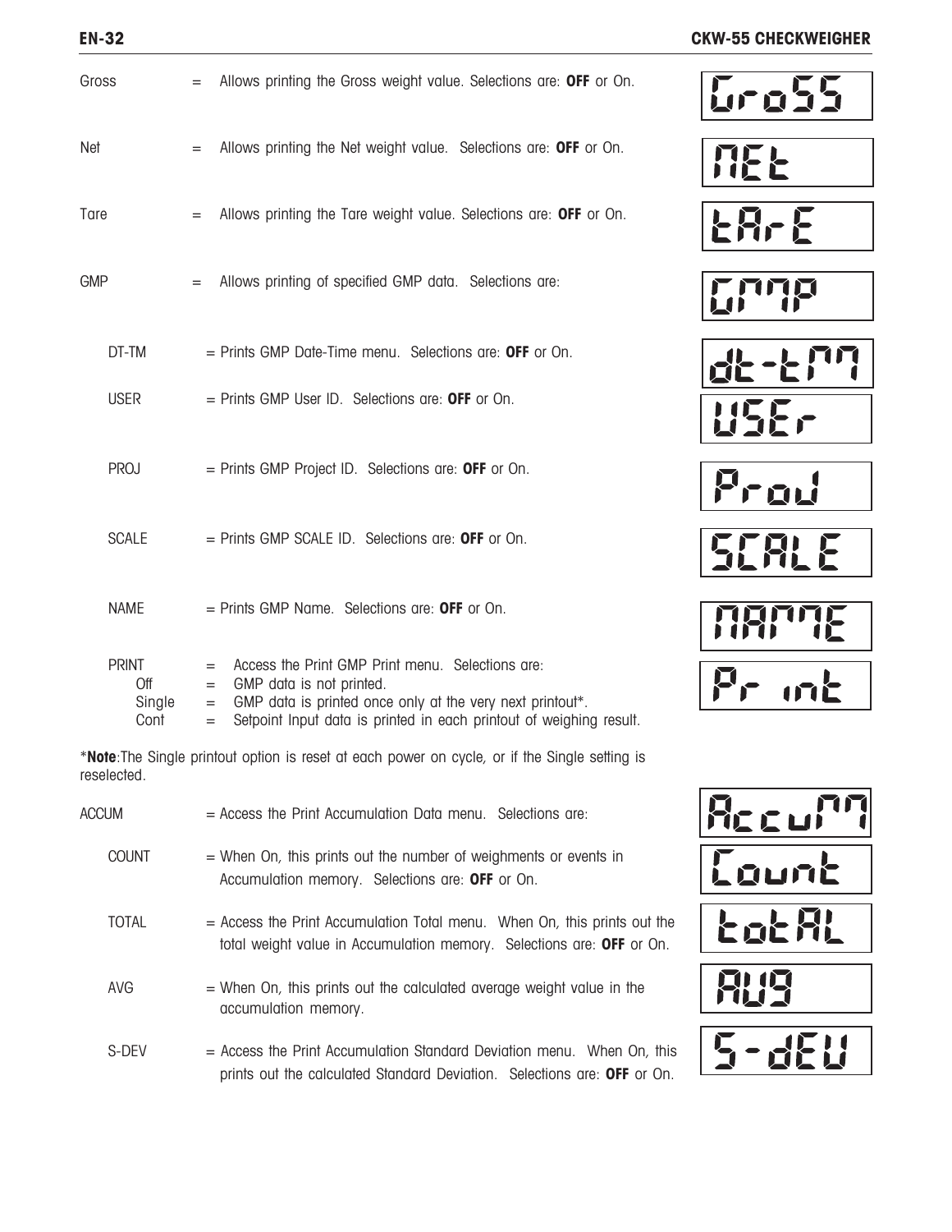Gross = Allows printing the Gross weight value. Selections are: **OFF** or On. GroSS

Net = Allows printing the Net weight value. Selections are: **OFF** or On. NEt

Tare = Allows printing the Tare weight value. Selections are: **OFF** or On. tAr-E

GMP = Allows printing of specified GMP data. Selections are: GMP

- DT-TM = Prints GMP Date-Time menu. Selections are: **OFF** or On. dt-tM
- USER = Prints GMP User ID. Selections are: **OFF** or On. USEr
- PROJ = Prints GMP Project ID. Selections are: **OFF** or On. ProJ
- SCALE = Prints GMP SCALE ID. Selections are: **OFF** or On. SCALE
- NAME = Prints GMP Name. Selections are: **OFF** or On. NAME
- PRINT = Access the Print GMP Print menu. Selections are: Pr int
  - Off = GMP data is not printed.
  - Single = GMP data is printed once only at the very next printout*.
  - Cont = Setpoint Input data is printed in each printout of weighing result.

*__Note__:The Single printout option is reset at each power on cycle, or if the Single setting is reselected.

ACCUM = Access the Print Accumulation Data menu. Selections are: AccuM

- COUNT = When On, this prints out the number of weighments or events in Accumulation memory. Selections are: **OFF** or On. Count
- TOTAL = Access the Print Accumulation Total menu. When On, this prints out the total weight value in Accumulation memory. Selections are: **OFF** or On. totAL
- AVG = When On, this prints out the calculated average weight value in the accumulation memory. AVG
- S-DEV = Access the Print Accumulation Standard Deviation menu. When On, this prints out the calculated Standard Deviation. Selections are: **OFF** or On. S-dEV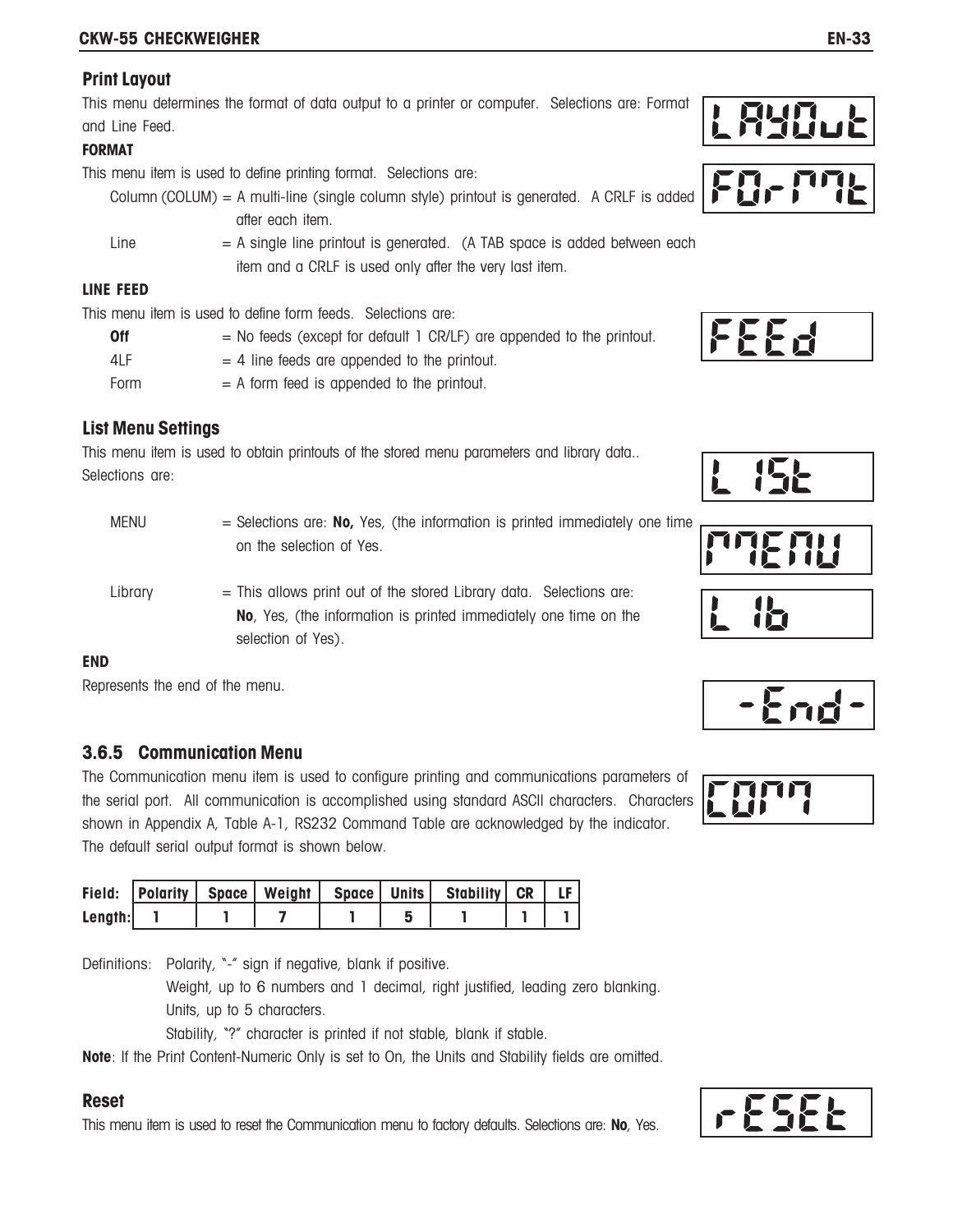## Print Layout

This menu determines the format of data output to a printer or computer. Selections are: Format and Line Feed.

LAYOUt

**FORMAT**

This menu item is used to define printing format. Selections are:

FOrMAt

Column (COLUM) = A multi-line (single column style) printout is generated. A CRLF is added after each item.

Line = A single line printout is generated. (A TAB space is added between each item and a CRLF is used only after the very last item.

**LINE FEED**

This menu item is used to define form feeds. Selections are:

FEEd

**Off** = No feeds (except for default 1 CR/LF) are appended to the printout.

4LF = 4 line feeds are appended to the printout.

Form = A form feed is appended to the printout.

## List Menu Settings

This menu item is used to obtain printouts of the stored menu parameters and library data.. Selections are:

L iSt

MENU = Selections are: **No,** Yes, (the information is printed immediately one time on the selection of Yes.

MEnU

Library = This allows print out of the stored Library data. Selections are: **No**, Yes, (the information is printed immediately one time on the selection of Yes).

L ib

**END**

Represents the end of the menu.

-End-

## 3.6.5 Communication Menu

The Communication menu item is used to configure printing and communications parameters of the serial port. All communication is accomplished using standard ASCII characters. Characters shown in Appendix A, Table A-1, RS232 Command Table are acknowledged by the indicator. The default serial output format is shown below.

COMM

| Field: | Polarity | Space | Weight | Space | Units | Stability | CR | LF |
|---|---|---|---|---|---|---|---|---|
| Length: | 1 | 1 | 7 | 1 | 5 | 1 | 1 | 1 |

Definitions: Polarity, "-" sign if negative, blank if positive.
Weight, up to 6 numbers and 1 decimal, right justified, leading zero blanking.
Units, up to 5 characters.
Stability, "?" character is printed if not stable, blank if stable.

**Note**: If the Print Content-Numeric Only is set to On, the Units and Stability fields are omitted.

## Reset

This menu item is used to reset the Communication menu to factory defaults. Selections are: **No**, Yes.

rESEt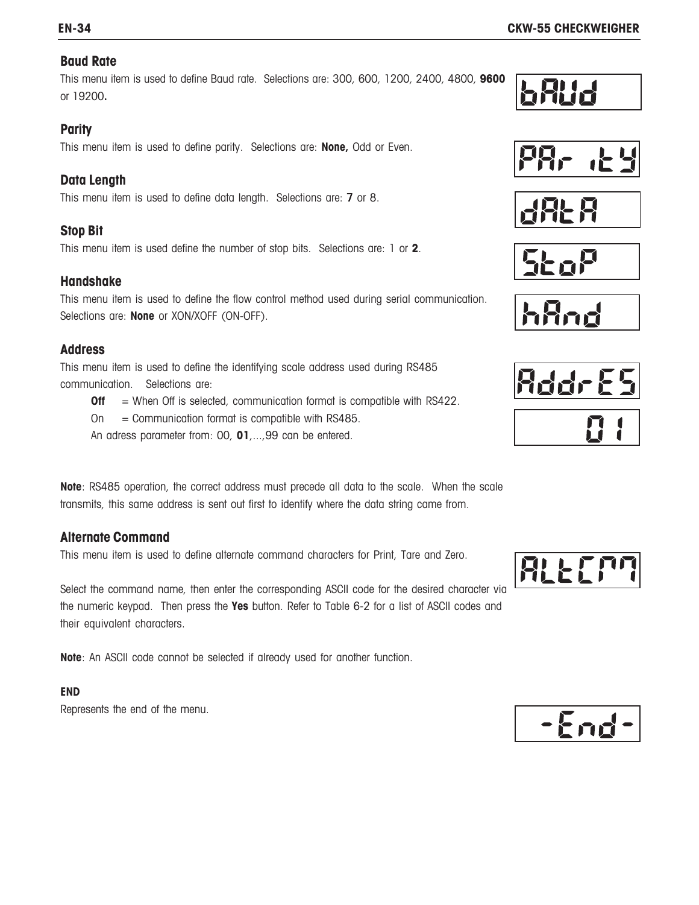### Baud Rate

This menu item is used to define Baud rate. Selections are: 300, 600, 1200, 2400, 4800, **9600** or 19200**.**

bAUd

### Parity

This menu item is used to define parity. Selections are: **None,** Odd or Even.

PAr itY

### Data Length

This menu item is used to define data length. Selections are: **7** or 8.

dAtA

### Stop Bit

This menu item is used define the number of stop bits. Selections are: 1 or **2**.

StoP

### Handshake

This menu item is used to define the flow control method used during serial communication. Selections are: **None** or XON/XOFF (ON-OFF).

hAnd

### Address

This menu item is used to define the identifying scale address used during RS485 communication. Selections are:

- **Off** = When Off is selected, communication format is compatible with RS422.
- On = Communication format is compatible with RS485.

An adress parameter from: 00, **01**,...,99 can be entered.

AddrES

01

**Note**: RS485 operation, the correct address must precede all data to the scale. When the scale transmits, this same address is sent out first to identify where the data string came from.

### Alternate Command

This menu item is used to define alternate command characters for Print, Tare and Zero.

ALtCM

Select the command name, then enter the corresponding ASCII code for the desired character via the numeric keypad. Then press the **Yes** button. Refer to Table 6-2 for a list of ASCII codes and their equivalent characters.

**Note**: An ASCII code cannot be selected if already used for another function.

#### END

Represents the end of the menu.

-End-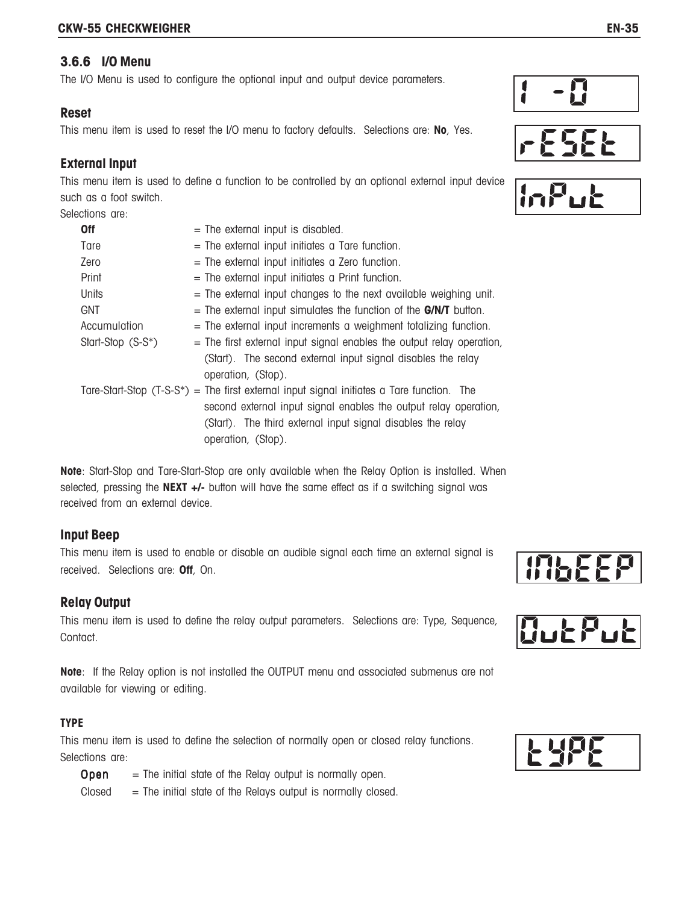### 3.6.6 I/O Menu

The I/O Menu is used to configure the optional input and output device parameters.

I -O

#### Reset

This menu item is used to reset the I/O menu to factory defaults. Selections are: **No**, Yes.

rESEt

#### External Input

This menu item is used to define a function to be controlled by an optional external input device such as a foot switch.

InPut

Selections are:

| | |
|---|---|
| **Off** | = The external input is disabled. |
| Tare | = The external input initiates a Tare function. |
| Zero | = The external input initiates a Zero function. |
| Print | = The external input initiates a Print function. |
| Units | = The external input changes to the next available weighing unit. |
| GNT | = The external input simulates the function of the **G/N/T** button. |
| Accumulation | = The external input increments a weighment totalizing function. |
| Start-Stop (S-S*) | = The first external input signal enables the output relay operation, (Start). The second external input signal disables the relay operation, (Stop). |
| Tare-Start-Stop (T-S-S*) | = The first external input signal initiates a Tare function. The second external input signal enables the output relay operation, (Start). The third external input signal disables the relay operation, (Stop). |

**Note**: Start-Stop and Tare-Start-Stop are only available when the Relay Option is installed. When selected, pressing the **NEXT +/-** button will have the same effect as if a switching signal was received from an external device.

#### Input Beep

This menu item is used to enable or disable an audible signal each time an external signal is received. Selections are: **Off**, On.

InbEEP

#### Relay Output

This menu item is used to define the relay output parameters. Selections are: Type, Sequence, Contact.

OutPut

**Note**: If the Relay option is not installed the OUTPUT menu and associated submenus are not available for viewing or editing.

##### TYPE

This menu item is used to define the selection of normally open or closed relay functions.

tYPE

Selections are:

| | |
|---|---|
| **Open** | = The initial state of the Relay output is normally open. |
| Closed | = The initial state of the Relays output is normally closed. |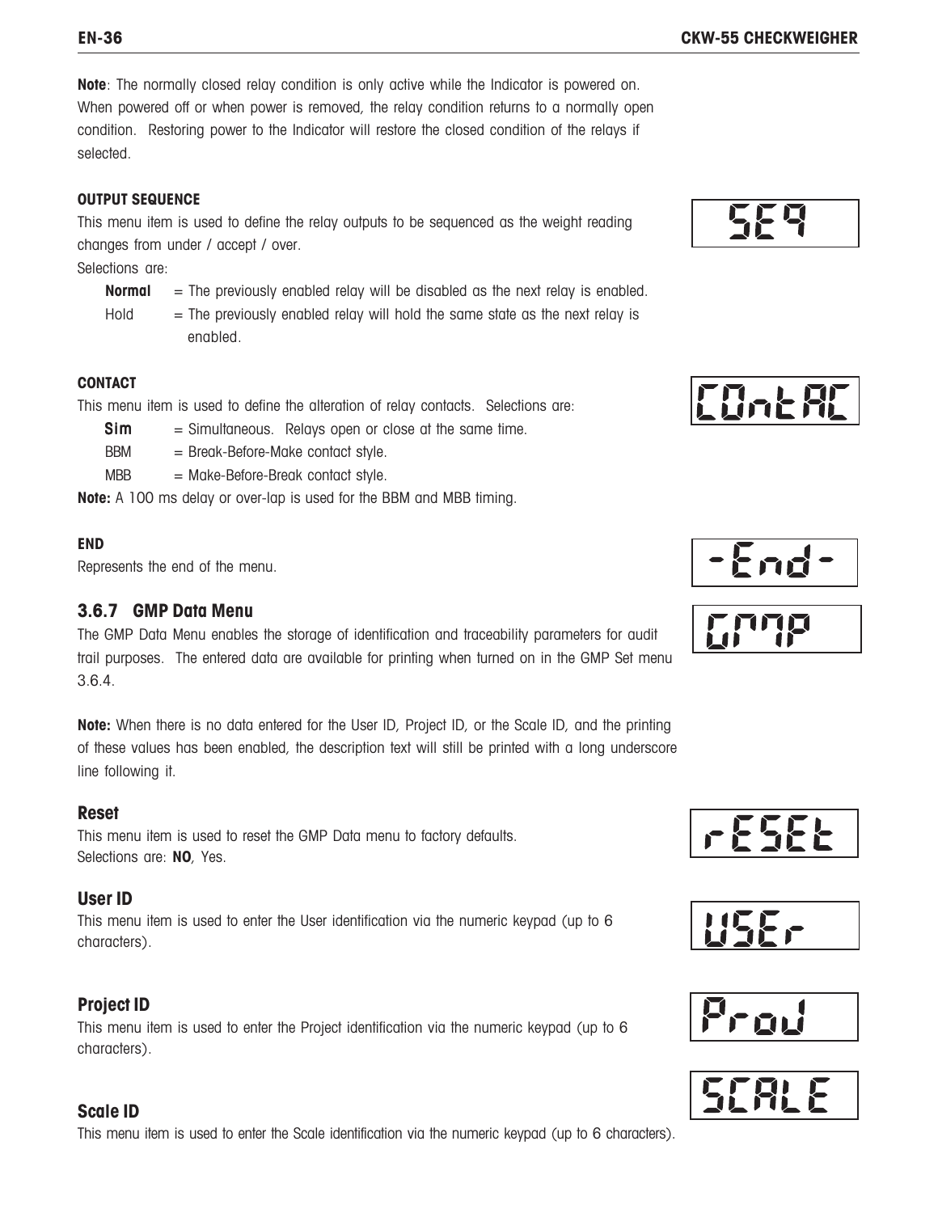**Note**: The normally closed relay condition is only active while the Indicator is powered on. When powered off or when power is removed, the relay condition returns to a normally open condition. Restoring power to the Indicator will restore the closed condition of the relays if selected.

**OUTPUT SEQUENCE**

This menu item is used to define the relay outputs to be sequenced as the weight reading changes from under / accept / over.

Selections are:

- **Normal** = The previously enabled relay will be disabled as the next relay is enabled.
- Hold = The previously enabled relay will hold the same state as the next relay is enabled.

**CONTACT**

This menu item is used to define the alteration of relay contacts. Selections are:

- **Sim** = Simultaneous. Relays open or close at the same time.
- BBM = Break-Before-Make contact style.
- MBB = Make-Before-Break contact style.

**Note:** A 100 ms delay or over-lap is used for the BBM and MBB timing.

**END**

Represents the end of the menu.

### 3.6.7 GMP Data Menu

The GMP Data Menu enables the storage of identification and traceability parameters for audit trail purposes. The entered data are available for printing when turned on in the GMP Set menu 3.6.4.

**Note:** When there is no data entered for the User ID, Project ID, or the Scale ID, and the printing of these values has been enabled, the description text will still be printed with a long underscore line following it.

#### Reset

This menu item is used to reset the GMP Data menu to factory defaults.
Selections are: **NO**, Yes.

#### User ID

This menu item is used to enter the User identification via the numeric keypad (up to 6 characters).

#### Project ID

This menu item is used to enter the Project identification via the numeric keypad (up to 6 characters).

#### Scale ID

This menu item is used to enter the Scale identification via the numeric keypad (up to 6 characters).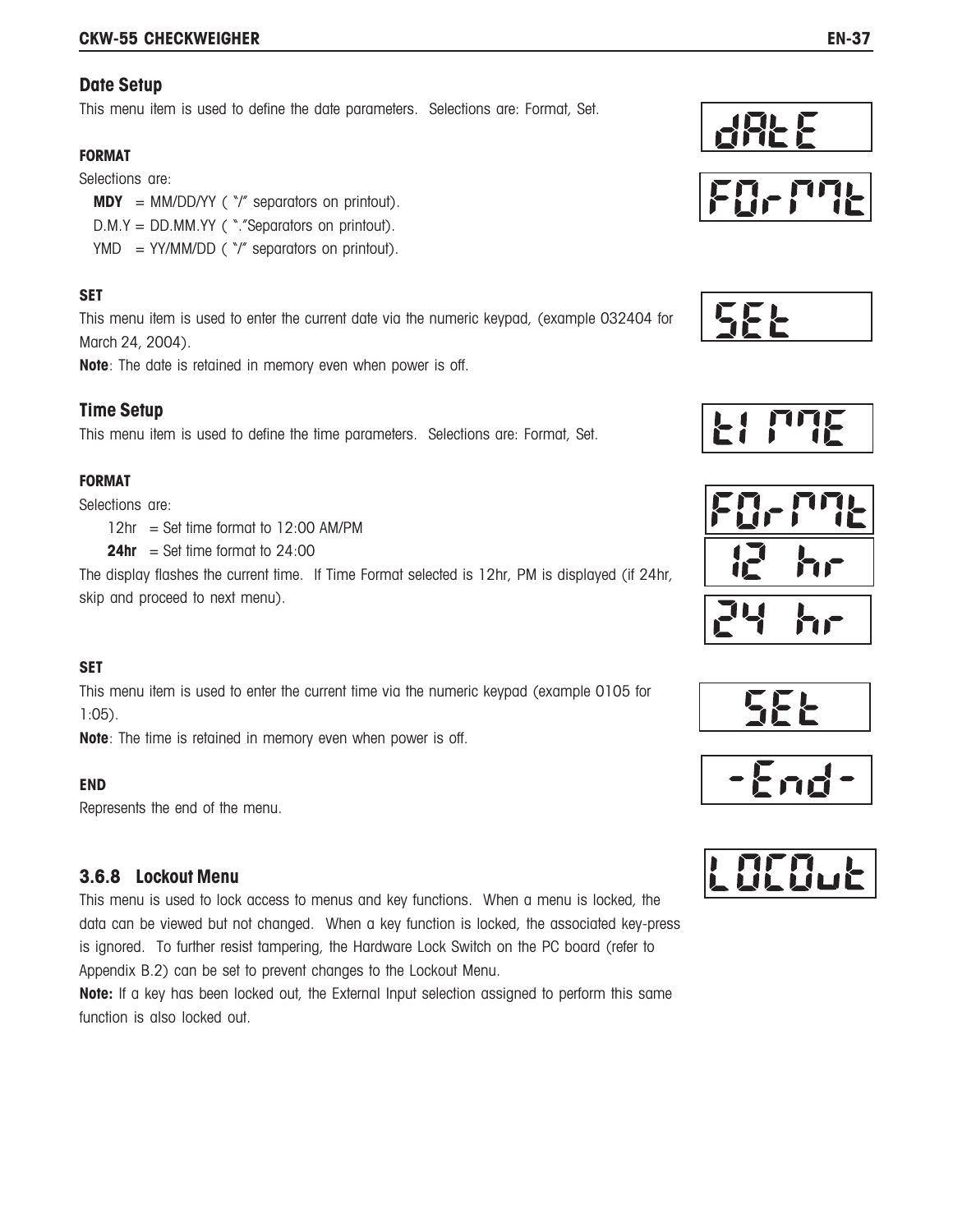## Date Setup

This menu item is used to define the date parameters. Selections are: Format, Set.

**FORMAT**

Selections are:

**MDY** = MM/DD/YY ( "/" separators on printout).
D.M.Y = DD.MM.YY ( "."Separators on printout).
YMD = YY/MM/DD ( "/" separators on printout).

**SET**

This menu item is used to enter the current date via the numeric keypad, (example 032404 for March 24, 2004).

**Note**: The date is retained in memory even when power is off.

## Time Setup

This menu item is used to define the time parameters. Selections are: Format, Set.

**FORMAT**

Selections are:

12hr = Set time format to 12:00 AM/PM
**24hr** = Set time format to 24:00

The display flashes the current time. If Time Format selected is 12hr, PM is displayed (if 24hr, skip and proceed to next menu).

**SET**

This menu item is used to enter the current time via the numeric keypad (example 0105 for 1:05).

**Note**: The time is retained in memory even when power is off.

**END**

Represents the end of the menu.

### 3.6.8 Lockout Menu

This menu is used to lock access to menus and key functions. When a menu is locked, the data can be viewed but not changed. When a key function is locked, the associated key-press is ignored. To further resist tampering, the Hardware Lock Switch on the PC board (refer to Appendix B.2) can be set to prevent changes to the Lockout Menu.

**Note:** If a key has been locked out, the External Input selection assigned to perform this same function is also locked out.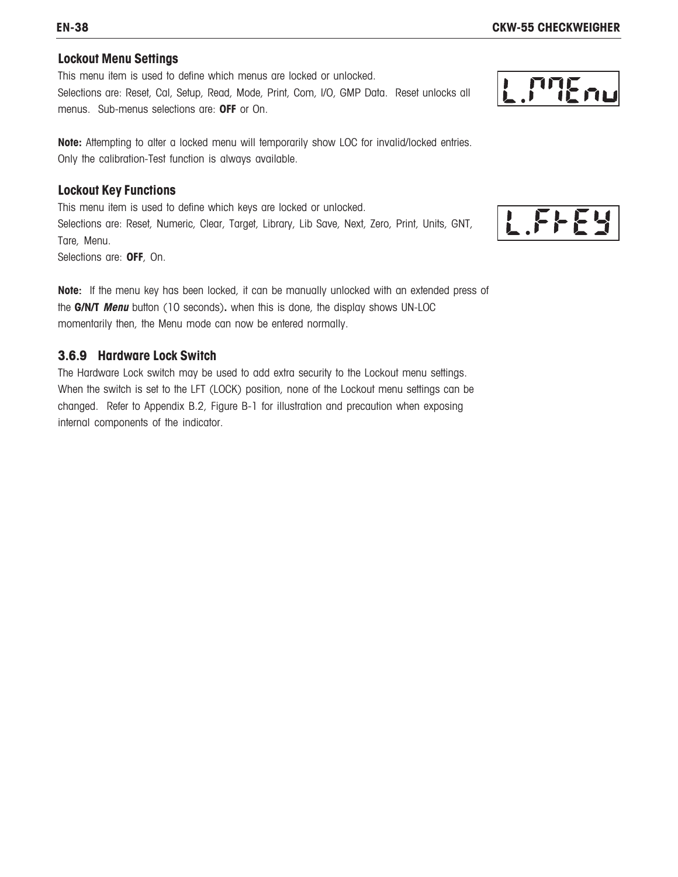### Lockout Menu Settings

This menu item is used to define which menus are locked or unlocked.
Selections are: Reset, Cal, Setup, Read, Mode, Print, Com, I/O, GMP Data. Reset unlocks all menus. Sub-menus selections are: **OFF** or On.

**Note:** Attempting to alter a locked menu will temporarily show LOC for invalid/locked entries. Only the calibration-Test function is always available.

### Lockout Key Functions

This menu item is used to define which keys are locked or unlocked.
Selections are: Reset, Numeric, Clear, Target, Library, Lib Save, Next, Zero, Print, Units, GNT, Tare, Menu.
Selections are: **OFF**, On.

**Note:** If the menu key has been locked, it can be manually unlocked with an extended press of the **G/N/T *Menu*** button (10 seconds)**.** when this is done, the display shows UN-LOC momentarily then, the Menu mode can now be entered normally.

### 3.6.9 Hardware Lock Switch

The Hardware Lock switch may be used to add extra security to the Lockout menu settings. When the switch is set to the LFT (LOCK) position, none of the Lockout menu settings can be changed. Refer to Appendix B.2, Figure B-1 for illustration and precaution when exposing internal components of the indicator.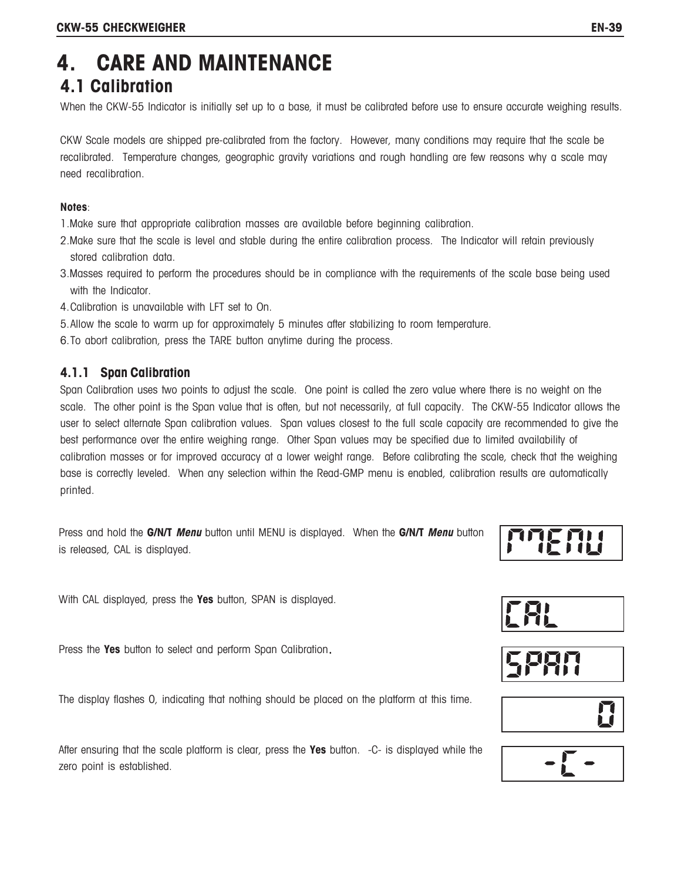// The page is an image only, with no selectable text layer, so the content below was transcribed visually.
# 4. CARE AND MAINTENANCE

## 4.1 Calibration

When the CKW-55 Indicator is initially set up to a base, it must be calibrated before use to ensure accurate weighing results.

CKW Scale models are shipped pre-calibrated from the factory. However, many conditions may require that the scale be recalibrated. Temperature changes, geographic gravity variations and rough handling are few reasons why a scale may need recalibration.

**Notes**:

1. Make sure that appropriate calibration masses are available before beginning calibration.
2. Make sure that the scale is level and stable during the entire calibration process. The Indicator will retain previously stored calibration data.
3. Masses required to perform the procedures should be in compliance with the requirements of the scale base being used with the Indicator.
4. Calibration is unavailable with LFT set to On.
5. Allow the scale to warm up for approximately 5 minutes after stabilizing to room temperature.
6. To abort calibration, press the TARE button anytime during the process.

### 4.1.1 Span Calibration

Span Calibration uses two points to adjust the scale. One point is called the zero value where there is no weight on the scale. The other point is the Span value that is often, but not necessarily, at full capacity. The CKW-55 Indicator allows the user to select alternate Span calibration values. Span values closest to the full scale capacity are recommended to give the best performance over the entire weighing range. Other Span values may be specified due to limited availability of calibration masses or for improved accuracy at a lower weight range. Before calibrating the scale, check that the weighing base is correctly leveled. When any selection within the Read-GMP menu is enabled, calibration results are automatically printed.

Press and hold the **G/N/T** ***Menu*** button until MENU is displayed. When the **G/N/T** ***Menu*** button is released, CAL is displayed.

MENU

With CAL displayed, press the **Yes** button, SPAN is displayed.

CAL

Press the **Yes** button to select and perform Span Calibration.

SPAN

The display flashes 0, indicating that nothing should be placed on the platform at this time.

0

After ensuring that the scale platform is clear, press the **Yes** button. -C- is displayed while the zero point is established.

-C-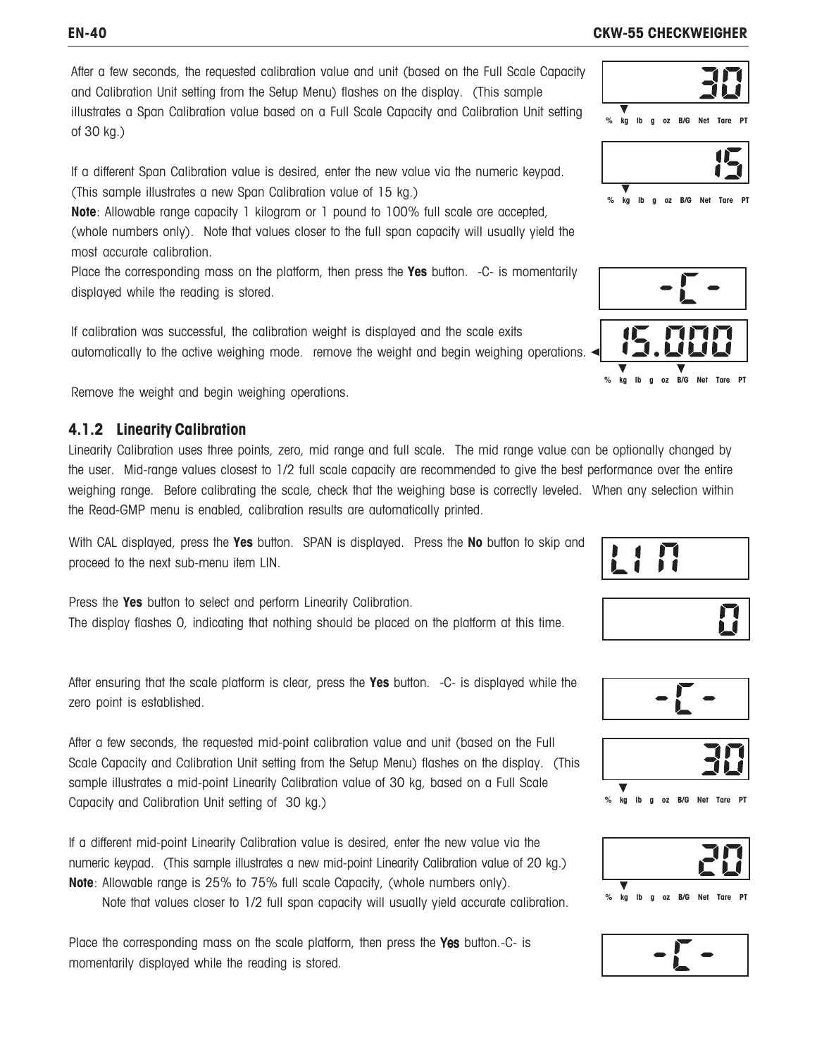After a few seconds, the requested calibration value and unit (based on the Full Scale Capacity and Calibration Unit setting from the Setup Menu) flashes on the display. (This sample illustrates a Span Calibration value based on a Full Scale Capacity and Calibration Unit setting of 30 kg.)

If a different Span Calibration value is desired, enter the new value via the numeric keypad. (This sample illustrates a new Span Calibration value of 15 kg.)

**Note**: Allowable range capacity 1 kilogram or 1 pound to 100% full scale are accepted, (whole numbers only). Note that values closer to the full span capacity will usually yield the most accurate calibration.

Place the corresponding mass on the platform, then press the **Yes** button. -C- is momentarily displayed while the reading is stored.

If calibration was successful, the calibration weight is displayed and the scale exits automatically to the active weighing mode. remove the weight and begin weighing operations.

Remove the weight and begin weighing operations.

### 4.1.2 Linearity Calibration

Linearity Calibration uses three points, zero, mid range and full scale. The mid range value can be optionally changed by the user. Mid-range values closest to 1/2 full scale capacity are recommended to give the best performance over the entire weighing range. Before calibrating the scale, check that the weighing base is correctly leveled. When any selection within the Read-GMP menu is enabled, calibration results are automatically printed.

With CAL displayed, press the **Yes** button. SPAN is displayed. Press the **No** button to skip and proceed to the next sub-menu item LIN.

Press the **Yes** button to select and perform Linearity Calibration.
The display flashes 0, indicating that nothing should be placed on the platform at this time.

After ensuring that the scale platform is clear, press the **Yes** button. -C- is displayed while the zero point is established.

After a few seconds, the requested mid-point calibration value and unit (based on the Full Scale Capacity and Calibration Unit setting from the Setup Menu) flashes on the display. (This sample illustrates a mid-point Linearity Calibration value of 30 kg, based on a Full Scale Capacity and Calibration Unit setting of 30 kg.)

If a different mid-point Linearity Calibration value is desired, enter the new value via the numeric keypad. (This sample illustrates a new mid-point Linearity Calibration value of 20 kg.)

**Note**: Allowable range is 25% to 75% full scale Capacity, (whole numbers only).
Note that values closer to 1/2 full span capacity will usually yield accurate calibration.

Place the corresponding mass on the scale platform, then press the **Yes** button.-C- is momentarily displayed while the reading is stored.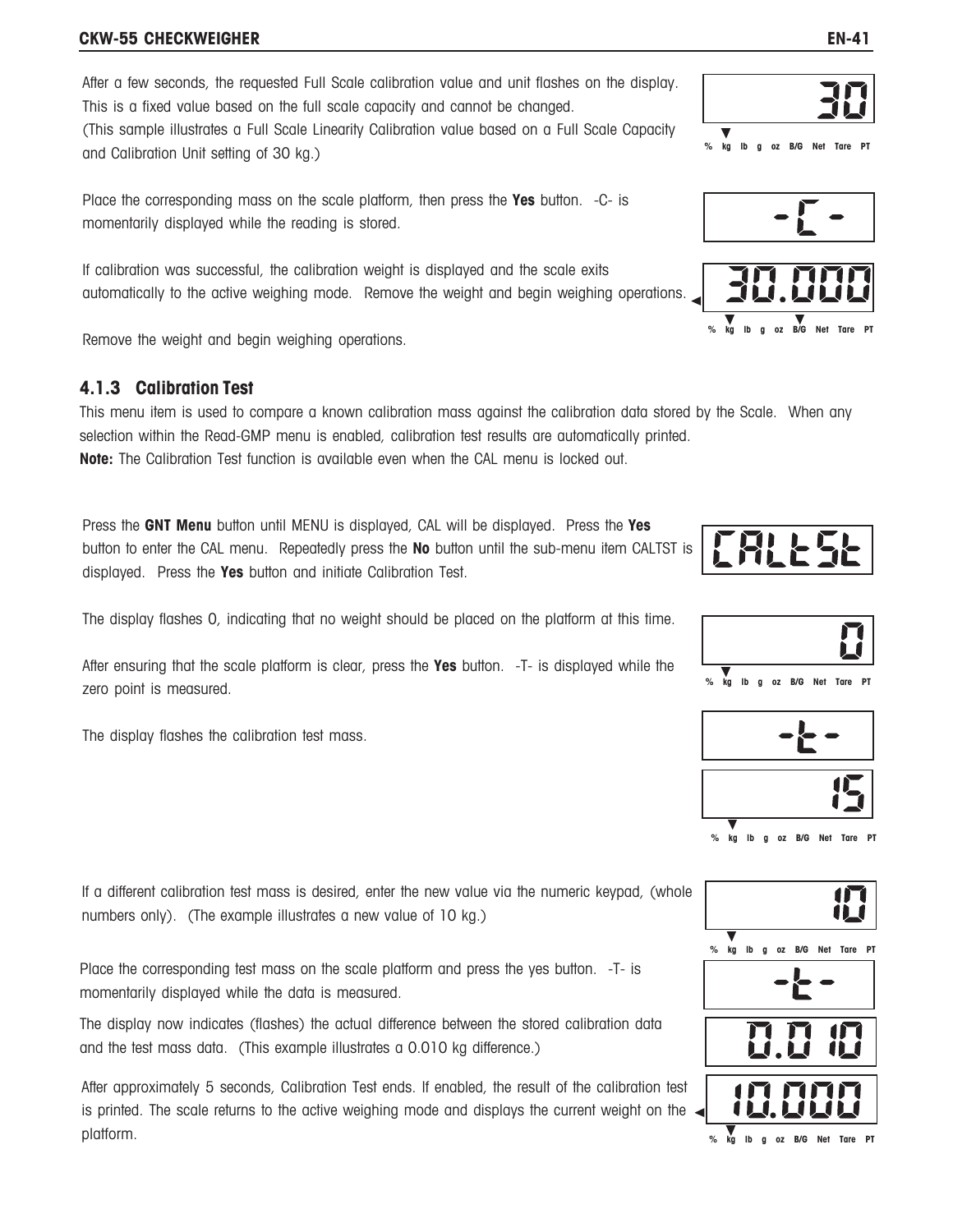After a few seconds, the requested Full Scale calibration value and unit flashes on the display. This is a fixed value based on the full scale capacity and cannot be changed. (This sample illustrates a Full Scale Linearity Calibration value based on a Full Scale Capacity and Calibration Unit setting of 30 kg.)

Place the corresponding mass on the scale platform, then press the **Yes** button. -C- is momentarily displayed while the reading is stored.

If calibration was successful, the calibration weight is displayed and the scale exits automatically to the active weighing mode. Remove the weight and begin weighing operations.

Remove the weight and begin weighing operations.

### 4.1.3 Calibration Test

This menu item is used to compare a known calibration mass against the calibration data stored by the Scale. When any selection within the Read-GMP menu is enabled, calibration test results are automatically printed.

**Note:** The Calibration Test function is available even when the CAL menu is locked out.

Press the **GNT Menu** button until MENU is displayed, CAL will be displayed. Press the **Yes** button to enter the CAL menu. Repeatedly press the **No** button until the sub-menu item CALTST is displayed. Press the **Yes** button and initiate Calibration Test.

The display flashes 0, indicating that no weight should be placed on the platform at this time.

After ensuring that the scale platform is clear, press the **Yes** button. -T- is displayed while the zero point is measured.

The display flashes the calibration test mass.

If a different calibration test mass is desired, enter the new value via the numeric keypad, (whole numbers only). (The example illustrates a new value of 10 kg.)

Place the corresponding test mass on the scale platform and press the yes button. -T- is momentarily displayed while the data is measured.

The display now indicates (flashes) the actual difference between the stored calibration data and the test mass data. (This example illustrates a 0.010 kg difference.)

After approximately 5 seconds, Calibration Test ends. If enabled, the result of the calibration test is printed. The scale returns to the active weighing mode and displays the current weight on the platform.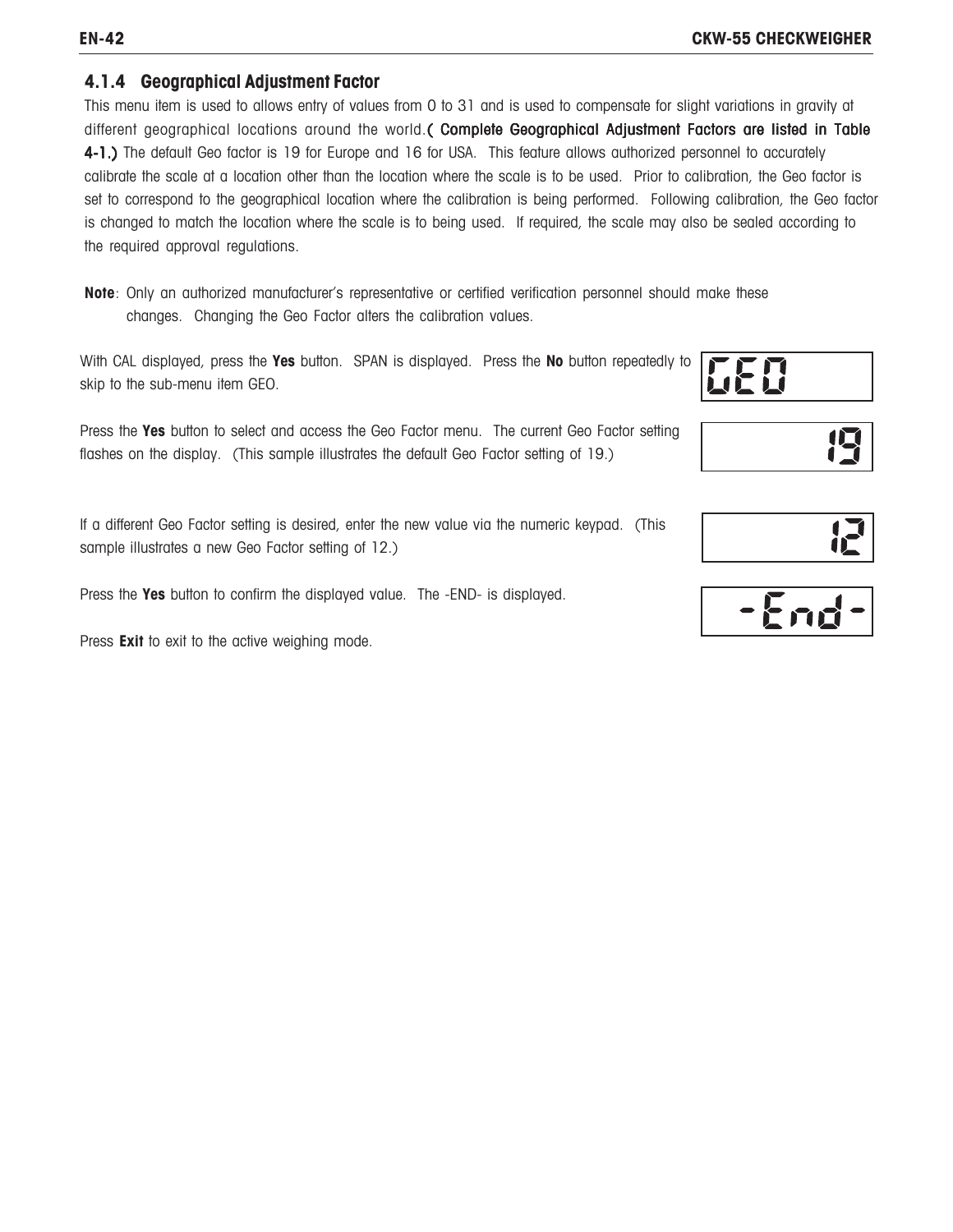### 4.1.4 Geographical Adjustment Factor

This menu item is used to allows entry of values from 0 to 31 and is used to compensate for slight variations in gravity at different geographical locations around the world. **( Complete Geographical Adjustment Factors are listed in Table 4-1.)** The default Geo factor is 19 for Europe and 16 for USA. This feature allows authorized personnel to accurately calibrate the scale at a location other than the location where the scale is to be used. Prior to calibration, the Geo factor is set to correspond to the geographical location where the calibration is being performed. Following calibration, the Geo factor is changed to match the location where the scale is to being used. If required, the scale may also be sealed according to the required approval regulations.

**Note**: Only an authorized manufacturer's representative or certified verification personnel should make these changes. Changing the Geo Factor alters the calibration values.

With CAL displayed, press the **Yes** button. SPAN is displayed. Press the **No** button repeatedly to skip to the sub-menu item GEO.

GEO

Press the **Yes** button to select and access the Geo Factor menu. The current Geo Factor setting flashes on the display. (This sample illustrates the default Geo Factor setting of 19.)

19

If a different Geo Factor setting is desired, enter the new value via the numeric keypad. (This sample illustrates a new Geo Factor setting of 12.)

12

Press the **Yes** button to confirm the displayed value. The -END- is displayed.

-End-

Press **Exit** to exit to the active weighing mode.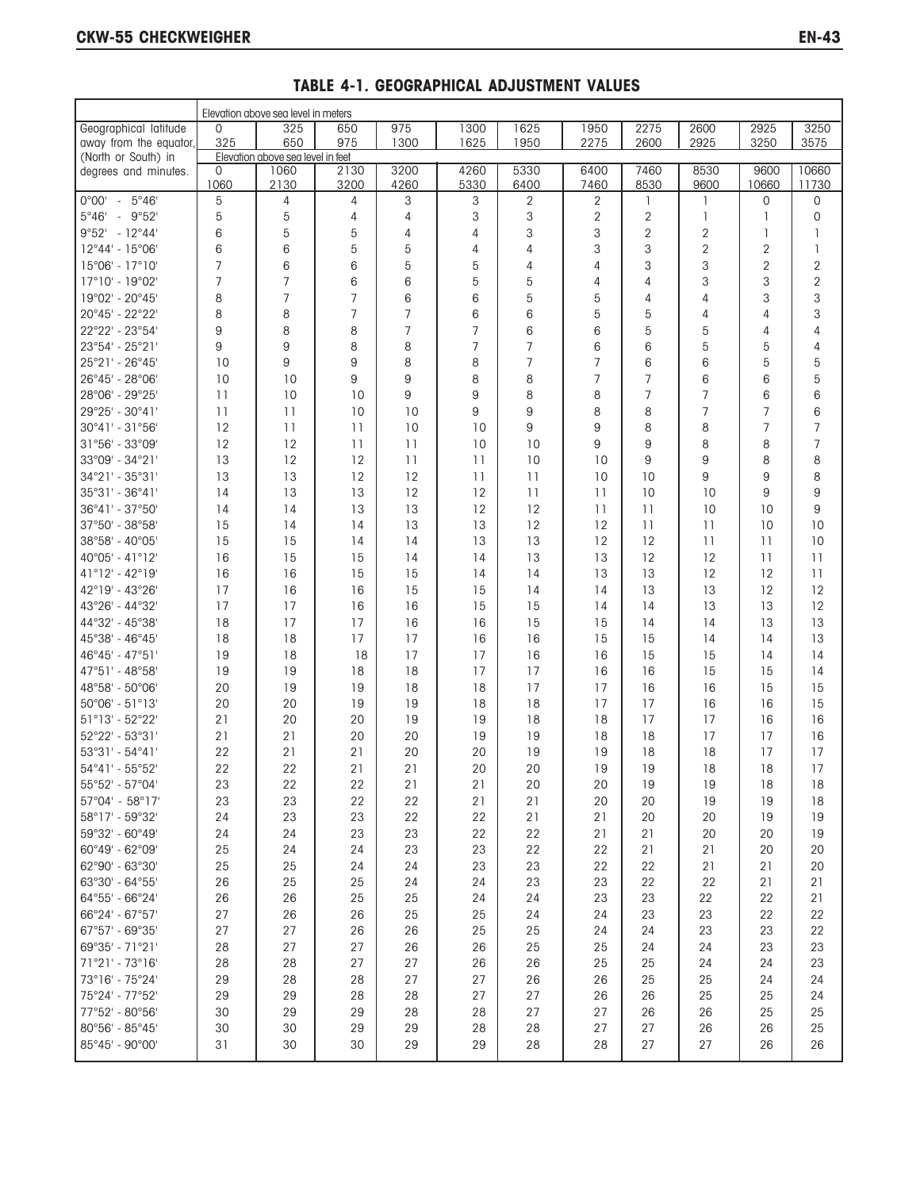## TABLE 4-1. GEOGRAPHICAL ADJUSTMENT VALUES

| | Elevation above sea level in meters | | | | | | | | | | |
|---|---|---|---|---|---|---|---|---|---|---|---|
| Geographical latitude away from the equator, (North or South) in degrees and minutes. | 0<br>325 | 325<br>650 | 650<br>975 | 975<br>1300 | 1300<br>1625 | 1625<br>1950 | 1950<br>2275 | 2275<br>2600 | 2600<br>2925 | 2925<br>3250 | 3250<br>3575 |
| | Elevation above sea level in feet | | | | | | | | | | |
| | 0<br>1060 | 1060<br>2130 | 2130<br>3200 | 3200<br>4260 | 4260<br>5330 | 5330<br>6400 | 6400<br>7460 | 7460<br>8530 | 8530<br>9600 | 9600<br>10660 | 10660<br>11730 |
| 0°00' - 5°46' | 5 | 4 | 4 | 3 | 3 | 2 | 2 | 1 | 1 | 0 | 0 |
| 5°46' - 9°52' | 5 | 5 | 4 | 4 | 3 | 3 | 2 | 2 | 1 | 1 | 0 |
| 9°52' - 12°44' | 6 | 5 | 5 | 4 | 4 | 3 | 3 | 2 | 2 | 1 | 1 |
| 12°44' - 15°06' | 6 | 6 | 5 | 5 | 4 | 4 | 3 | 3 | 2 | 2 | 1 |
| 15°06' - 17°10' | 7 | 6 | 6 | 5 | 5 | 4 | 4 | 3 | 3 | 2 | 2 |
| 17°10' - 19°02' | 7 | 7 | 6 | 6 | 5 | 5 | 4 | 4 | 3 | 3 | 2 |
| 19°02' - 20°45' | 8 | 7 | 7 | 6 | 6 | 5 | 5 | 4 | 4 | 3 | 3 |
| 20°45' - 22°22' | 8 | 8 | 7 | 7 | 6 | 6 | 5 | 5 | 4 | 4 | 3 |
| 22°22' - 23°54' | 9 | 8 | 8 | 7 | 7 | 6 | 6 | 5 | 5 | 4 | 4 |
| 23°54' - 25°21' | 9 | 9 | 8 | 8 | 7 | 7 | 6 | 6 | 5 | 5 | 4 |
| 25°21' - 26°45' | 10 | 9 | 9 | 8 | 8 | 7 | 7 | 6 | 6 | 5 | 5 |
| 26°45' - 28°06' | 10 | 10 | 9 | 9 | 8 | 8 | 7 | 7 | 6 | 6 | 5 |
| 28°06' - 29°25' | 11 | 10 | 10 | 9 | 9 | 8 | 8 | 7 | 7 | 6 | 6 |
| 29°25' - 30°41' | 11 | 11 | 10 | 10 | 9 | 9 | 8 | 8 | 7 | 7 | 6 |
| 30°41' - 31°56' | 12 | 11 | 11 | 10 | 10 | 9 | 9 | 8 | 8 | 7 | 7 |
| 31°56' - 33°09' | 12 | 12 | 11 | 11 | 10 | 10 | 9 | 9 | 8 | 8 | 7 |
| 33°09' - 34°21' | 13 | 12 | 12 | 11 | 11 | 10 | 10 | 9 | 9 | 8 | 8 |
| 34°21' - 35°31' | 13 | 13 | 12 | 12 | 11 | 11 | 10 | 10 | 9 | 9 | 8 |
| 35°31' - 36°41' | 14 | 13 | 13 | 12 | 12 | 11 | 11 | 10 | 10 | 9 | 9 |
| 36°41' - 37°50' | 14 | 14 | 13 | 13 | 12 | 12 | 11 | 11 | 10 | 10 | 9 |
| 37°50' - 38°58' | 15 | 14 | 14 | 13 | 13 | 12 | 12 | 11 | 11 | 10 | 10 |
| 38°58' - 40°05' | 15 | 15 | 14 | 14 | 13 | 13 | 12 | 12 | 11 | 11 | 10 |
| 40°05' - 41°12' | 16 | 15 | 15 | 14 | 14 | 13 | 13 | 12 | 12 | 11 | 11 |
| 41°12' - 42°19' | 16 | 16 | 15 | 15 | 14 | 14 | 13 | 13 | 12 | 12 | 11 |
| 42°19' - 43°26' | 17 | 16 | 16 | 15 | 15 | 14 | 14 | 13 | 13 | 12 | 12 |
| 43°26' - 44°32' | 17 | 17 | 16 | 16 | 15 | 15 | 14 | 14 | 13 | 13 | 12 |
| 44°32' - 45°38' | 18 | 17 | 17 | 16 | 16 | 15 | 15 | 14 | 14 | 13 | 13 |
| 45°38' - 46°45' | 18 | 18 | 17 | 17 | 16 | 16 | 15 | 15 | 14 | 14 | 13 |
| 46°45' - 47°51' | 19 | 18 | 18 | 17 | 17 | 16 | 16 | 15 | 15 | 14 | 14 |
| 47°51' - 48°58' | 19 | 19 | 18 | 18 | 17 | 17 | 16 | 16 | 15 | 15 | 14 |
| 48°58' - 50°06' | 20 | 19 | 19 | 18 | 18 | 17 | 17 | 16 | 16 | 15 | 15 |
| 50°06' - 51°13' | 20 | 20 | 19 | 19 | 18 | 18 | 17 | 17 | 16 | 16 | 15 |
| 51°13' - 52°22' | 21 | 20 | 20 | 19 | 19 | 18 | 18 | 17 | 17 | 16 | 16 |
| 52°22' - 53°31' | 21 | 21 | 20 | 20 | 19 | 19 | 18 | 18 | 17 | 17 | 16 |
| 53°31' - 54°41' | 22 | 21 | 21 | 20 | 20 | 19 | 19 | 18 | 18 | 17 | 17 |
| 54°41' - 55°52' | 22 | 22 | 21 | 21 | 20 | 20 | 19 | 19 | 18 | 18 | 17 |
| 55°52' - 57°04' | 23 | 22 | 22 | 21 | 21 | 20 | 20 | 19 | 19 | 18 | 18 |
| 57°04' - 58°17' | 23 | 23 | 22 | 22 | 21 | 21 | 20 | 20 | 19 | 19 | 18 |
| 58°17' - 59°32' | 24 | 23 | 23 | 22 | 22 | 21 | 21 | 20 | 20 | 19 | 19 |
| 59°32' - 60°49' | 24 | 24 | 23 | 23 | 22 | 22 | 21 | 21 | 20 | 20 | 19 |
| 60°49' - 62°09' | 25 | 24 | 24 | 23 | 23 | 22 | 22 | 21 | 21 | 20 | 20 |
| 62°90' - 63°30' | 25 | 25 | 24 | 24 | 23 | 23 | 22 | 22 | 21 | 21 | 20 |
| 63°30' - 64°55' | 26 | 25 | 25 | 24 | 24 | 23 | 23 | 22 | 22 | 21 | 21 |
| 64°55' - 66°24' | 26 | 26 | 25 | 25 | 24 | 24 | 23 | 23 | 22 | 22 | 21 |
| 66°24' - 67°57' | 27 | 26 | 26 | 25 | 25 | 24 | 24 | 23 | 23 | 22 | 22 |
| 67°57' - 69°35' | 27 | 27 | 26 | 26 | 25 | 25 | 24 | 24 | 23 | 23 | 22 |
| 69°35' - 71°21' | 28 | 27 | 27 | 26 | 26 | 25 | 25 | 24 | 24 | 23 | 23 |
| 71°21' - 73°16' | 28 | 28 | 27 | 27 | 26 | 26 | 25 | 25 | 24 | 24 | 23 |
| 73°16' - 75°24' | 29 | 28 | 28 | 27 | 27 | 26 | 26 | 25 | 25 | 24 | 24 |
| 75°24' - 77°52' | 29 | 29 | 28 | 28 | 27 | 27 | 26 | 26 | 25 | 25 | 24 |
| 77°52' - 80°56' | 30 | 29 | 29 | 28 | 28 | 27 | 27 | 26 | 26 | 25 | 25 |
| 80°56' - 85°45' | 30 | 30 | 29 | 29 | 28 | 28 | 27 | 27 | 26 | 26 | 25 |
| 85°45' - 90°00' | 31 | 30 | 30 | 29 | 29 | 28 | 28 | 27 | 27 | 26 | 26 |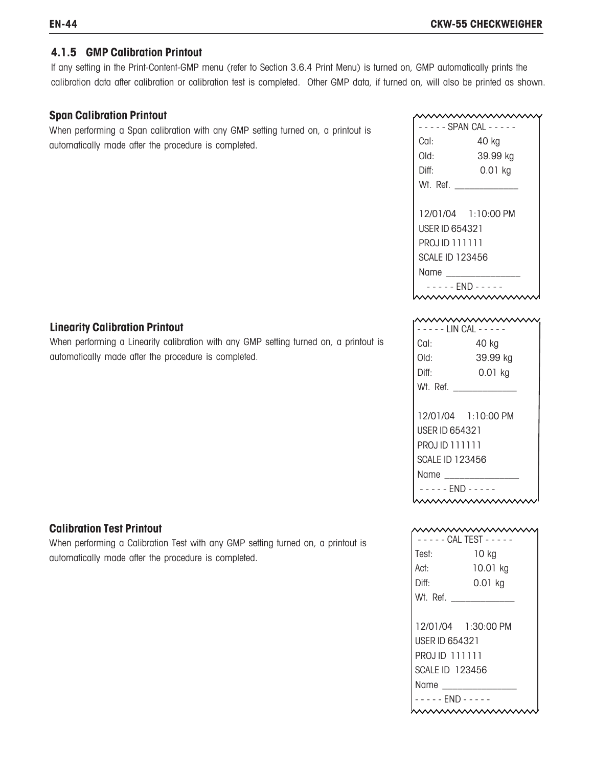### 4.1.5 GMP Calibration Printout

If any setting in the Print-Content-GMP menu (refer to Section 3.6.4 Print Menu) is turned on, GMP automatically prints the calibration data after calibration or calibration test is completed. Other GMP data, if turned on, will also be printed as shown.

**Span Calibration Printout**

When performing a Span calibration with any GMP setting turned on, a printout is automatically made after the procedure is completed.

```
- - - - - SPAN CAL - - - - -
Cal:            40 kg
Old:            39.99 kg
Diff:            0.01 kg
Wt. Ref. ______________

12/01/04    1:10:00 PM
USER ID 654321
PROJ ID 111111
SCALE ID 123456
Name ________________
  - - - - - END - - - - -
```

**Linearity Calibration Printout**

When performing a Linearity calibration with any GMP setting turned on, a printout is automatically made after the procedure is completed.

```
- - - - - LIN CAL - - - - -
Cal:            40 kg
Old:            39.99 kg
Diff:            0.01 kg
Wt. Ref. ______________

12/01/04    1:10:00 PM
USER ID 654321
PROJ ID 111111
SCALE ID 123456
Name ________________
 - - - - - END - - - - -
```

**Calibration Test Printout**

When performing a Calibration Test with any GMP setting turned on, a printout is automatically made after the procedure is completed.

```
 - - - - - CAL TEST - - - - -
Test:           10 kg
Act:            10.01 kg
Diff:           0.01 kg
Wt. Ref. ______________

12/01/04    1:30:00 PM
USER ID 654321
PROJ ID  111111
SCALE ID  123456
Name ________________
- - - - - END - - - - -
```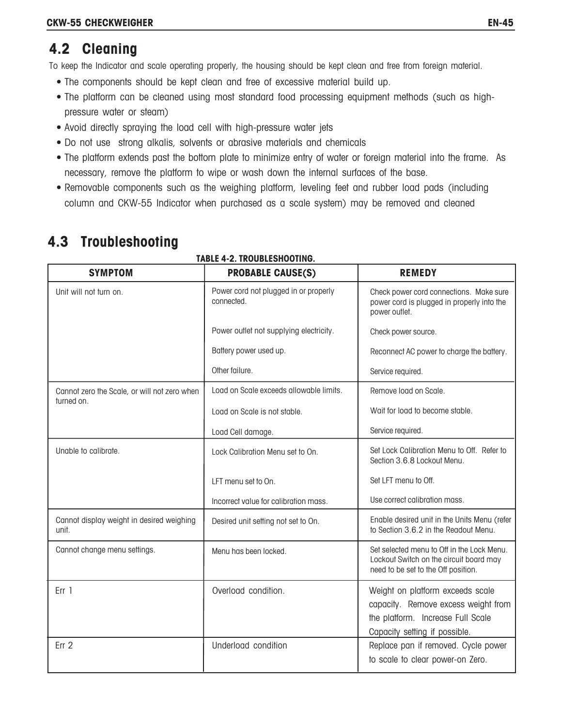## 4.2 Cleaning

To keep the Indicator and scale operating properly, the housing should be kept clean and free from foreign material.

- The components should be kept clean and free of excessive material build up.
- The platform can be cleaned using most standard food processing equipment methods (such as high-pressure water or steam)
- Avoid directly spraying the load cell with high-pressure water jets
- Do not use strong alkalis, solvents or abrasive materials and chemicals
- The platform extends past the bottom plate to minimize entry of water or foreign material into the frame. As necessary, remove the platform to wipe or wash down the internal surfaces of the base.
- Removable components such as the weighing platform, leveling feet and rubber load pads (including column and CKW-55 Indicator when purchased as a scale system) may be removed and cleaned

## 4.3 Troubleshooting

**TABLE 4-2. TROUBLESHOOTING.**

| SYMPTOM | PROBABLE CAUSE(S) | REMEDY |
|---|---|---|
| Unit will not turn on. | Power cord not plugged in or properly connected. | Check power cord connections. Make sure power cord is plugged in properly into the power outlet. |
| | Power outlet not supplying electricity. | Check power source. |
| | Battery power used up. | Reconnect AC power to charge the battery. |
| | Other failure. | Service required. |
| Cannot zero the Scale, or will not zero when turned on. | Load on Scale exceeds allowable limits. | Remove load on Scale. |
| | Load on Scale is not stable. | Wait for load to become stable. |
| | Load Cell damage. | Service required. |
| Unable to calibrate. | Lock Calibration Menu set to On. | Set Lock Calibration Menu to Off. Refer to Section 3.6.8 Lockout Menu. |
| | LFT menu set to On. | Set LFT menu to Off. |
| | Incorrect value for calibration mass. | Use correct calibration mass. |
| Cannot display weight in desired weighing unit. | Desired unit setting not set to On. | Enable desired unit in the Units Menu (refer to Section 3.6.2 in the Readout Menu. |
| Cannot change menu settings. | Menu has been locked. | Set selected menu to Off in the Lock Menu. Lockout Switch on the circuit board may need to be set to the Off position. |
| Err 1 | Overload condition. | Weight on platform exceeds scale capacity. Remove excess weight from the platform. Increase Full Scale Capacity setting if possible. |
| Err 2 | Underload condition | Replace pan if removed. Cycle power to scale to clear power-on Zero. |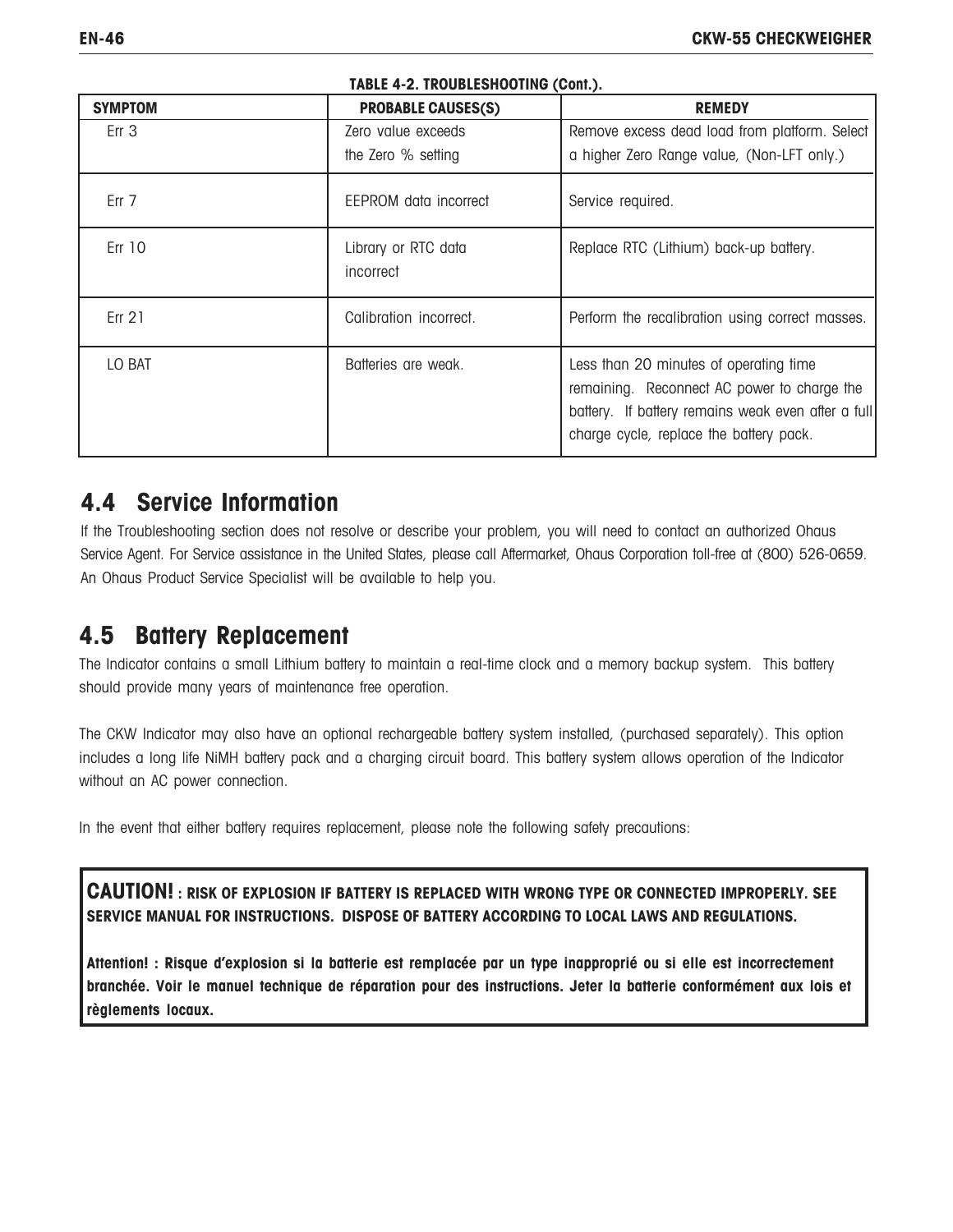**TABLE 4-2. TROUBLESHOOTING (Cont.).**

| SYMPTOM | PROBABLE CAUSES(S) | REMEDY |
|---|---|---|
| Err 3 | Zero value exceeds the Zero % setting | Remove excess dead load from platform. Select a higher Zero Range value, (Non-LFT only.) |
| Err 7 | EEPROM data incorrect | Service required. |
| Err 10 | Library or RTC data incorrect | Replace RTC (Lithium) back-up battery. |
| Err 21 | Calibration incorrect. | Perform the recalibration using correct masses. |
| LO BAT | Batteries are weak. | Less than 20 minutes of operating time remaining. Reconnect AC power to charge the battery. If battery remains weak even after a full charge cycle, replace the battery pack. |

## 4.4 Service Information

If the Troubleshooting section does not resolve or describe your problem, you will need to contact an authorized Ohaus Service Agent. For Service assistance in the United States, please call Aftermarket, Ohaus Corporation toll-free at (800) 526-0659. An Ohaus Product Service Specialist will be available to help you.

## 4.5 Battery Replacement

The Indicator contains a small Lithium battery to maintain a real-time clock and a memory backup system. This battery should provide many years of maintenance free operation.

The CKW Indicator may also have an optional rechargeable battery system installed, (purchased separately). This option includes a long life NiMH battery pack and a charging circuit board. This battery system allows operation of the Indicator without an AC power connection.

In the event that either battery requires replacement, please note the following safety precautions:

**CAUTION! : RISK OF EXPLOSION IF BATTERY IS REPLACED WITH WRONG TYPE OR CONNECTED IMPROPERLY. SEE SERVICE MANUAL FOR INSTRUCTIONS. DISPOSE OF BATTERY ACCORDING TO LOCAL LAWS AND REGULATIONS.**

**Attention! : Risque d'explosion si la batterie est remplacée par un type inapproprié ou si elle est incorrectement branchée. Voir le manuel technique de réparation pour des instructions. Jeter la batterie conformément aux lois et règlements locaux.**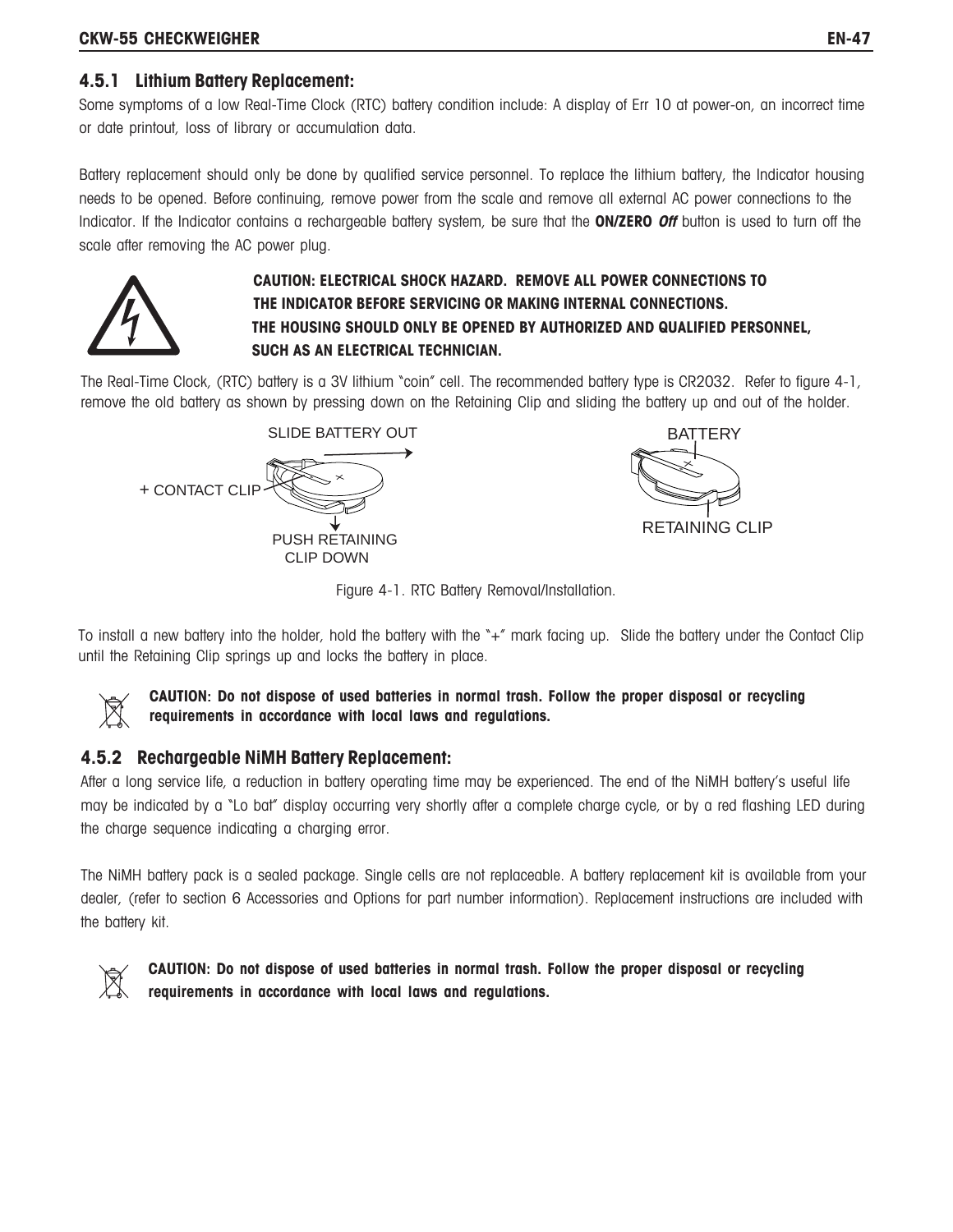### 4.5.1 Lithium Battery Replacement:

Some symptoms of a low Real-Time Clock (RTC) battery condition include: A display of Err 10 at power-on, an incorrect time or date printout, loss of library or accumulation data.

Battery replacement should only be done by qualified service personnel. To replace the lithium battery, the Indicator housing needs to be opened. Before continuing, remove power from the scale and remove all external AC power connections to the Indicator. If the Indicator contains a rechargeable battery system, be sure that the **ON/ZERO** ***Off*** button is used to turn off the scale after removing the AC power plug.

**CAUTION: ELECTRICAL SHOCK HAZARD. REMOVE ALL POWER CONNECTIONS TO THE INDICATOR BEFORE SERVICING OR MAKING INTERNAL CONNECTIONS. THE HOUSING SHOULD ONLY BE OPENED BY AUTHORIZED AND QUALIFIED PERSONNEL, SUCH AS AN ELECTRICAL TECHNICIAN.**

The Real-Time Clock, (RTC) battery is a 3V lithium "coin" cell. The recommended battery type is CR2032. Refer to figure 4-1, remove the old battery as shown by pressing down on the Retaining Clip and sliding the battery up and out of the holder.

SLIDE BATTERY OUT

+ CONTACT CLIP

PUSH RETAINING CLIP DOWN

BATTERY

RETAINING CLIP

Figure 4-1. RTC Battery Removal/Installation.

To install a new battery into the holder, hold the battery with the "+" mark facing up. Slide the battery under the Contact Clip until the Retaining Clip springs up and locks the battery in place.

**CAUTION: Do not dispose of used batteries in normal trash. Follow the proper disposal or recycling requirements in accordance with local laws and regulations.**

### 4.5.2 Rechargeable NiMH Battery Replacement:

After a long service life, a reduction in battery operating time may be experienced. The end of the NiMH battery's useful life may be indicated by a "Lo bat" display occurring very shortly after a complete charge cycle, or by a red flashing LED during the charge sequence indicating a charging error.

The NiMH battery pack is a sealed package. Single cells are not replaceable. A battery replacement kit is available from your dealer, (refer to section 6 Accessories and Options for part number information). Replacement instructions are included with the battery kit.

**CAUTION: Do not dispose of used batteries in normal trash. Follow the proper disposal or recycling requirements in accordance with local laws and regulations.**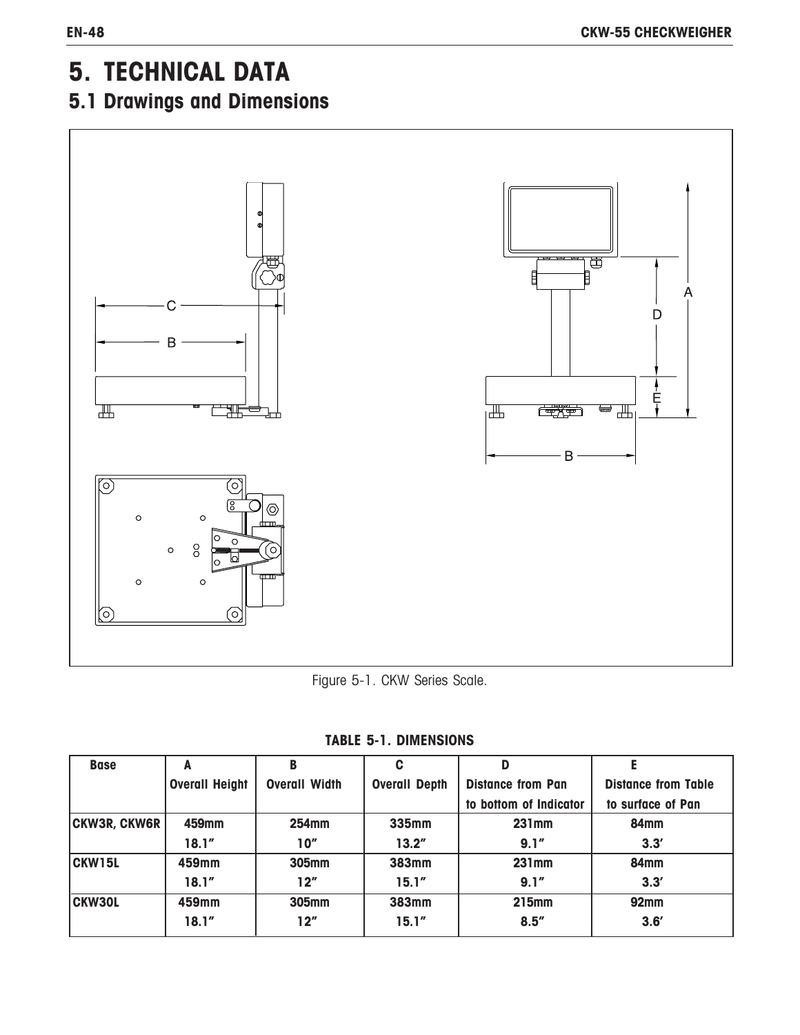# 5. TECHNICAL DATA

## 5.1 Drawings and Dimensions

Figure 5-1. CKW Series Scale.

**TABLE 5-1. DIMENSIONS**

| Base | A Overall Height | B Overall Width | C Overall Depth | D Distance from Pan to bottom of Indicator | E Distance from Table to surface of Pan |
|---|---|---|---|---|---|
| CKW3R, CKW6R | 459mm 18.1″ | 254mm 10″ | 335mm 13.2″ | 231mm 9.1″ | 84mm 3.3′ |
| CKW15L | 459mm 18.1″ | 305mm 12″ | 383mm 15.1″ | 231mm 9.1″ | 84mm 3.3′ |
| CKW30L | 459mm 18.1″ | 305mm 12″ | 383mm 15.1″ | 215mm 8.5″ | 92mm 3.6′ |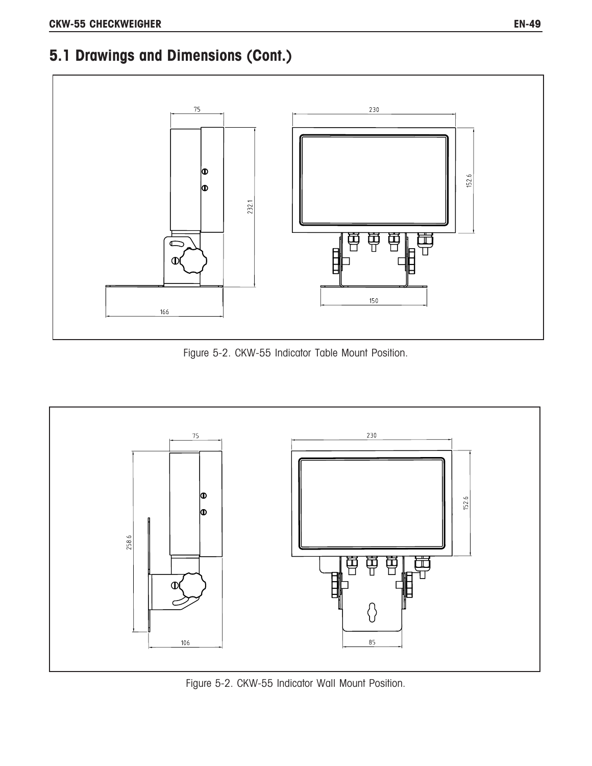## 5.1 Drawings and Dimensions (Cont.)

Figure 5-2. CKW-55 Indicator Table Mount Position.

Figure 5-2. CKW-55 Indicator Wall Mount Position.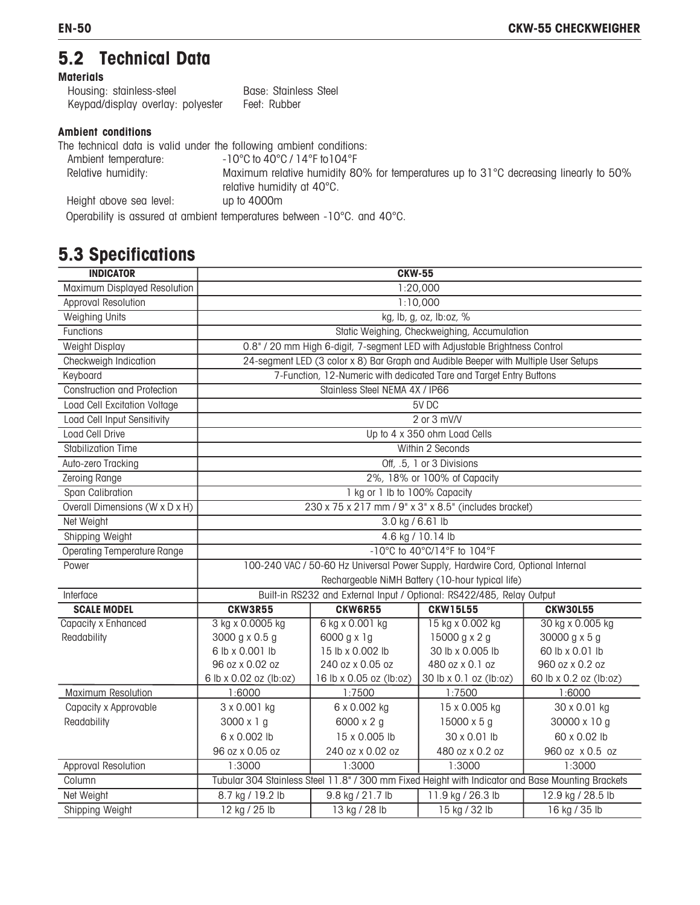## 5.2 Technical Data

**Materials**

Housing: stainless-steel — Base: Stainless Steel

Keypad/display overlay: polyester — Feet: Rubber

**Ambient conditions**

The technical data is valid under the following ambient conditions:

| | |
|---|---|
| Ambient temperature: | -10°C to 40°C / 14°F to104°F |
| Relative humidity: | Maximum relative humidity 80% for temperatures up to 31°C decreasing linearly to 50% relative humidity at 40°C. |
| Height above sea level: | up to 4000m |

Operability is assured at ambient temperatures between -10°C. and 40°C.

## 5.3 Specifications

| INDICATOR | CKW-55 | | | |
|---|---|---|---|---|
| Maximum Displayed Resolution | 1:20,000 | | | |
| Approval Resolution | 1:10,000 | | | |
| Weighing Units | kg, lb, g, oz, lb:oz, % | | | |
| Functions | Static Weighing, Checkweighing, Accumulation | | | |
| Weight Display | 0.8" / 20 mm High 6-digit, 7-segment LED with Adjustable Brightness Control | | | |
| Checkweigh Indication | 24-segment LED (3 color x 8) Bar Graph and Audible Beeper with Multiple User Setups | | | |
| Keyboard | 7-Function, 12-Numeric with dedicated Tare and Target Entry Buttons | | | |
| Construction and Protection | Stainless Steel NEMA 4X / IP66 | | | |
| Load Cell Excitation Voltage | 5V DC | | | |
| Load Cell Input Sensitivity | 2 or 3 mV/V | | | |
| Load Cell Drive | Up to 4 x 350 ohm Load Cells | | | |
| Stabilization Time | Within 2 Seconds | | | |
| Auto-zero Tracking | Off, .5, 1 or 3 Divisions | | | |
| Zeroing Range | 2%, 18% or 100% of Capacity | | | |
| Span Calibration | 1 kg or 1 lb to 100% Capacity | | | |
| Overall Dimensions (W x D x H) | 230 x 75 x 217 mm / 9" x 3" x 8.5" (includes bracket) | | | |
| Net Weight | 3.0 kg / 6.61 lb | | | |
| Shipping Weight | 4.6 kg / 10.14 lb | | | |
| Operating Temperature Range | -10°C to 40°C/14°F to 104°F | | | |
| Power | 100-240 VAC / 50-60 Hz Universal Power Supply, Hardwire Cord, Optional Internal Rechargeable NiMH Battery (10-hour typical life) | | | |
| Interface | Built-in RS232 and External Input / Optional: RS422/485, Relay Output | | | |
| **SCALE MODEL** | **CKW3R55** | **CKW6R55** | **CKW15L55** | **CKW30L55** |
| Capacity x Enhanced Readability | 3 kg x 0.0005 kg<br>3000 g x 0.5 g<br>6 lb x 0.001 lb<br>96 oz x 0.02 oz<br>6 lb x 0.02 oz (lb:oz) | 6 kg x 0.001 kg<br>6000 g x 1g<br>15 lb x 0.002 lb<br>240 oz x 0.05 oz<br>16 lb x 0.05 oz (lb:oz) | 15 kg x 0.002 kg<br>15000 g x 2 g<br>30 lb x 0.005 lb<br>480 oz x 0.1 oz<br>30 lb x 0.1 oz (lb:oz) | 30 kg x 0.005 kg<br>30000 g x 5 g<br>60 lb x 0.01 lb<br>960 oz x 0.2 oz<br>60 lb x 0.2 oz (lb:oz) |
| Maximum Resolution | 1:6000 | 1:7500 | 1:7500 | 1:6000 |
| Capacity x Approvable Readability | 3 x 0.001 kg<br>3000 x 1 g<br>6 x 0.002 lb<br>96 oz x 0.05 oz | 6 x 0.002 kg<br>6000 x 2 g<br>15 x 0.005 lb<br>240 oz x 0.02 oz | 15 x 0.005 kg<br>15000 x 5 g<br>30 x 0.01 lb<br>480 oz x 0.2 oz | 30 x 0.01 kg<br>30000 x 10 g<br>60 x 0.02 lb<br>960 oz x 0.5 oz |
| Approval Resolution | 1:3000 | 1:3000 | 1:3000 | 1:3000 |
| Column | Tubular 304 Stainless Steel 11.8" / 300 mm Fixed Height with Indicator and Base Mounting Brackets | | | |
| Net Weight | 8.7 kg / 19.2 lb | 9.8 kg / 21.7 lb | 11.9 kg / 26.3 lb | 12.9 kg / 28.5 lb |
| Shipping Weight | 12 kg / 25 lb | 13 kg / 28 lb | 15 kg / 32 lb | 16 kg / 35 lb |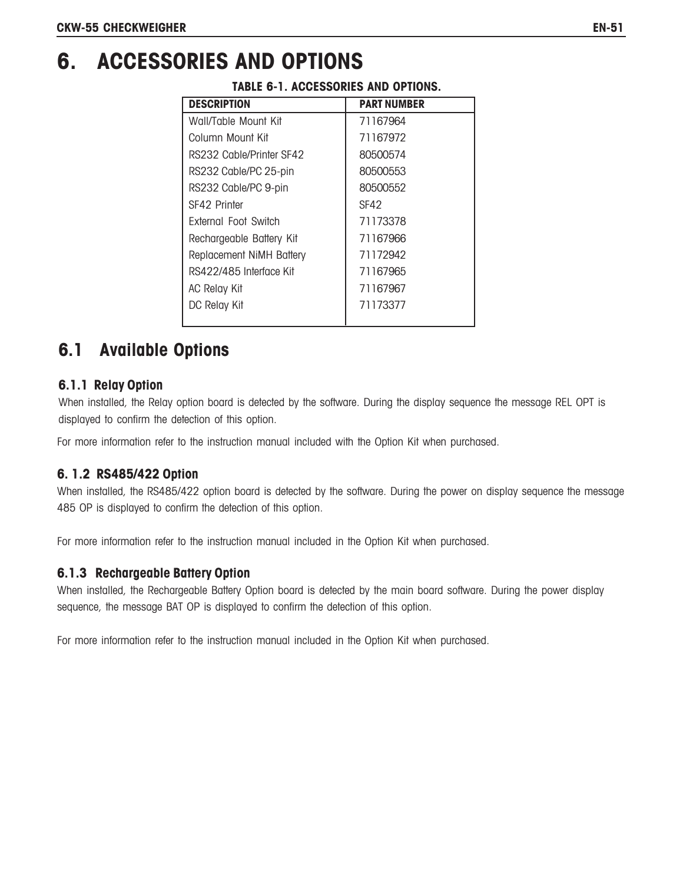# 6. ACCESSORIES AND OPTIONS

**TABLE 6-1. ACCESSORIES AND OPTIONS.**

| DESCRIPTION | PART NUMBER |
|---|---|
| Wall/Table Mount Kit | 71167964 |
| Column Mount Kit | 71167972 |
| RS232 Cable/Printer SF42 | 80500574 |
| RS232 Cable/PC 25-pin | 80500553 |
| RS232 Cable/PC 9-pin | 80500552 |
| SF42 Printer | SF42 |
| External Foot Switch | 71173378 |
| Rechargeable Battery Kit | 71167966 |
| Replacement NiMH Battery | 71172942 |
| RS422/485 Interface Kit | 71167965 |
| AC Relay Kit | 71167967 |
| DC Relay Kit | 71173377 |

## 6.1 Available Options

### 6.1.1 Relay Option

When installed, the Relay option board is detected by the software. During the display sequence the message REL OPT is displayed to confirm the detection of this option.

For more information refer to the instruction manual included with the Option Kit when purchased.

### 6. 1.2 RS485/422 Option

When installed, the RS485/422 option board is detected by the software. During the power on display sequence the message 485 OP is displayed to confirm the detection of this option.

For more information refer to the instruction manual included in the Option Kit when purchased.

### 6.1.3 Rechargeable Battery Option

When installed, the Rechargeable Battery Option board is detected by the main board software. During the power display sequence, the message BAT OP is displayed to confirm the detection of this option.

For more information refer to the instruction manual included in the Option Kit when purchased.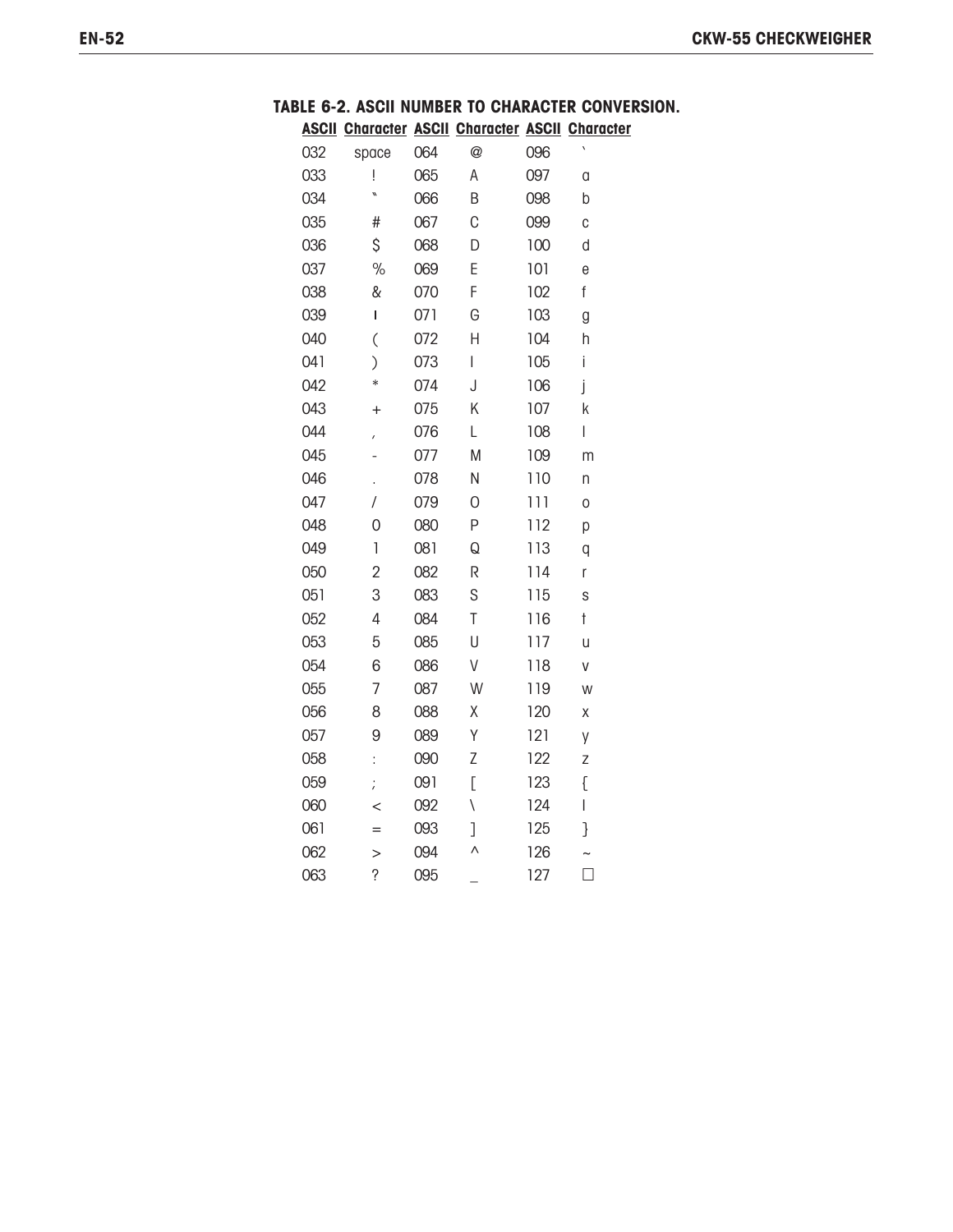**TABLE 6-2. ASCII NUMBER TO CHARACTER CONVERSION.**

| ASCII | Character | ASCII | Character | ASCII | Character |
|---|---|---|---|---|---|
| 032 | space | 064 | @ | 096 | ` |
| 033 | ! | 065 | A | 097 | a |
| 034 | " | 066 | B | 098 | b |
| 035 | # | 067 | C | 099 | c |
| 036 | $ | 068 | D | 100 | d |
| 037 | % | 069 | E | 101 | e |
| 038 | & | 070 | F | 102 | f |
| 039 | ' | 071 | G | 103 | g |
| 040 | ( | 072 | H | 104 | h |
| 041 | ) | 073 | I | 105 | i |
| 042 | * | 074 | J | 106 | j |
| 043 | + | 075 | K | 107 | k |
| 044 | , | 076 | L | 108 | l |
| 045 | - | 077 | M | 109 | m |
| 046 | . | 078 | N | 110 | n |
| 047 | / | 079 | O | 111 | o |
| 048 | 0 | 080 | P | 112 | p |
| 049 | 1 | 081 | Q | 113 | q |
| 050 | 2 | 082 | R | 114 | r |
| 051 | 3 | 083 | S | 115 | s |
| 052 | 4 | 084 | T | 116 | t |
| 053 | 5 | 085 | U | 117 | u |
| 054 | 6 | 086 | V | 118 | v |
| 055 | 7 | 087 | W | 119 | w |
| 056 | 8 | 088 | X | 120 | x |
| 057 | 9 | 089 | Y | 121 | y |
| 058 | : | 090 | Z | 122 | z |
| 059 | ; | 091 | [ | 123 | { |
| 060 | < | 092 | \ | 124 | \| |
| 061 | = | 093 | ] | 125 | } |
| 062 | > | 094 | ^ | 126 | ~ |
| 063 | ? | 095 | _ | 127 | □ |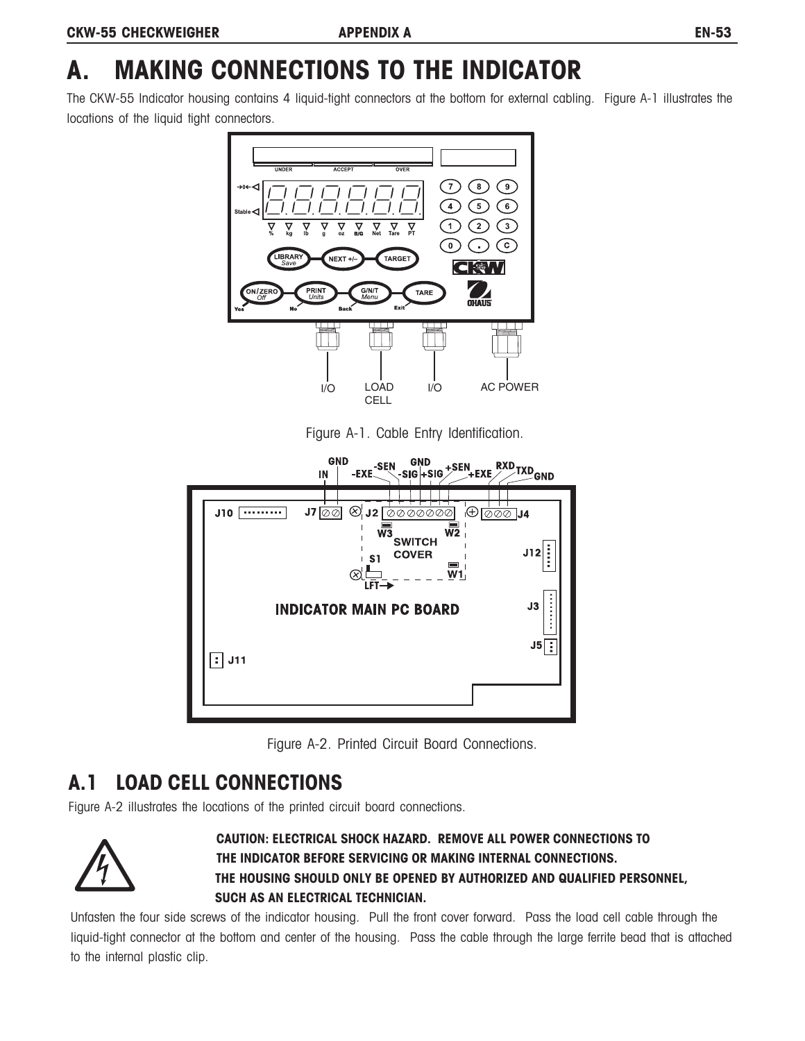# A. MAKING CONNECTIONS TO THE INDICATOR

The CKW-55 Indicator housing contains 4 liquid-tight connectors at the bottom for external cabling. Figure A-1 illustrates the locations of the liquid tight connectors.

Figure A-1. Cable Entry Identification.

Figure A-2. Printed Circuit Board Connections.

## A.1 LOAD CELL CONNECTIONS

Figure A-2 illustrates the locations of the printed circuit board connections.

**CAUTION: ELECTRICAL SHOCK HAZARD. REMOVE ALL POWER CONNECTIONS TO THE INDICATOR BEFORE SERVICING OR MAKING INTERNAL CONNECTIONS. THE HOUSING SHOULD ONLY BE OPENED BY AUTHORIZED AND QUALIFIED PERSONNEL, SUCH AS AN ELECTRICAL TECHNICIAN.**

Unfasten the four side screws of the indicator housing. Pull the front cover forward. Pass the load cell cable through the liquid-tight connector at the bottom and center of the housing. Pass the cable through the large ferrite bead that is attached to the internal plastic clip.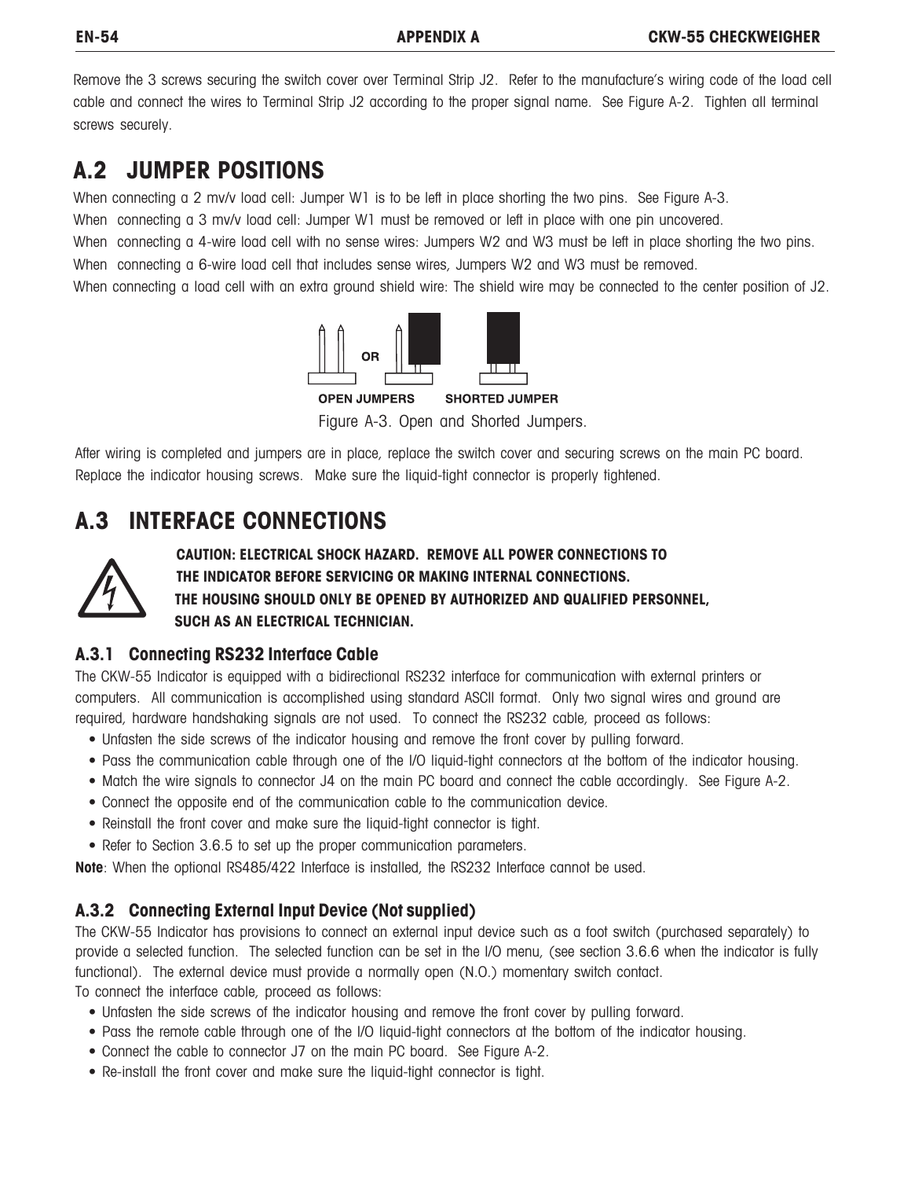Remove the 3 screws securing the switch cover over Terminal Strip J2. Refer to the manufacture's wiring code of the load cell cable and connect the wires to Terminal Strip J2 according to the proper signal name. See Figure A-2. Tighten all terminal screws securely.

## A.2 JUMPER POSITIONS

When connecting a 2 mv/v load cell: Jumper W1 is to be left in place shorting the two pins. See Figure A-3.

When connecting a 3 mv/v load cell: Jumper W1 must be removed or left in place with one pin uncovered.

When connecting a 4-wire load cell with no sense wires: Jumpers W2 and W3 must be left in place shorting the two pins.

When connecting a 6-wire load cell that includes sense wires, Jumpers W2 and W3 must be removed.

When connecting a load cell with an extra ground shield wire: The shield wire may be connected to the center position of J2.

OPEN JUMPERS    SHORTED JUMPER

Figure A-3. Open and Shorted Jumpers.

After wiring is completed and jumpers are in place, replace the switch cover and securing screws on the main PC board. Replace the indicator housing screws. Make sure the liquid-tight connector is properly tightened.

## A.3 INTERFACE CONNECTIONS

**CAUTION: ELECTRICAL SHOCK HAZARD. REMOVE ALL POWER CONNECTIONS TO THE INDICATOR BEFORE SERVICING OR MAKING INTERNAL CONNECTIONS. THE HOUSING SHOULD ONLY BE OPENED BY AUTHORIZED AND QUALIFIED PERSONNEL, SUCH AS AN ELECTRICAL TECHNICIAN.**

### A.3.1 Connecting RS232 Interface Cable

The CKW-55 Indicator is equipped with a bidirectional RS232 interface for communication with external printers or computers. All communication is accomplished using standard ASCII format. Only two signal wires and ground are required, hardware handshaking signals are not used. To connect the RS232 cable, proceed as follows:

- Unfasten the side screws of the indicator housing and remove the front cover by pulling forward.
- Pass the communication cable through one of the I/O liquid-tight connectors at the bottom of the indicator housing.
- Match the wire signals to connector J4 on the main PC board and connect the cable accordingly. See Figure A-2.
- Connect the opposite end of the communication cable to the communication device.
- Reinstall the front cover and make sure the liquid-tight connector is tight.
- Refer to Section 3.6.5 to set up the proper communication parameters.

**Note**: When the optional RS485/422 Interface is installed, the RS232 Interface cannot be used.

### A.3.2 Connecting External Input Device (Not supplied)

The CKW-55 Indicator has provisions to connect an external input device such as a foot switch (purchased separately) to provide a selected function. The selected function can be set in the I/O menu, (see section 3.6.6 when the indicator is fully functional). The external device must provide a normally open (N.O.) momentary switch contact.

To connect the interface cable, proceed as follows:

- Unfasten the side screws of the indicator housing and remove the front cover by pulling forward.
- Pass the remote cable through one of the I/O liquid-tight connectors at the bottom of the indicator housing.
- Connect the cable to connector J7 on the main PC board. See Figure A-2.
- Re-install the front cover and make sure the liquid-tight connector is tight.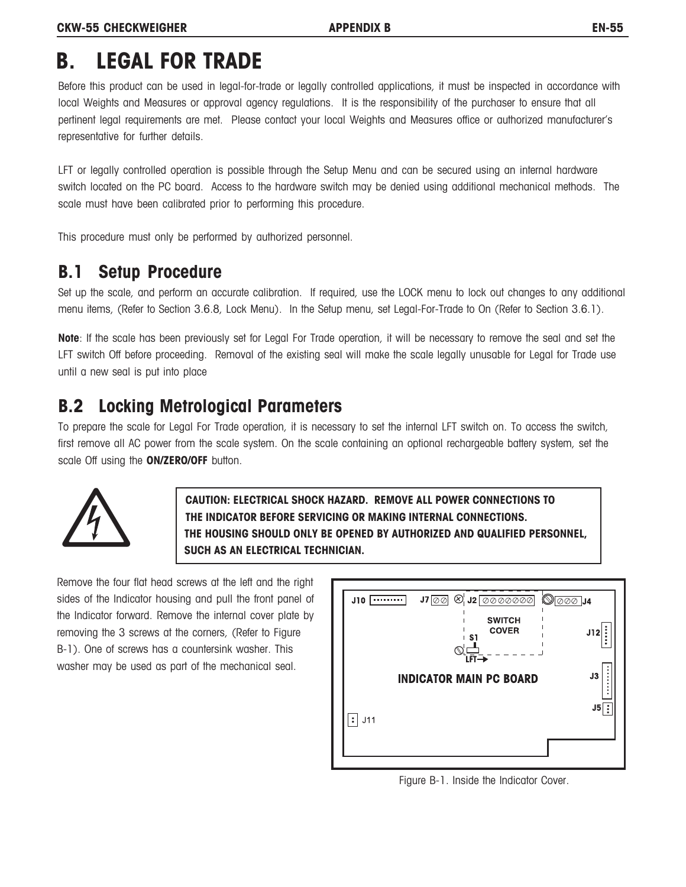# B. LEGAL FOR TRADE

Before this product can be used in legal-for-trade or legally controlled applications, it must be inspected in accordance with local Weights and Measures or approval agency regulations. It is the responsibility of the purchaser to ensure that all pertinent legal requirements are met. Please contact your local Weights and Measures office or authorized manufacturer's representative for further details.

LFT or legally controlled operation is possible through the Setup Menu and can be secured using an internal hardware switch located on the PC board. Access to the hardware switch may be denied using additional mechanical methods. The scale must have been calibrated prior to performing this procedure.

This procedure must only be performed by authorized personnel.

## B.1 Setup Procedure

Set up the scale, and perform an accurate calibration. If required, use the LOCK menu to lock out changes to any additional menu items, (Refer to Section 3.6.8, Lock Menu). In the Setup menu, set Legal-For-Trade to On (Refer to Section 3.6.1).

**Note**: If the scale has been previously set for Legal For Trade operation, it will be necessary to remove the seal and set the LFT switch Off before proceeding. Removal of the existing seal will make the scale legally unusable for Legal for Trade use until a new seal is put into place

## B.2 Locking Metrological Parameters

To prepare the scale for Legal For Trade operation, it is necessary to set the internal LFT switch on. To access the switch, first remove all AC power from the scale system. On the scale containing an optional rechargeable battery system, set the scale Off using the **ON/ZERO/OFF** button.

**CAUTION: ELECTRICAL SHOCK HAZARD. REMOVE ALL POWER CONNECTIONS TO THE INDICATOR BEFORE SERVICING OR MAKING INTERNAL CONNECTIONS. THE HOUSING SHOULD ONLY BE OPENED BY AUTHORIZED AND QUALIFIED PERSONNEL, SUCH AS AN ELECTRICAL TECHNICIAN.**

Remove the four flat head screws at the left and the right sides of the Indicator housing and pull the front panel of the Indicator forward. Remove the internal cover plate by removing the 3 screws at the corners, (Refer to Figure B-1). One of screws has a countersink washer. This washer may be used as part of the mechanical seal.

Figure B-1. Inside the Indicator Cover.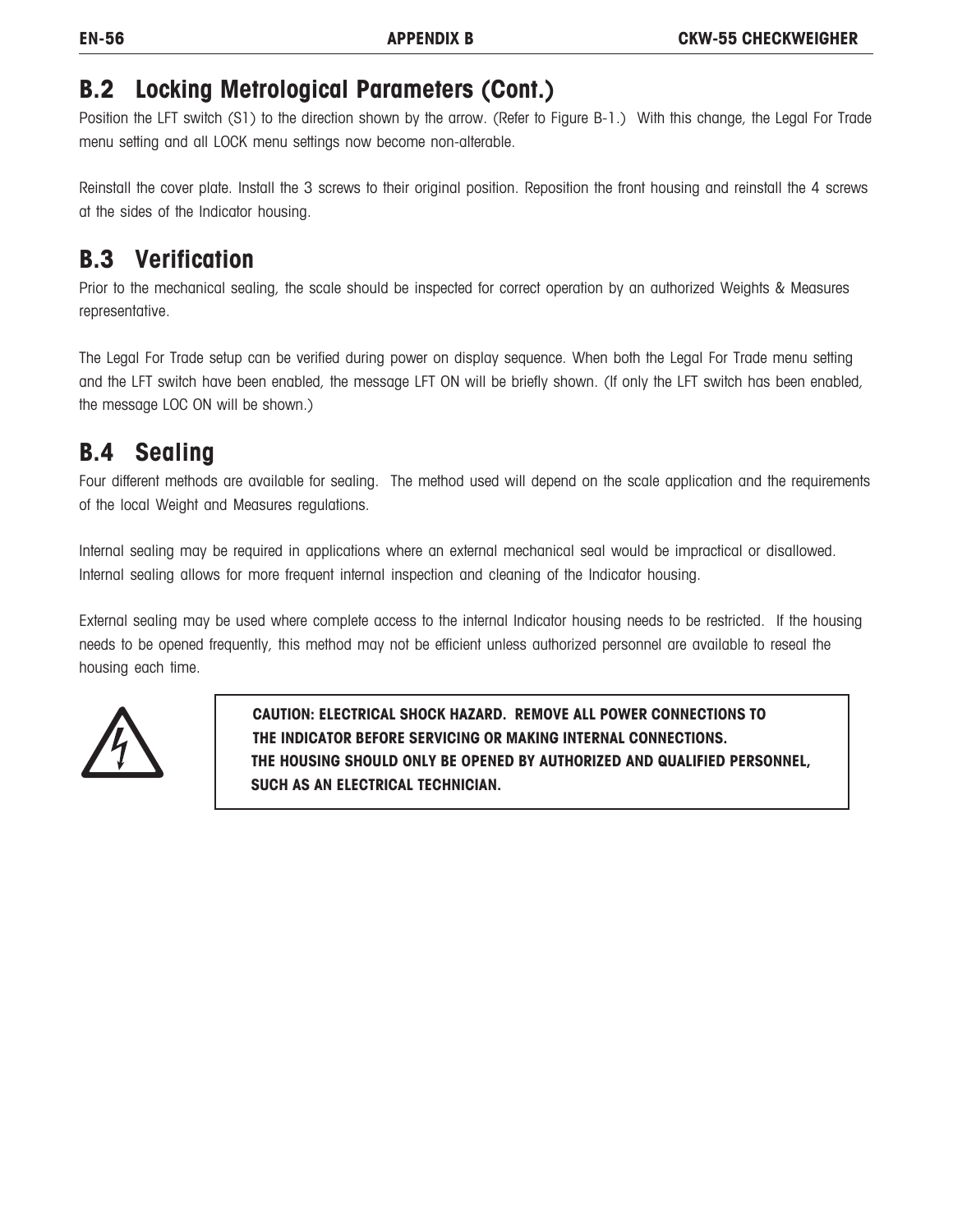## B.2 Locking Metrological Parameters (Cont.)

Position the LFT switch (S1) to the direction shown by the arrow. (Refer to Figure B-1.) With this change, the Legal For Trade menu setting and all LOCK menu settings now become non-alterable.

Reinstall the cover plate. Install the 3 screws to their original position. Reposition the front housing and reinstall the 4 screws at the sides of the Indicator housing.

## B.3 Verification

Prior to the mechanical sealing, the scale should be inspected for correct operation by an authorized Weights & Measures representative.

The Legal For Trade setup can be verified during power on display sequence. When both the Legal For Trade menu setting and the LFT switch have been enabled, the message LFT ON will be briefly shown. (If only the LFT switch has been enabled, the message LOC ON will be shown.)

## B.4 Sealing

Four different methods are available for sealing. The method used will depend on the scale application and the requirements of the local Weight and Measures regulations.

Internal sealing may be required in applications where an external mechanical seal would be impractical or disallowed. Internal sealing allows for more frequent internal inspection and cleaning of the Indicator housing.

External sealing may be used where complete access to the internal Indicator housing needs to be restricted. If the housing needs to be opened frequently, this method may not be efficient unless authorized personnel are available to reseal the housing each time.

**CAUTION: ELECTRICAL SHOCK HAZARD. REMOVE ALL POWER CONNECTIONS TO THE INDICATOR BEFORE SERVICING OR MAKING INTERNAL CONNECTIONS. THE HOUSING SHOULD ONLY BE OPENED BY AUTHORIZED AND QUALIFIED PERSONNEL, SUCH AS AN ELECTRICAL TECHNICIAN.**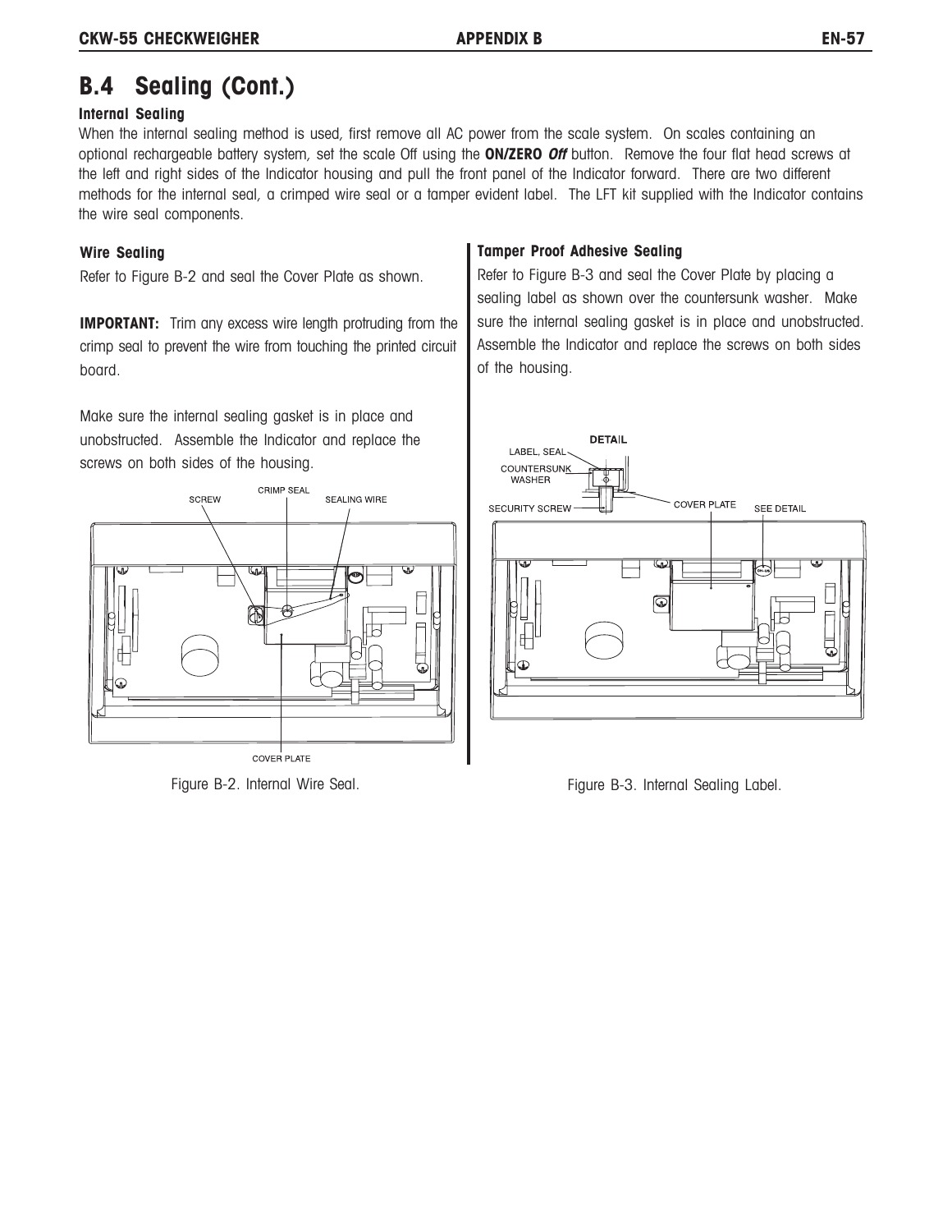## B.4 Sealing (Cont.)

### Internal Sealing

When the internal sealing method is used, first remove all AC power from the scale system. On scales containing an optional rechargeable battery system, set the scale Off using the **ON/ZERO *Off*** button. Remove the four flat head screws at the left and right sides of the Indicator housing and pull the front panel of the Indicator forward. There are two different methods for the internal seal, a crimped wire seal or a tamper evident label. The LFT kit supplied with the Indicator contains the wire seal components.

#### Wire Sealing

Refer to Figure B-2 and seal the Cover Plate as shown.

**IMPORTANT:** Trim any excess wire length protruding from the crimp seal to prevent the wire from touching the printed circuit board.

Make sure the internal sealing gasket is in place and unobstructed. Assemble the Indicator and replace the screws on both sides of the housing.

Figure B-2. Internal Wire Seal.

#### Tamper Proof Adhesive Sealing

Refer to Figure B-3 and seal the Cover Plate by placing a sealing label as shown over the countersunk washer. Make sure the internal sealing gasket is in place and unobstructed. Assemble the Indicator and replace the screws on both sides of the housing.

Figure B-3. Internal Sealing Label.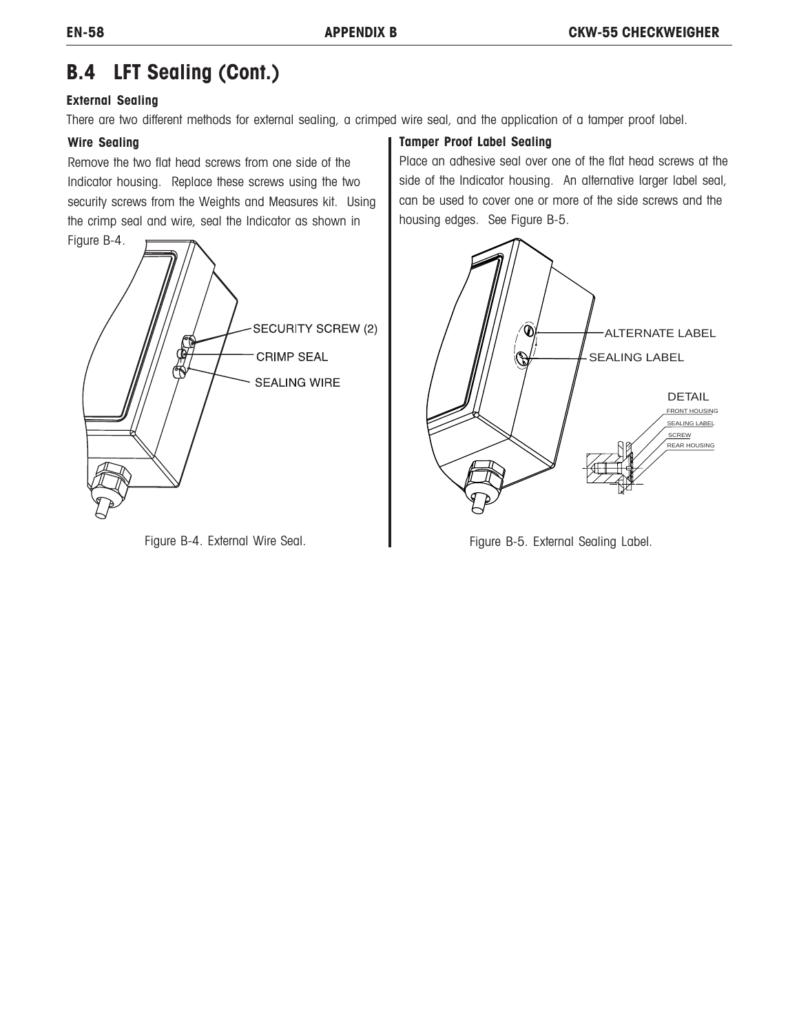## B.4 LFT Sealing (Cont.)

### External Sealing

There are two different methods for external sealing, a crimped wire seal, and the application of a tamper proof label.

#### Wire Sealing

Remove the two flat head screws from one side of the Indicator housing. Replace these screws using the two security screws from the Weights and Measures kit. Using the crimp seal and wire, seal the Indicator as shown in Figure B-4.

Figure B-4. External Wire Seal.

#### Tamper Proof Label Sealing

Place an adhesive seal over one of the flat head screws at the side of the Indicator housing. An alternative larger label seal, can be used to cover one or more of the side screws and the housing edges. See Figure B-5.

Figure B-5. External Sealing Label.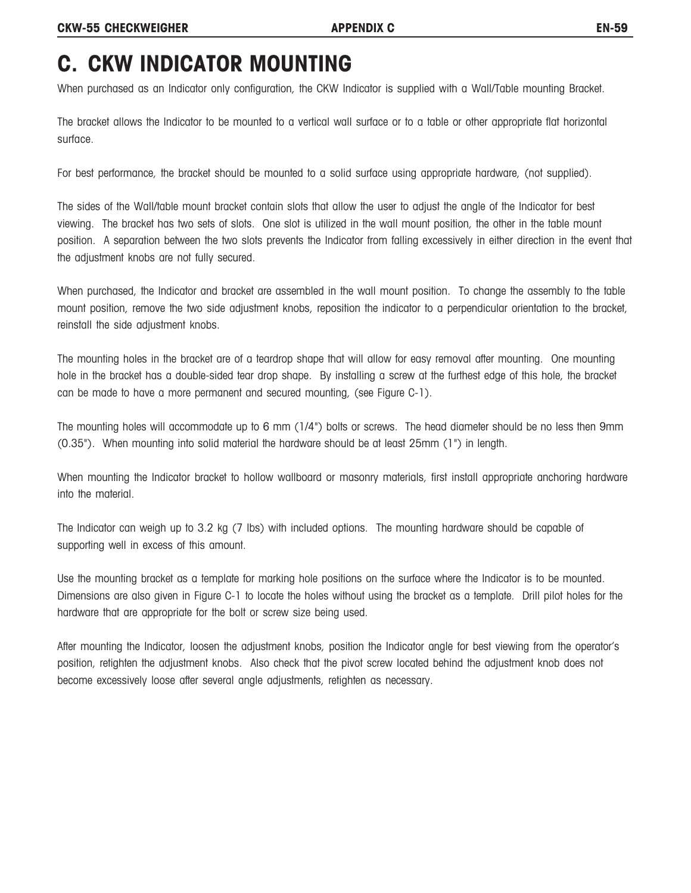# C. CKW INDICATOR MOUNTING

When purchased as an Indicator only configuration, the CKW Indicator is supplied with a Wall/Table mounting Bracket.

The bracket allows the Indicator to be mounted to a vertical wall surface or to a table or other appropriate flat horizontal surface.

For best performance, the bracket should be mounted to a solid surface using appropriate hardware, (not supplied).

The sides of the Wall/table mount bracket contain slots that allow the user to adjust the angle of the Indicator for best viewing. The bracket has two sets of slots. One slot is utilized in the wall mount position, the other in the table mount position. A separation between the two slots prevents the Indicator from falling excessively in either direction in the event that the adjustment knobs are not fully secured.

When purchased, the Indicator and bracket are assembled in the wall mount position. To change the assembly to the table mount position, remove the two side adjustment knobs, reposition the indicator to a perpendicular orientation to the bracket, reinstall the side adjustment knobs.

The mounting holes in the bracket are of a teardrop shape that will allow for easy removal after mounting. One mounting hole in the bracket has a double-sided tear drop shape. By installing a screw at the furthest edge of this hole, the bracket can be made to have a more permanent and secured mounting, (see Figure C-1).

The mounting holes will accommodate up to 6 mm (1/4") bolts or screws. The head diameter should be no less then 9mm (0.35"). When mounting into solid material the hardware should be at least 25mm (1") in length.

When mounting the Indicator bracket to hollow wallboard or masonry materials, first install appropriate anchoring hardware into the material.

The Indicator can weigh up to 3.2 kg (7 lbs) with included options. The mounting hardware should be capable of supporting well in excess of this amount.

Use the mounting bracket as a template for marking hole positions on the surface where the Indicator is to be mounted. Dimensions are also given in Figure C-1 to locate the holes without using the bracket as a template. Drill pilot holes for the hardware that are appropriate for the bolt or screw size being used.

After mounting the Indicator, loosen the adjustment knobs, position the Indicator angle for best viewing from the operator's position, retighten the adjustment knobs. Also check that the pivot screw located behind the adjustment knob does not become excessively loose after several angle adjustments, retighten as necessary.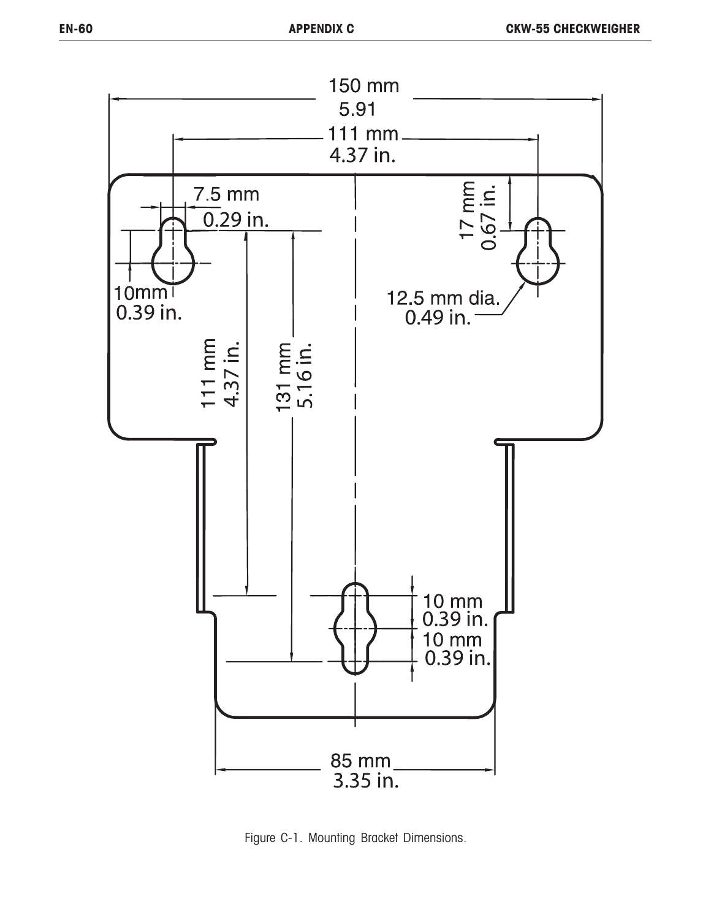150 mm
5.91

111 mm
4.37 in.

7.5 mm
0.29 in.

17 mm
0.67 in.

10mm
0.39 in.

12.5 mm dia.
0.49 in.

111 mm
4.37 in.

131 mm
5.16 in.

10 mm
0.39 in.
10 mm
0.39 in.

85 mm
3.35 in.

Figure C-1. Mounting Bracket Dimensions.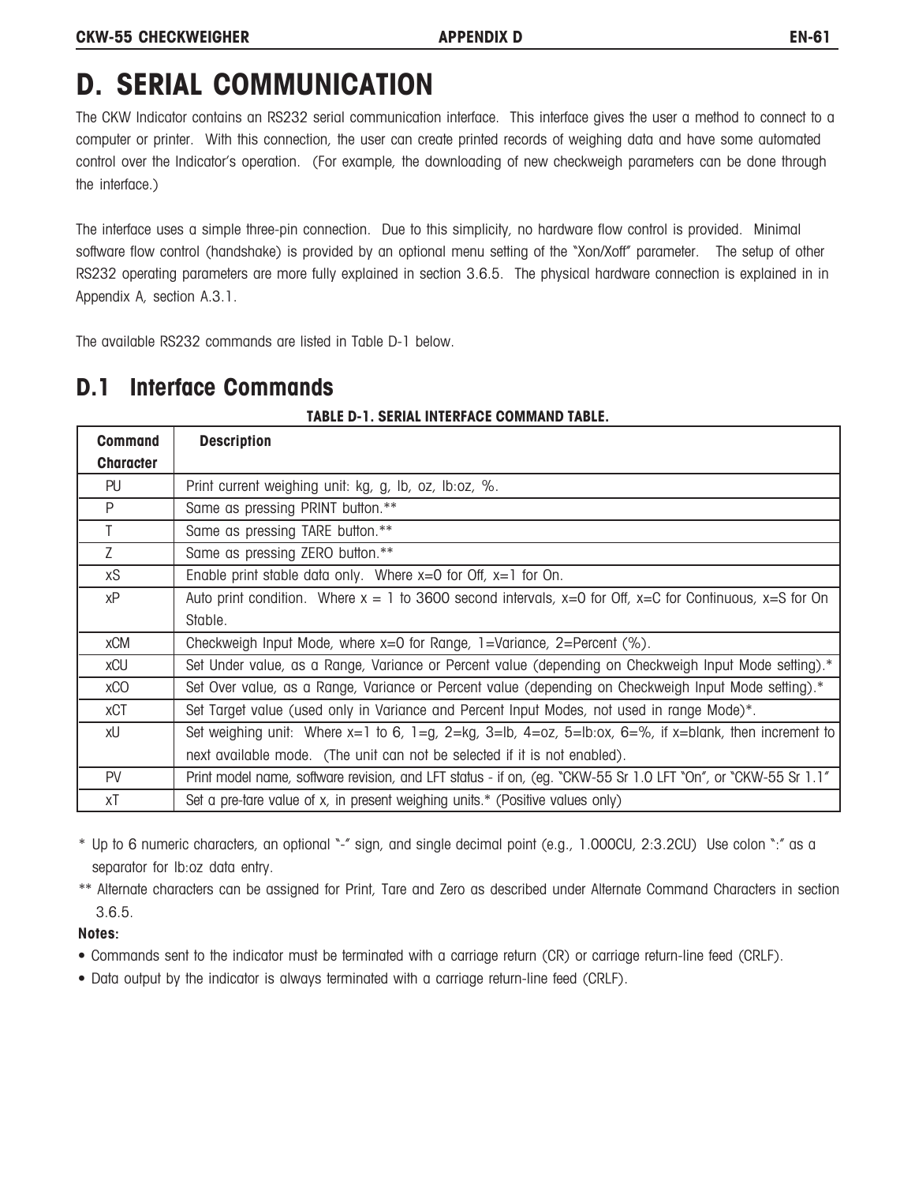# D. SERIAL COMMUNICATION

The CKW Indicator contains an RS232 serial communication interface. This interface gives the user a method to connect to a computer or printer. With this connection, the user can create printed records of weighing data and have some automated control over the Indicator's operation. (For example, the downloading of new checkweigh parameters can be done through the interface.)

The interface uses a simple three-pin connection. Due to this simplicity, no hardware flow control is provided. Minimal software flow control (handshake) is provided by an optional menu setting of the "Xon/Xoff" parameter. The setup of other RS232 operating parameters are more fully explained in section 3.6.5. The physical hardware connection is explained in in Appendix A, section A.3.1.

The available RS232 commands are listed in Table D-1 below.

## D.1 Interface Commands

**TABLE D-1. SERIAL INTERFACE COMMAND TABLE.**

| Command Character | Description |
|---|---|
| PU | Print current weighing unit: kg, g, lb, oz, lb:oz, %. |
| P | Same as pressing PRINT button.** |
| T | Same as pressing TARE button.** |
| Z | Same as pressing ZERO button.** |
| xS | Enable print stable data only. Where x=0 for Off, x=1 for On. |
| xP | Auto print condition. Where x = 1 to 3600 second intervals, x=0 for Off, x=C for Continuous, x=S for On Stable. |
| xCM | Checkweigh Input Mode, where x=0 for Range, 1=Variance, 2=Percent (%). |
| xCU | Set Under value, as a Range, Variance or Percent value (depending on Checkweigh Input Mode setting).* |
| xCO | Set Over value, as a Range, Variance or Percent value (depending on Checkweigh Input Mode setting).* |
| xCT | Set Target value (used only in Variance and Percent Input Modes, not used in range Mode)*. |
| xU | Set weighing unit: Where x=1 to 6, 1=g, 2=kg, 3=lb, 4=oz, 5=lb:ox, 6=%, if x=blank, then increment to next available mode. (The unit can not be selected if it is not enabled). |
| PV | Print model name, software revision, and LFT status - if on, (eg. "CKW-55 Sr 1.0 LFT "On", or "CKW-55 Sr 1.1" |
| xT | Set a pre-tare value of x, in present weighing units.* (Positive values only) |

\* Up to 6 numeric characters, an optional "-" sign, and single decimal point (e.g., 1.000CU, 2:3.2CU) Use colon ":" as a separator for lb:oz data entry.

** Alternate characters can be assigned for Print, Tare and Zero as described under Alternate Command Characters in section 3.6.5.

**Notes:**

- Commands sent to the indicator must be terminated with a carriage return (CR) or carriage return-line feed (CRLF).
- Data output by the indicator is always terminated with a carriage return-line feed (CRLF).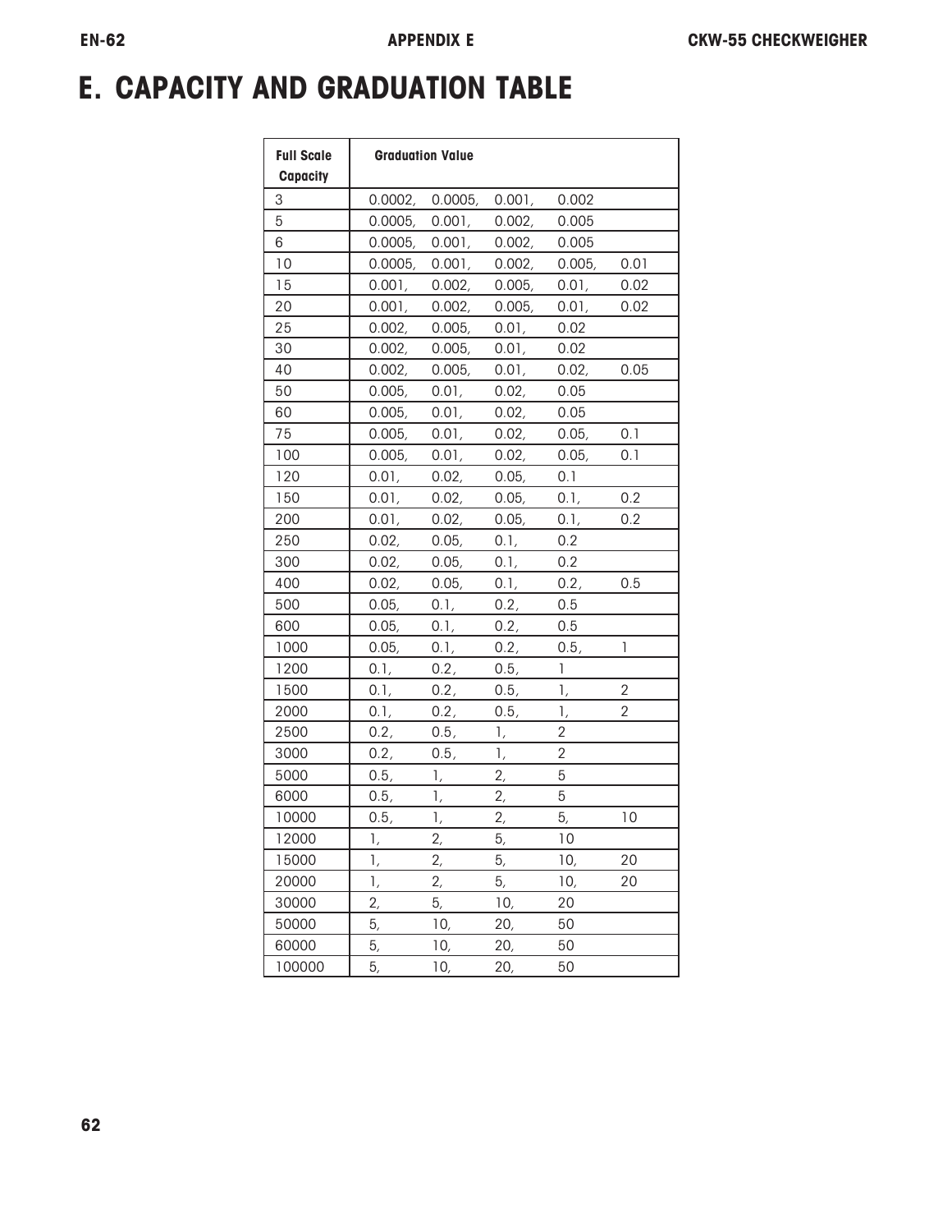# E. CAPACITY AND GRADUATION TABLE

| Full Scale Capacity | Graduation Value | | | | |
|---|---|---|---|---|---|
| 3 | 0.0002, | 0.0005, | 0.001, | 0.002 | |
| 5 | 0.0005, | 0.001, | 0.002, | 0.005 | |
| 6 | 0.0005, | 0.001, | 0.002, | 0.005 | |
| 10 | 0.0005, | 0.001, | 0.002, | 0.005, | 0.01 |
| 15 | 0.001, | 0.002, | 0.005, | 0.01, | 0.02 |
| 20 | 0.001, | 0.002, | 0.005, | 0.01, | 0.02 |
| 25 | 0.002, | 0.005, | 0.01, | 0.02 | |
| 30 | 0.002, | 0.005, | 0.01, | 0.02 | |
| 40 | 0.002, | 0.005, | 0.01, | 0.02, | 0.05 |
| 50 | 0.005, | 0.01, | 0.02, | 0.05 | |
| 60 | 0.005, | 0.01, | 0.02, | 0.05 | |
| 75 | 0.005, | 0.01, | 0.02, | 0.05, | 0.1 |
| 100 | 0.005, | 0.01, | 0.02, | 0.05, | 0.1 |
| 120 | 0.01, | 0.02, | 0.05, | 0.1 | |
| 150 | 0.01, | 0.02, | 0.05, | 0.1, | 0.2 |
| 200 | 0.01, | 0.02, | 0.05, | 0.1, | 0.2 |
| 250 | 0.02, | 0.05, | 0.1, | 0.2 | |
| 300 | 0.02, | 0.05, | 0.1, | 0.2 | |
| 400 | 0.02, | 0.05, | 0.1, | 0.2, | 0.5 |
| 500 | 0.05, | 0.1, | 0.2, | 0.5 | |
| 600 | 0.05, | 0.1, | 0.2, | 0.5 | |
| 1000 | 0.05, | 0.1, | 0.2, | 0.5, | 1 |
| 1200 | 0.1, | 0.2, | 0.5, | 1 | |
| 1500 | 0.1, | 0.2, | 0.5, | 1, | 2 |
| 2000 | 0.1, | 0.2, | 0.5, | 1, | 2 |
| 2500 | 0.2, | 0.5, | 1, | 2 | |
| 3000 | 0.2, | 0.5, | 1, | 2 | |
| 5000 | 0.5, | 1, | 2, | 5 | |
| 6000 | 0.5, | 1, | 2, | 5 | |
| 10000 | 0.5, | 1, | 2, | 5, | 10 |
| 12000 | 1, | 2, | 5, | 10 | |
| 15000 | 1, | 2, | 5, | 10, | 20 |
| 20000 | 1, | 2, | 5, | 10, | 20 |
| 30000 | 2, | 5, | 10, | 20 | |
| 50000 | 5, | 10, | 20, | 50 | |
| 60000 | 5, | 10, | 20, | 50 | |
| 100000 | 5, | 10, | 20, | 50 | |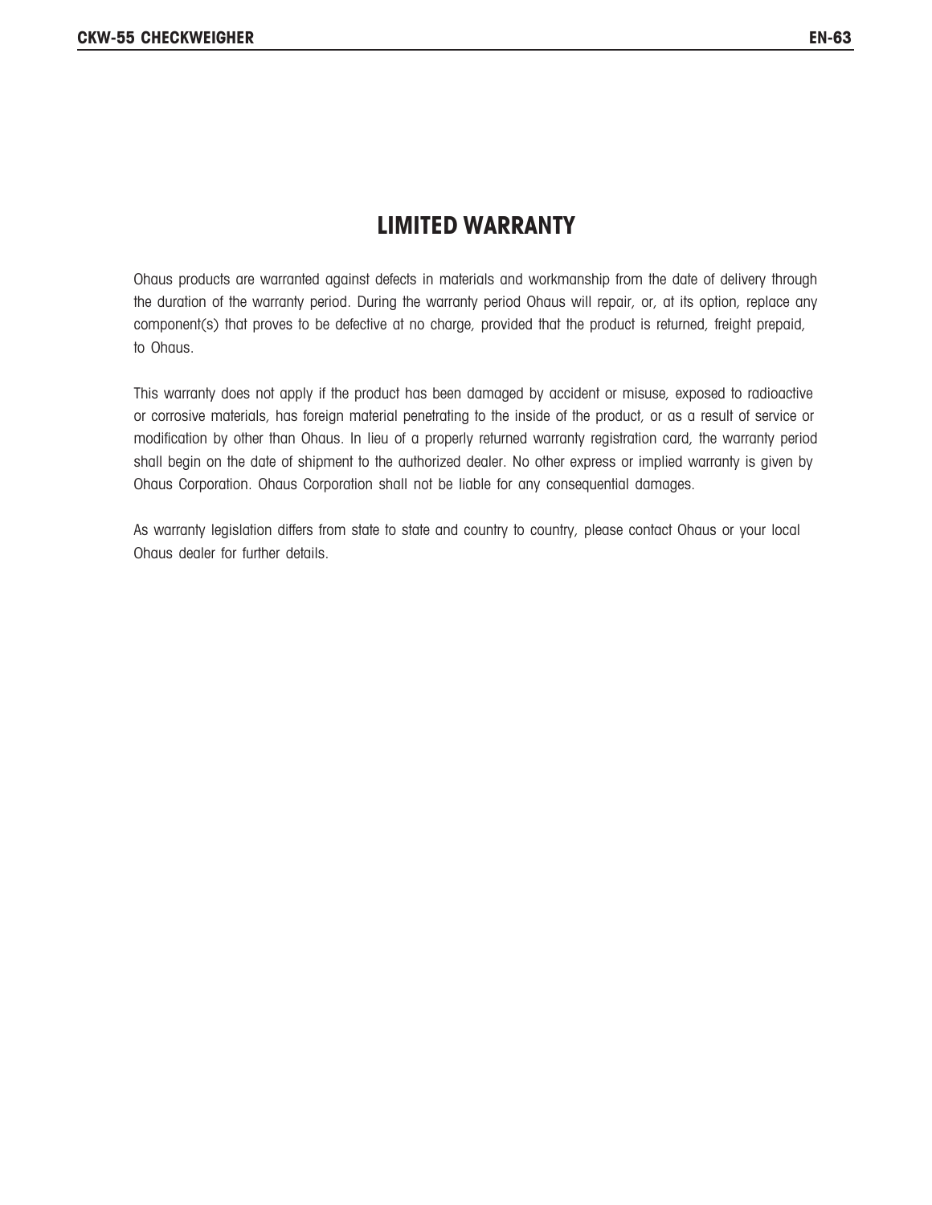# LIMITED WARRANTY

Ohaus products are warranted against defects in materials and workmanship from the date of delivery through the duration of the warranty period. During the warranty period Ohaus will repair, or, at its option, replace any component(s) that proves to be defective at no charge, provided that the product is returned, freight prepaid, to Ohaus.

This warranty does not apply if the product has been damaged by accident or misuse, exposed to radioactive or corrosive materials, has foreign material penetrating to the inside of the product, or as a result of service or modification by other than Ohaus. In lieu of a properly returned warranty registration card, the warranty period shall begin on the date of shipment to the authorized dealer. No other express or implied warranty is given by Ohaus Corporation. Ohaus Corporation shall not be liable for any consequential damages.

As warranty legislation differs from state to state and country to country, please contact Ohaus or your local Ohaus dealer for further details.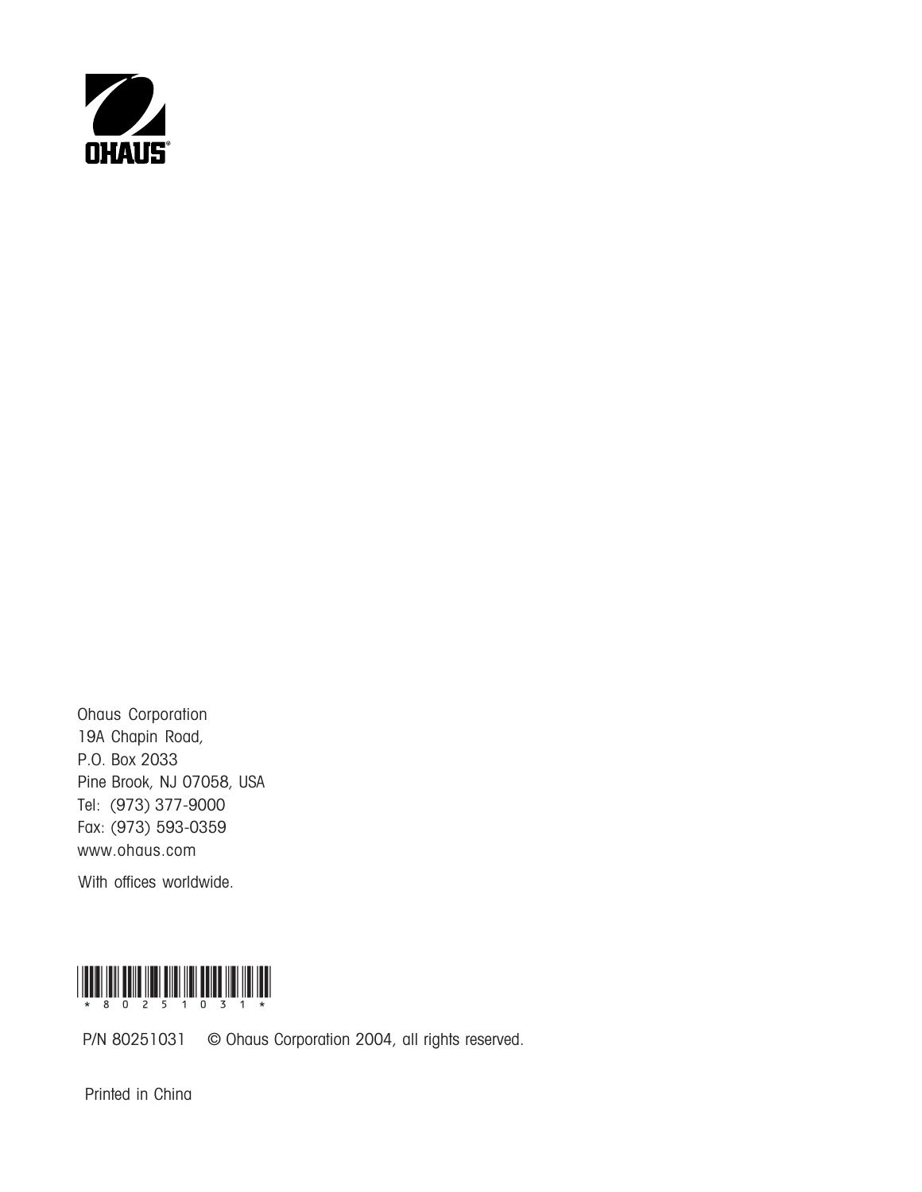OHAUS®

Ohaus Corporation
19A Chapin Road,
P.O. Box 2033
Pine Brook, NJ 07058, USA
Tel: (973) 377-9000
Fax: (973) 593-0359
www.ohaus.com

With offices worldwide.

*80251031*

P/N 80251031 © Ohaus Corporation 2004, all rights reserved.

Printed in China